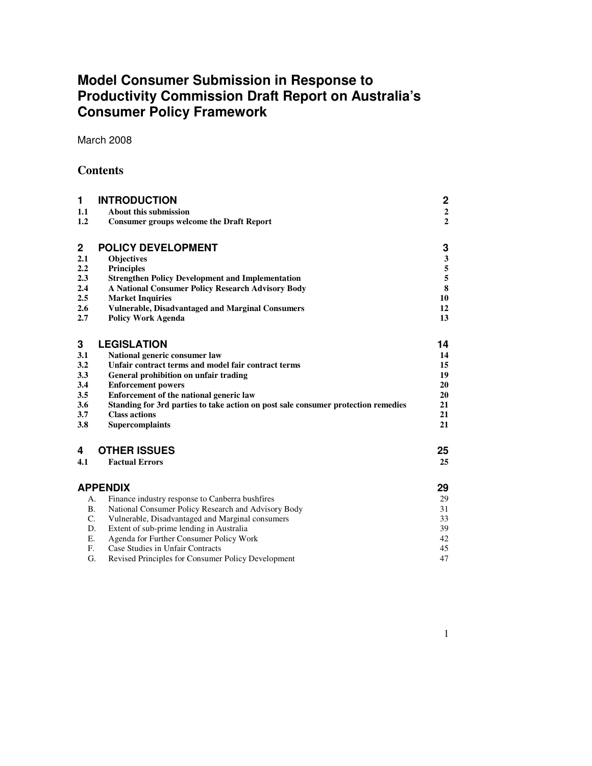# Model Consumer Submission in Response to Productivity Commission Draft Report on Australia's Consumer Policy Framework

March 2008

## Contents

| | | |
|---|---|---|
| **1** | **INTRODUCTION** | **2** |
| **1.1** | **About this submission** | **2** |
| **1.2** | **Consumer groups welcome the Draft Report** | **2** |
| **2** | **POLICY DEVELOPMENT** | **3** |
| **2.1** | **Objectives** | **3** |
| **2.2** | **Principles** | **5** |
| **2.3** | **Strengthen Policy Development and Implementation** | **5** |
| **2.4** | **A National Consumer Policy Research Advisory Body** | **8** |
| **2.5** | **Market Inquiries** | **10** |
| **2.6** | **Vulnerable, Disadvantaged and Marginal Consumers** | **12** |
| **2.7** | **Policy Work Agenda** | **13** |
| **3** | **LEGISLATION** | **14** |
| **3.1** | **National generic consumer law** | **14** |
| **3.2** | **Unfair contract terms and model fair contract terms** | **15** |
| **3.3** | **General prohibition on unfair trading** | **19** |
| **3.4** | **Enforcement powers** | **20** |
| **3.5** | **Enforcement of the national generic law** | **20** |
| **3.6** | **Standing for 3rd parties to take action on post sale consumer protection remedies** | **21** |
| **3.7** | **Class actions** | **21** |
| **3.8** | **Supercomplaints** | **21** |
| **4** | **OTHER ISSUES** | **25** |
| **4.1** | **Factual Errors** | **25** |
| | **APPENDIX** | **29** |
| A. | Finance industry response to Canberra bushfires | 29 |
| B. | National Consumer Policy Research and Advisory Body | 31 |
| C. | Vulnerable, Disadvantaged and Marginal consumers | 33 |
| D. | Extent of sub-prime lending in Australia | 39 |
| E. | Agenda for Further Consumer Policy Work | 42 |
| F. | Case Studies in Unfair Contracts | 45 |
| G. | Revised Principles for Consumer Policy Development | 47 |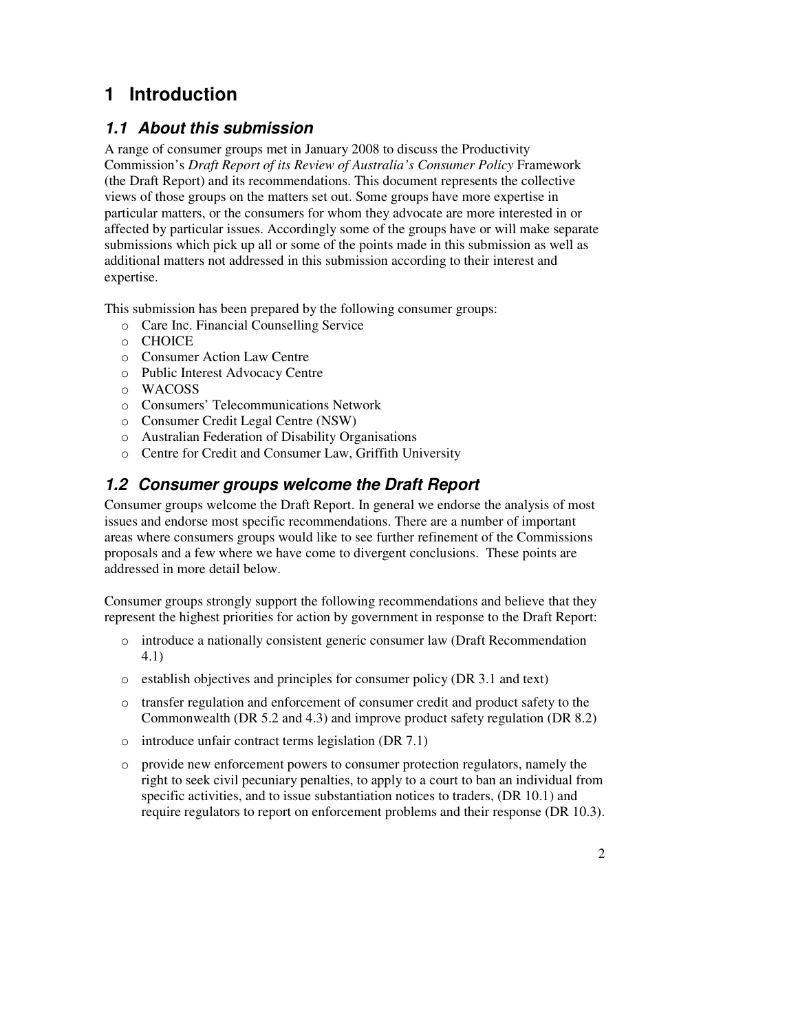# 1 Introduction

## *1.1 About this submission*

A range of consumer groups met in January 2008 to discuss the Productivity Commission's *Draft Report of its Review of Australia's Consumer Policy* Framework (the Draft Report) and its recommendations. This document represents the collective views of those groups on the matters set out. Some groups have more expertise in particular matters, or the consumers for whom they advocate are more interested in or affected by particular issues. Accordingly some of the groups have or will make separate submissions which pick up all or some of the points made in this submission as well as additional matters not addressed in this submission according to their interest and expertise.

This submission has been prepared by the following consumer groups:

- Care Inc. Financial Counselling Service
- CHOICE
- Consumer Action Law Centre
- Public Interest Advocacy Centre
- WACOSS
- Consumers' Telecommunications Network
- Consumer Credit Legal Centre (NSW)
- Australian Federation of Disability Organisations
- Centre for Credit and Consumer Law, Griffith University

## *1.2 Consumer groups welcome the Draft Report*

Consumer groups welcome the Draft Report. In general we endorse the analysis of most issues and endorse most specific recommendations. There are a number of important areas where consumers groups would like to see further refinement of the Commissions proposals and a few where we have come to divergent conclusions. These points are addressed in more detail below.

Consumer groups strongly support the following recommendations and believe that they represent the highest priorities for action by government in response to the Draft Report:

- introduce a nationally consistent generic consumer law (Draft Recommendation 4.1)
- establish objectives and principles for consumer policy (DR 3.1 and text)
- transfer regulation and enforcement of consumer credit and product safety to the Commonwealth (DR 5.2 and 4.3) and improve product safety regulation (DR 8.2)
- introduce unfair contract terms legislation (DR 7.1)
- provide new enforcement powers to consumer protection regulators, namely the right to seek civil pecuniary penalties, to apply to a court to ban an individual from specific activities, and to issue substantiation notices to traders, (DR 10.1) and require regulators to report on enforcement problems and their response (DR 10.3).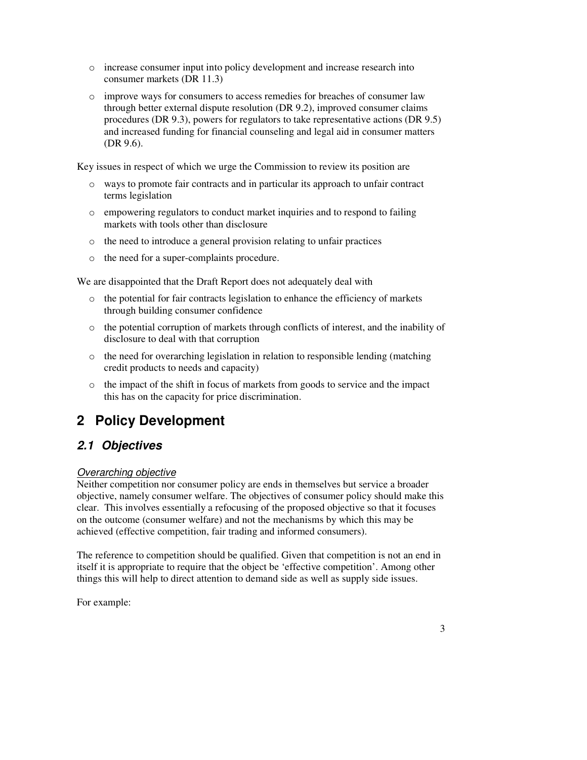- increase consumer input into policy development and increase research into consumer markets (DR 11.3)
- improve ways for consumers to access remedies for breaches of consumer law through better external dispute resolution (DR 9.2), improved consumer claims procedures (DR 9.3), powers for regulators to take representative actions (DR 9.5) and increased funding for financial counseling and legal aid in consumer matters (DR 9.6).

Key issues in respect of which we urge the Commission to review its position are

- ways to promote fair contracts and in particular its approach to unfair contract terms legislation
- empowering regulators to conduct market inquiries and to respond to failing markets with tools other than disclosure
- the need to introduce a general provision relating to unfair practices
- the need for a super-complaints procedure.

We are disappointed that the Draft Report does not adequately deal with

- the potential for fair contracts legislation to enhance the efficiency of markets through building consumer confidence
- the potential corruption of markets through conflicts of interest, and the inability of disclosure to deal with that corruption
- the need for overarching legislation in relation to responsible lending (matching credit products to needs and capacity)
- the impact of the shift in focus of markets from goods to service and the impact this has on the capacity for price discrimination.

# 2 Policy Development

## *2.1 Objectives*

<u>*Overarching objective*</u>

Neither competition nor consumer policy are ends in themselves but service a broader objective, namely consumer welfare. The objectives of consumer policy should make this clear. This involves essentially a refocusing of the proposed objective so that it focuses on the outcome (consumer welfare) and not the mechanisms by which this may be achieved (effective competition, fair trading and informed consumers).

The reference to competition should be qualified. Given that competition is not an end in itself it is appropriate to require that the object be 'effective competition'. Among other things this will help to direct attention to demand side as well as supply side issues.

For example: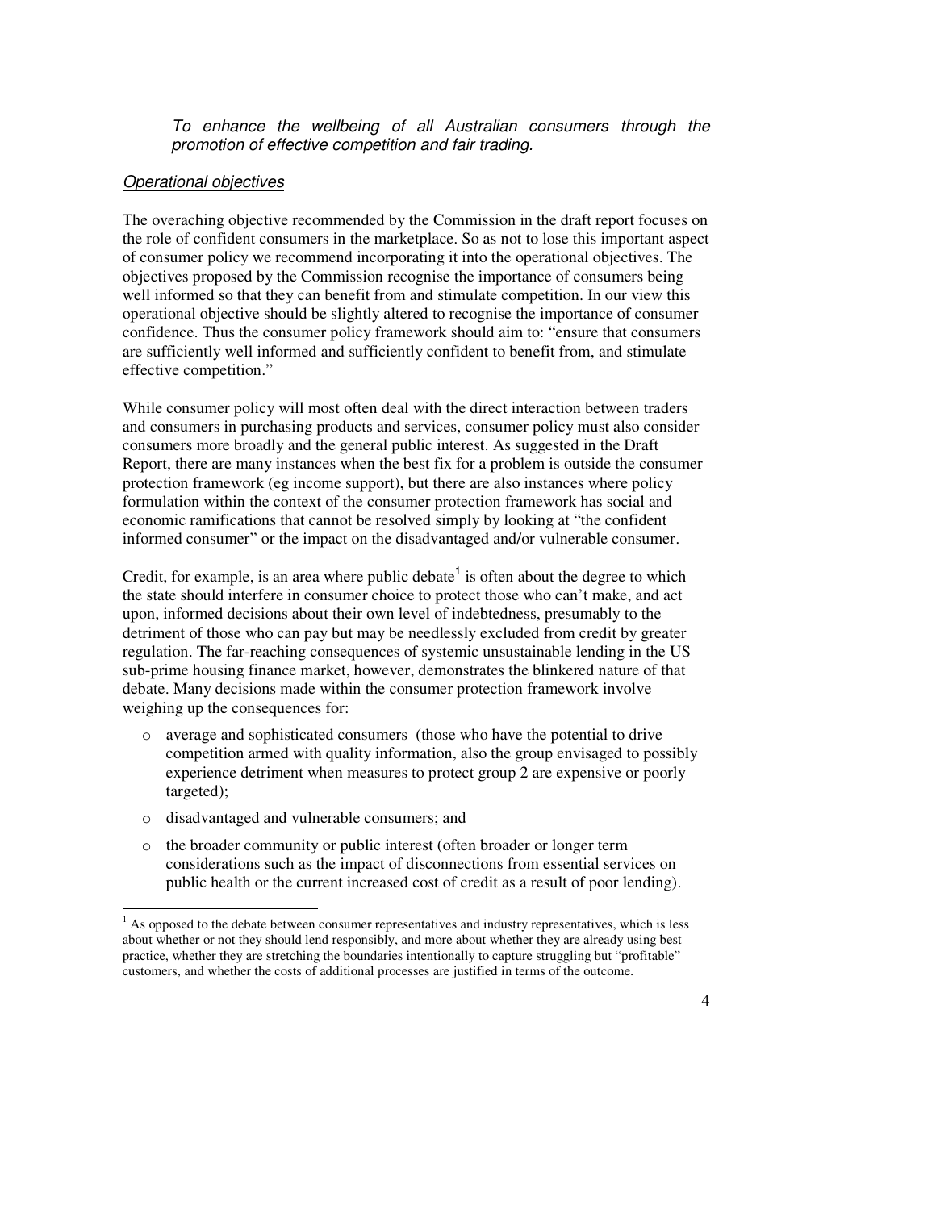*To enhance the wellbeing of all Australian consumers through the promotion of effective competition and fair trading.*

### *Operational objectives*

The overaching objective recommended by the Commission in the draft report focuses on the role of confident consumers in the marketplace. So as not to lose this important aspect of consumer policy we recommend incorporating it into the operational objectives. The objectives proposed by the Commission recognise the importance of consumers being well informed so that they can benefit from and stimulate competition. In our view this operational objective should be slightly altered to recognise the importance of consumer confidence. Thus the consumer policy framework should aim to: "ensure that consumers are sufficiently well informed and sufficiently confident to benefit from, and stimulate effective competition."

While consumer policy will most often deal with the direct interaction between traders and consumers in purchasing products and services, consumer policy must also consider consumers more broadly and the general public interest. As suggested in the Draft Report, there are many instances when the best fix for a problem is outside the consumer protection framework (eg income support), but there are also instances where policy formulation within the context of the consumer protection framework has social and economic ramifications that cannot be resolved simply by looking at "the confident informed consumer" or the impact on the disadvantaged and/or vulnerable consumer.

Credit, for example, is an area where public debate[1] is often about the degree to which the state should interfere in consumer choice to protect those who can't make, and act upon, informed decisions about their own level of indebtedness, presumably to the detriment of those who can pay but may be needlessly excluded from credit by greater regulation. The far-reaching consequences of systemic unsustainable lending in the US sub-prime housing finance market, however, demonstrates the blinkered nature of that debate. Many decisions made within the consumer protection framework involve weighing up the consequences for:

- average and sophisticated consumers (those who have the potential to drive competition armed with quality information, also the group envisaged to possibly experience detriment when measures to protect group 2 are expensive or poorly targeted);
- disadvantaged and vulnerable consumers; and
- the broader community or public interest (often broader or longer term considerations such as the impact of disconnections from essential services on public health or the current increased cost of credit as a result of poor lending).

[1] As opposed to the debate between consumer representatives and industry representatives, which is less about whether or not they should lend responsibly, and more about whether they are already using best practice, whether they are stretching the boundaries intentionally to capture struggling but "profitable" customers, and whether the costs of additional processes are justified in terms of the outcome.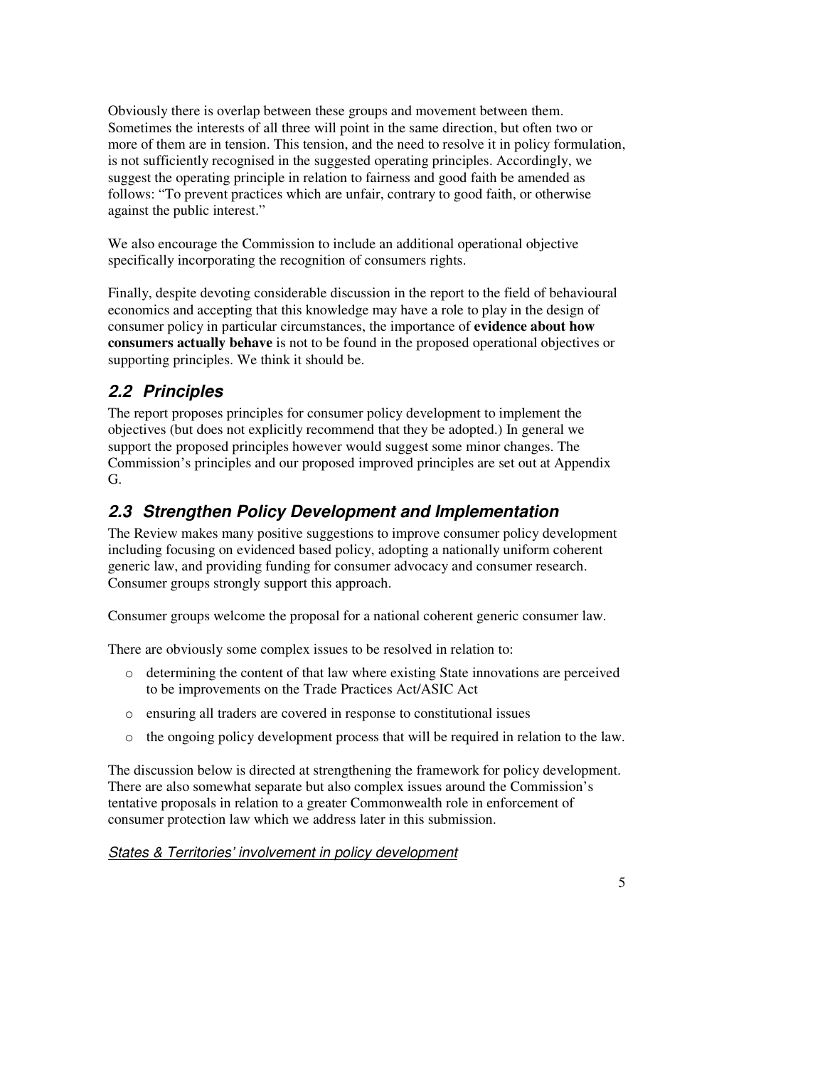Obviously there is overlap between these groups and movement between them. Sometimes the interests of all three will point in the same direction, but often two or more of them are in tension. This tension, and the need to resolve it in policy formulation, is not sufficiently recognised in the suggested operating principles. Accordingly, we suggest the operating principle in relation to fairness and good faith be amended as follows: "To prevent practices which are unfair, contrary to good faith, or otherwise against the public interest."

We also encourage the Commission to include an additional operational objective specifically incorporating the recognition of consumers rights.

Finally, despite devoting considerable discussion in the report to the field of behavioural economics and accepting that this knowledge may have a role to play in the design of consumer policy in particular circumstances, the importance of **evidence about how consumers actually behave** is not to be found in the proposed operational objectives or supporting principles. We think it should be.

## *2.2 Principles*

The report proposes principles for consumer policy development to implement the objectives (but does not explicitly recommend that they be adopted.) In general we support the proposed principles however would suggest some minor changes. The Commission's principles and our proposed improved principles are set out at Appendix G.

## *2.3 Strengthen Policy Development and Implementation*

The Review makes many positive suggestions to improve consumer policy development including focusing on evidenced based policy, adopting a nationally uniform coherent generic law, and providing funding for consumer advocacy and consumer research. Consumer groups strongly support this approach.

Consumer groups welcome the proposal for a national coherent generic consumer law.

There are obviously some complex issues to be resolved in relation to:

- determining the content of that law where existing State innovations are perceived to be improvements on the Trade Practices Act/ASIC Act
- ensuring all traders are covered in response to constitutional issues
- the ongoing policy development process that will be required in relation to the law.

The discussion below is directed at strengthening the framework for policy development. There are also somewhat separate but also complex issues around the Commission's tentative proposals in relation to a greater Commonwealth role in enforcement of consumer protection law which we address later in this submission.

*States & Territories' involvement in policy development*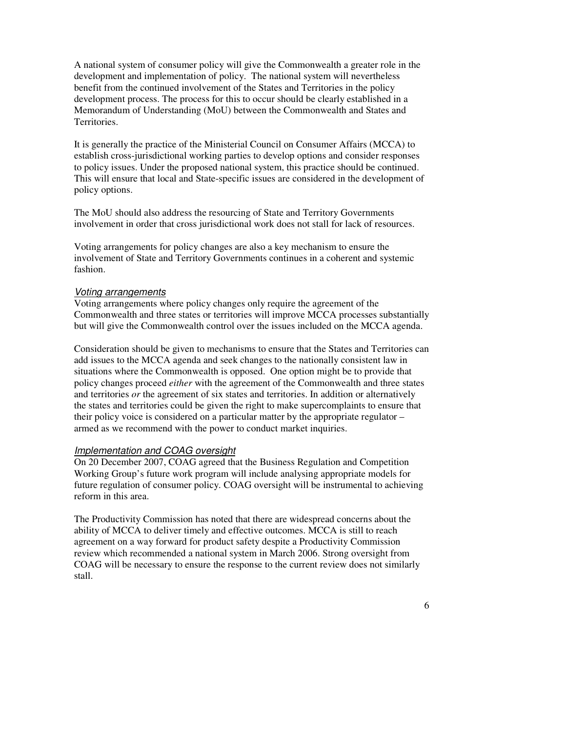A national system of consumer policy will give the Commonwealth a greater role in the development and implementation of policy. The national system will nevertheless benefit from the continued involvement of the States and Territories in the policy development process. The process for this to occur should be clearly established in a Memorandum of Understanding (MoU) between the Commonwealth and States and Territories.

It is generally the practice of the Ministerial Council on Consumer Affairs (MCCA) to establish cross-jurisdictional working parties to develop options and consider responses to policy issues. Under the proposed national system, this practice should be continued. This will ensure that local and State-specific issues are considered in the development of policy options.

The MoU should also address the resourcing of State and Territory Governments involvement in order that cross jurisdictional work does not stall for lack of resources.

Voting arrangements for policy changes are also a key mechanism to ensure the involvement of State and Territory Governments continues in a coherent and systemic fashion.

### *Voting arrangements*

Voting arrangements where policy changes only require the agreement of the Commonwealth and three states or territories will improve MCCA processes substantially but will give the Commonwealth control over the issues included on the MCCA agenda.

Consideration should be given to mechanisms to ensure that the States and Territories can add issues to the MCCA agenda and seek changes to the nationally consistent law in situations where the Commonwealth is opposed. One option might be to provide that policy changes proceed *either* with the agreement of the Commonwealth and three states and territories *or* the agreement of six states and territories. In addition or alternatively the states and territories could be given the right to make supercomplaints to ensure that their policy voice is considered on a particular matter by the appropriate regulator – armed as we recommend with the power to conduct market inquiries.

### *Implementation and COAG oversight*

On 20 December 2007, COAG agreed that the Business Regulation and Competition Working Group's future work program will include analysing appropriate models for future regulation of consumer policy. COAG oversight will be instrumental to achieving reform in this area.

The Productivity Commission has noted that there are widespread concerns about the ability of MCCA to deliver timely and effective outcomes. MCCA is still to reach agreement on a way forward for product safety despite a Productivity Commission review which recommended a national system in March 2006. Strong oversight from COAG will be necessary to ensure the response to the current review does not similarly stall.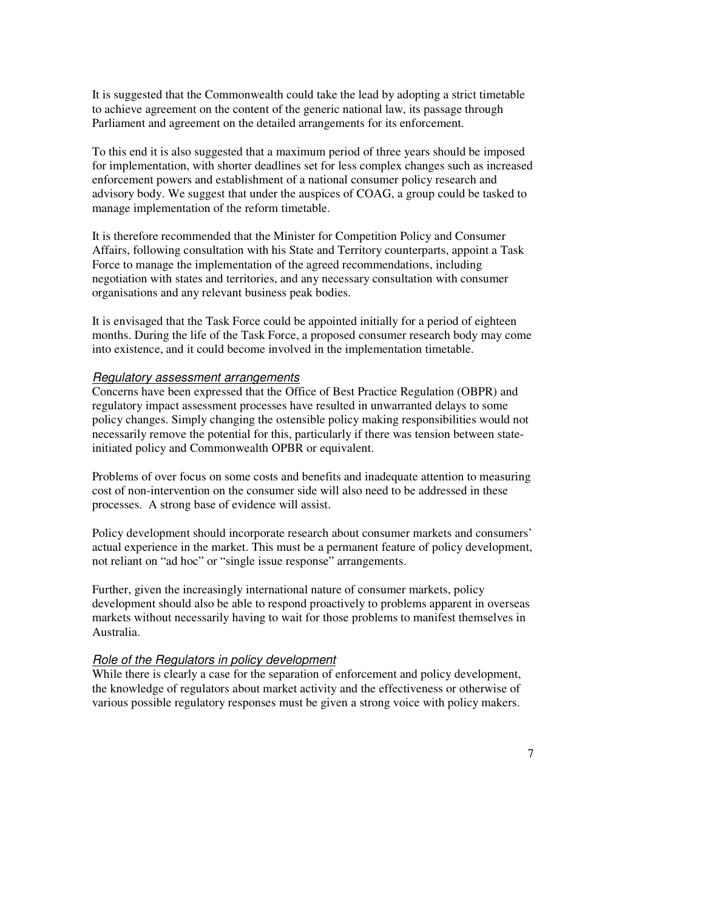It is suggested that the Commonwealth could take the lead by adopting a strict timetable to achieve agreement on the content of the generic national law, its passage through Parliament and agreement on the detailed arrangements for its enforcement.

To this end it is also suggested that a maximum period of three years should be imposed for implementation, with shorter deadlines set for less complex changes such as increased enforcement powers and establishment of a national consumer policy research and advisory body. We suggest that under the auspices of COAG, a group could be tasked to manage implementation of the reform timetable.

It is therefore recommended that the Minister for Competition Policy and Consumer Affairs, following consultation with his State and Territory counterparts, appoint a Task Force to manage the implementation of the agreed recommendations, including negotiation with states and territories, and any necessary consultation with consumer organisations and any relevant business peak bodies.

It is envisaged that the Task Force could be appointed initially for a period of eighteen months. During the life of the Task Force, a proposed consumer research body may come into existence, and it could become involved in the implementation timetable.

*Regulatory assessment arrangements*

Concerns have been expressed that the Office of Best Practice Regulation (OBPR) and regulatory impact assessment processes have resulted in unwarranted delays to some policy changes. Simply changing the ostensible policy making responsibilities would not necessarily remove the potential for this, particularly if there was tension between state-initiated policy and Commonwealth OPBR or equivalent.

Problems of over focus on some costs and benefits and inadequate attention to measuring cost of non-intervention on the consumer side will also need to be addressed in these processes. A strong base of evidence will assist.

Policy development should incorporate research about consumer markets and consumers' actual experience in the market. This must be a permanent feature of policy development, not reliant on "ad hoc" or "single issue response" arrangements.

Further, given the increasingly international nature of consumer markets, policy development should also be able to respond proactively to problems apparent in overseas markets without necessarily having to wait for those problems to manifest themselves in Australia.

*Role of the Regulators in policy development*

While there is clearly a case for the separation of enforcement and policy development, the knowledge of regulators about market activity and the effectiveness or otherwise of various possible regulatory responses must be given a strong voice with policy makers.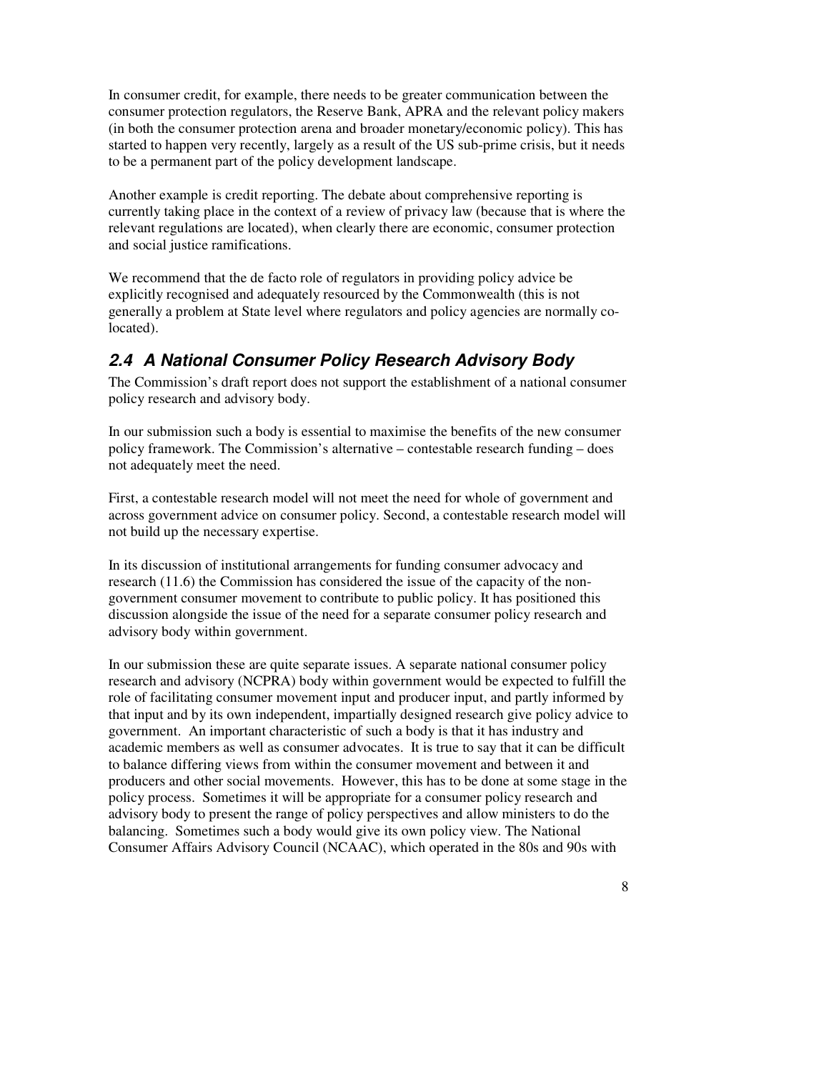In consumer credit, for example, there needs to be greater communication between the consumer protection regulators, the Reserve Bank, APRA and the relevant policy makers (in both the consumer protection arena and broader monetary/economic policy). This has started to happen very recently, largely as a result of the US sub-prime crisis, but it needs to be a permanent part of the policy development landscape.

Another example is credit reporting. The debate about comprehensive reporting is currently taking place in the context of a review of privacy law (because that is where the relevant regulations are located), when clearly there are economic, consumer protection and social justice ramifications.

We recommend that the de facto role of regulators in providing policy advice be explicitly recognised and adequately resourced by the Commonwealth (this is not generally a problem at State level where regulators and policy agencies are normally co-located).

## *2.4 A National Consumer Policy Research Advisory Body*

The Commission's draft report does not support the establishment of a national consumer policy research and advisory body.

In our submission such a body is essential to maximise the benefits of the new consumer policy framework. The Commission's alternative – contestable research funding – does not adequately meet the need.

First, a contestable research model will not meet the need for whole of government and across government advice on consumer policy. Second, a contestable research model will not build up the necessary expertise.

In its discussion of institutional arrangements for funding consumer advocacy and research (11.6) the Commission has considered the issue of the capacity of the non-government consumer movement to contribute to public policy. It has positioned this discussion alongside the issue of the need for a separate consumer policy research and advisory body within government.

In our submission these are quite separate issues. A separate national consumer policy research and advisory (NCPRA) body within government would be expected to fulfill the role of facilitating consumer movement input and producer input, and partly informed by that input and by its own independent, impartially designed research give policy advice to government. An important characteristic of such a body is that it has industry and academic members as well as consumer advocates. It is true to say that it can be difficult to balance differing views from within the consumer movement and between it and producers and other social movements. However, this has to be done at some stage in the policy process. Sometimes it will be appropriate for a consumer policy research and advisory body to present the range of policy perspectives and allow ministers to do the balancing. Sometimes such a body would give its own policy view. The National Consumer Affairs Advisory Council (NCAAC), which operated in the 80s and 90s with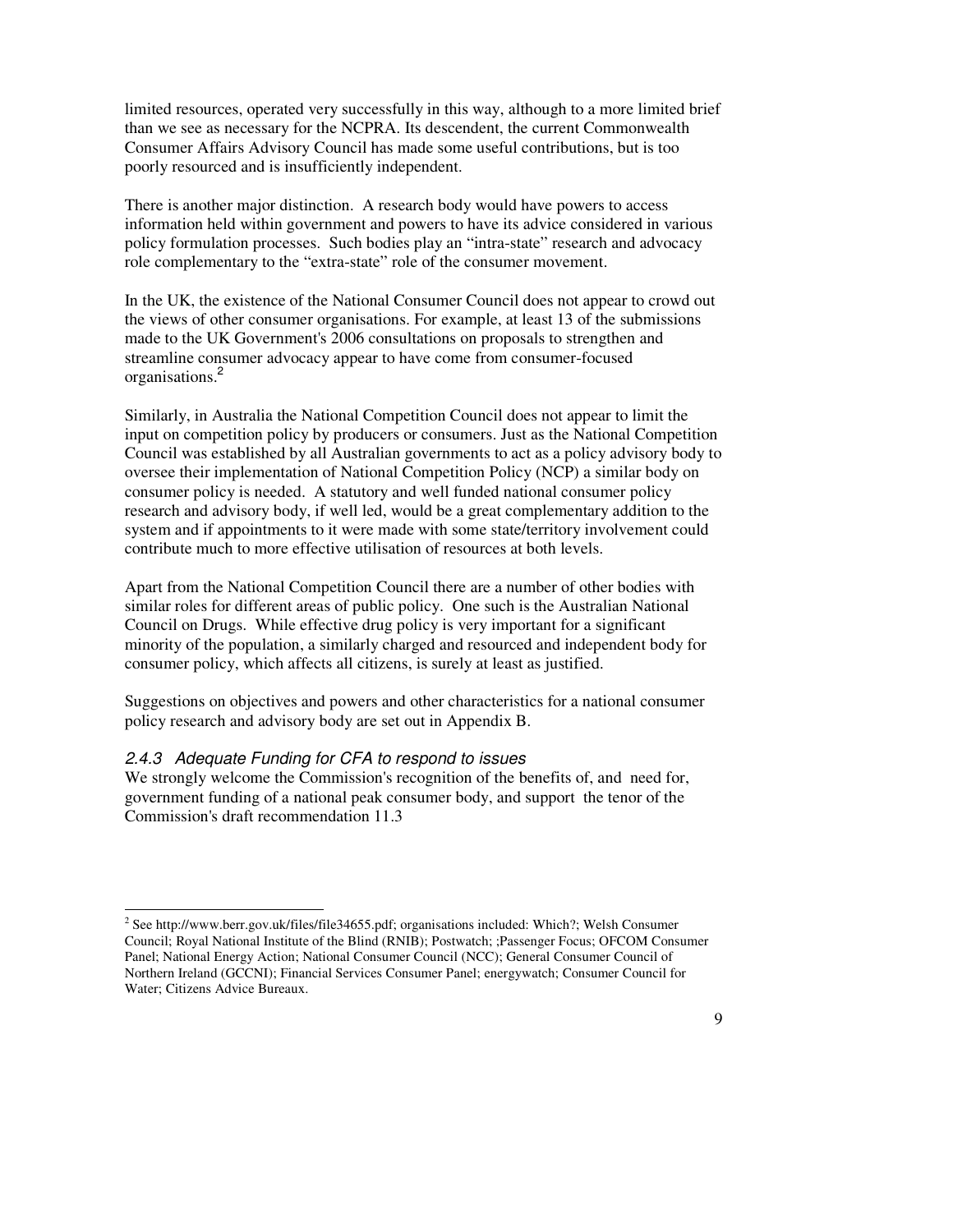limited resources, operated very successfully in this way, although to a more limited brief than we see as necessary for the NCPRA. Its descendent, the current Commonwealth Consumer Affairs Advisory Council has made some useful contributions, but is too poorly resourced and is insufficiently independent.

There is another major distinction. A research body would have powers to access information held within government and powers to have its advice considered in various policy formulation processes. Such bodies play an "intra-state" research and advocacy role complementary to the "extra-state" role of the consumer movement.

In the UK, the existence of the National Consumer Council does not appear to crowd out the views of other consumer organisations. For example, at least 13 of the submissions made to the UK Government's 2006 consultations on proposals to strengthen and streamline consumer advocacy appear to have come from consumer-focused organisations.[2]

Similarly, in Australia the National Competition Council does not appear to limit the input on competition policy by producers or consumers. Just as the National Competition Council was established by all Australian governments to act as a policy advisory body to oversee their implementation of National Competition Policy (NCP) a similar body on consumer policy is needed. A statutory and well funded national consumer policy research and advisory body, if well led, would be a great complementary addition to the system and if appointments to it were made with some state/territory involvement could contribute much to more effective utilisation of resources at both levels.

Apart from the National Competition Council there are a number of other bodies with similar roles for different areas of public policy. One such is the Australian National Council on Drugs. While effective drug policy is very important for a significant minority of the population, a similarly charged and resourced and independent body for consumer policy, which affects all citizens, is surely at least as justified.

Suggestions on objectives and powers and other characteristics for a national consumer policy research and advisory body are set out in Appendix B.

### *2.4.3 Adequate Funding for CFA to respond to issues*

We strongly welcome the Commission's recognition of the benefits of, and need for, government funding of a national peak consumer body, and support the tenor of the Commission's draft recommendation 11.3

---

[2] See http://www.berr.gov.uk/files/file34655.pdf; organisations included: Which?; Welsh Consumer Council; Royal National Institute of the Blind (RNIB); Postwatch; ;Passenger Focus; OFCOM Consumer Panel; National Energy Action; National Consumer Council (NCC); General Consumer Council of Northern Ireland (GCCNI); Financial Services Consumer Panel; energywatch; Consumer Council for Water; Citizens Advice Bureaux.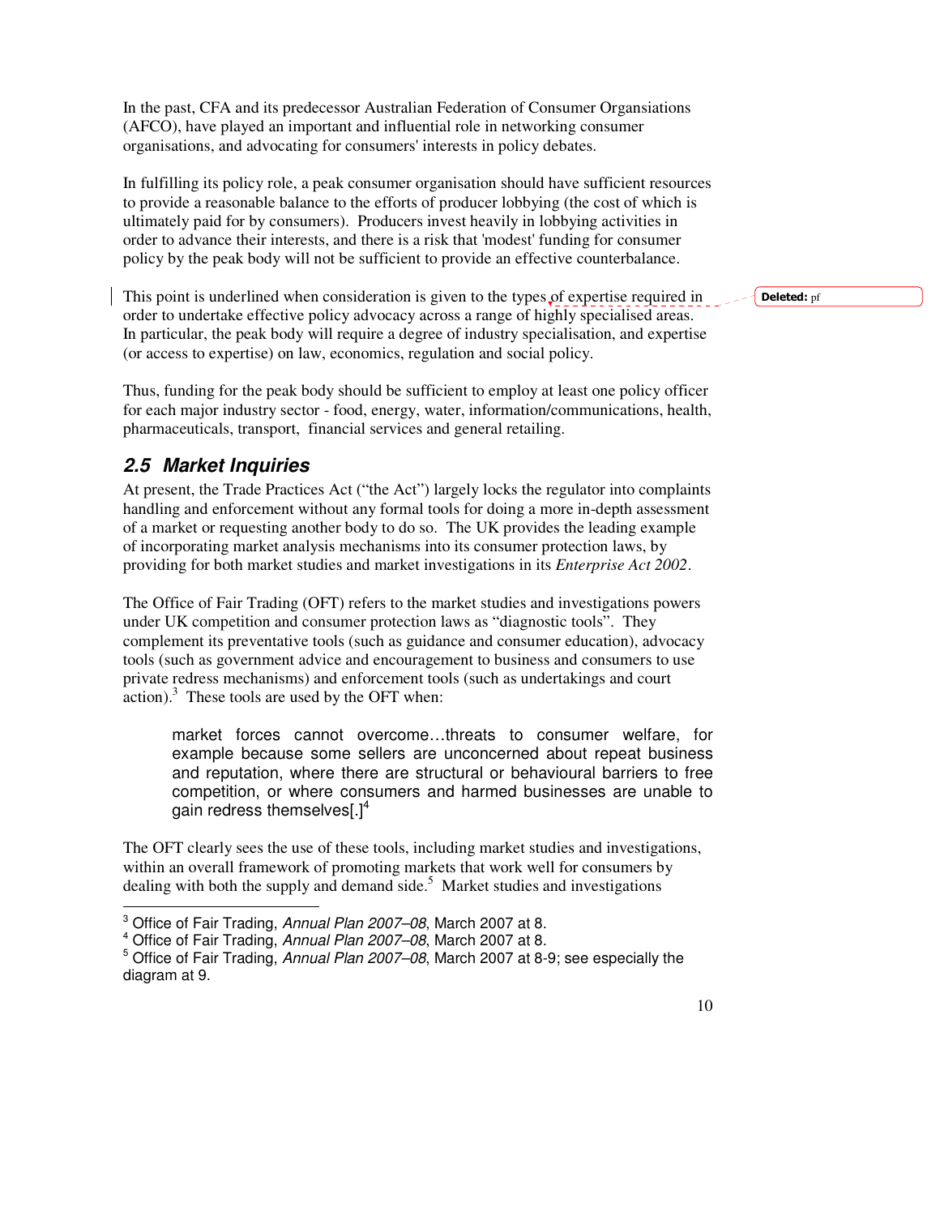In the past, CFA and its predecessor Australian Federation of Consumer Organsations (AFCO), have played an important and influential role in networking consumer organisations, and advocating for consumers' interests in policy debates.

In fulfilling its policy role, a peak consumer organisation should have sufficient resources to provide a reasonable balance to the efforts of producer lobbying (the cost of which is ultimately paid for by consumers). Producers invest heavily in lobbying activities in order to advance their interests, and there is a risk that 'modest' funding for consumer policy by the peak body will not be sufficient to provide an effective counterbalance.

This point is underlined when consideration is given to the types of expertise required in order to undertake effective policy advocacy across a range of highly specialised areas. In particular, the peak body will require a degree of industry specialisation, and expertise (or access to expertise) on law, economics, regulation and social policy.

Thus, funding for the peak body should be sufficient to employ at least one policy officer for each major industry sector - food, energy, water, information/communications, health, pharmaceuticals, transport, financial services and general retailing.

## *2.5 Market Inquiries*

At present, the Trade Practices Act ("the Act") largely locks the regulator into complaints handling and enforcement without any formal tools for doing a more in-depth assessment of a market or requesting another body to do so. The UK provides the leading example of incorporating market analysis mechanisms into its consumer protection laws, by providing for both market studies and market investigations in its *Enterprise Act 2002*.

The Office of Fair Trading (OFT) refers to the market studies and investigations powers under UK competition and consumer protection laws as "diagnostic tools". They complement its preventative tools (such as guidance and consumer education), advocacy tools (such as government advice and encouragement to business and consumers to use private redress mechanisms) and enforcement tools (such as undertakings and court action).[3] These tools are used by the OFT when:

> market forces cannot overcome…threats to consumer welfare, for example because some sellers are unconcerned about repeat business and reputation, where there are structural or behavioural barriers to free competition, or where consumers and harmed businesses are unable to gain redress themselves[.][4]

The OFT clearly sees the use of these tools, including market studies and investigations, within an overall framework of promoting markets that work well for consumers by dealing with both the supply and demand side.[5] Market studies and investigations

---

[3] Office of Fair Trading, *Annual Plan 2007–08*, March 2007 at 8.

[4] Office of Fair Trading, *Annual Plan 2007–08*, March 2007 at 8.

[5] Office of Fair Trading, *Annual Plan 2007–08*, March 2007 at 8-9; see especially the diagram at 9.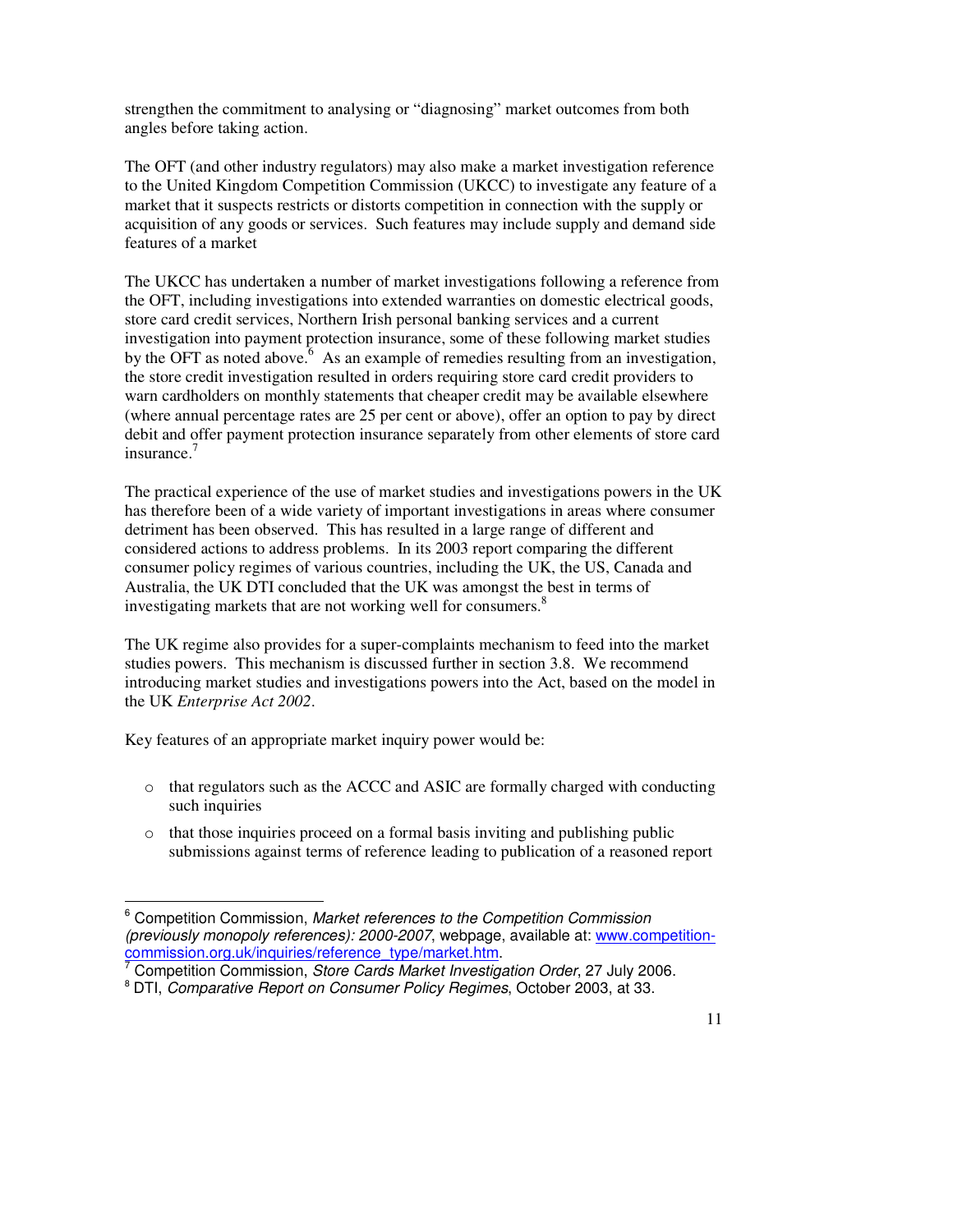strengthen the commitment to analysing or "diagnosing" market outcomes from both angles before taking action.

The OFT (and other industry regulators) may also make a market investigation reference to the United Kingdom Competition Commission (UKCC) to investigate any feature of a market that it suspects restricts or distorts competition in connection with the supply or acquisition of any goods or services. Such features may include supply and demand side features of a market

The UKCC has undertaken a number of market investigations following a reference from the OFT, including investigations into extended warranties on domestic electrical goods, store card credit services, Northern Irish personal banking services and a current investigation into payment protection insurance, some of these following market studies by the OFT as noted above.[6] As an example of remedies resulting from an investigation, the store credit investigation resulted in orders requiring store card credit providers to warn cardholders on monthly statements that cheaper credit may be available elsewhere (where annual percentage rates are 25 per cent or above), offer an option to pay by direct debit and offer payment protection insurance separately from other elements of store card insurance.[7]

The practical experience of the use of market studies and investigations powers in the UK has therefore been of a wide variety of important investigations in areas where consumer detriment has been observed. This has resulted in a large range of different and considered actions to address problems. In its 2003 report comparing the different consumer policy regimes of various countries, including the UK, the US, Canada and Australia, the UK DTI concluded that the UK was amongst the best in terms of investigating markets that are not working well for consumers.[8]

The UK regime also provides for a super-complaints mechanism to feed into the market studies powers. This mechanism is discussed further in section 3.8. We recommend introducing market studies and investigations powers into the Act, based on the model in the UK *Enterprise Act 2002*.

Key features of an appropriate market inquiry power would be:

- that regulators such as the ACCC and ASIC are formally charged with conducting such inquiries
- that those inquiries proceed on a formal basis inviting and publishing public submissions against terms of reference leading to publication of a reasoned report

---

[6] Competition Commission, *Market references to the Competition Commission (previously monopoly references): 2000-2007*, webpage, available at: www.competition-commission.org.uk/inquiries/reference_type/market.htm.

[7] Competition Commission, *Store Cards Market Investigation Order*, 27 July 2006.

[8] DTI, *Comparative Report on Consumer Policy Regimes*, October 2003, at 33.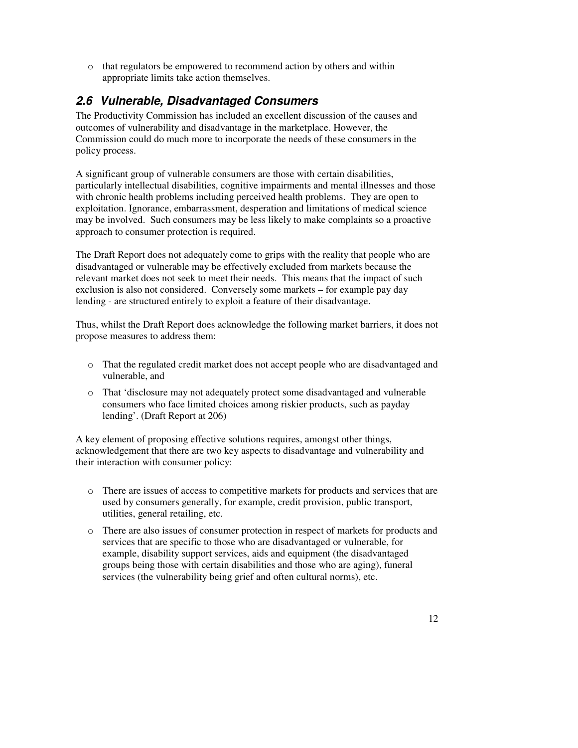- that regulators be empowered to recommend action by others and within appropriate limits take action themselves.

## *2.6 Vulnerable, Disadvantaged Consumers*

The Productivity Commission has included an excellent discussion of the causes and outcomes of vulnerability and disadvantage in the marketplace. However, the Commission could do much more to incorporate the needs of these consumers in the policy process.

A significant group of vulnerable consumers are those with certain disabilities, particularly intellectual disabilities, cognitive impairments and mental illnesses and those with chronic health problems including perceived health problems. They are open to exploitation. Ignorance, embarrassment, desperation and limitations of medical science may be involved. Such consumers may be less likely to make complaints so a proactive approach to consumer protection is required.

The Draft Report does not adequately come to grips with the reality that people who are disadvantaged or vulnerable may be effectively excluded from markets because the relevant market does not seek to meet their needs. This means that the impact of such exclusion is also not considered. Conversely some markets – for example pay day lending - are structured entirely to exploit a feature of their disadvantage.

Thus, whilst the Draft Report does acknowledge the following market barriers, it does not propose measures to address them:

- That the regulated credit market does not accept people who are disadvantaged and vulnerable, and
- That 'disclosure may not adequately protect some disadvantaged and vulnerable consumers who face limited choices among riskier products, such as payday lending'. (Draft Report at 206)

A key element of proposing effective solutions requires, amongst other things, acknowledgement that there are two key aspects to disadvantage and vulnerability and their interaction with consumer policy:

- There are issues of access to competitive markets for products and services that are used by consumers generally, for example, credit provision, public transport, utilities, general retailing, etc.
- There are also issues of consumer protection in respect of markets for products and services that are specific to those who are disadvantaged or vulnerable, for example, disability support services, aids and equipment (the disadvantaged groups being those with certain disabilities and those who are aging), funeral services (the vulnerability being grief and often cultural norms), etc.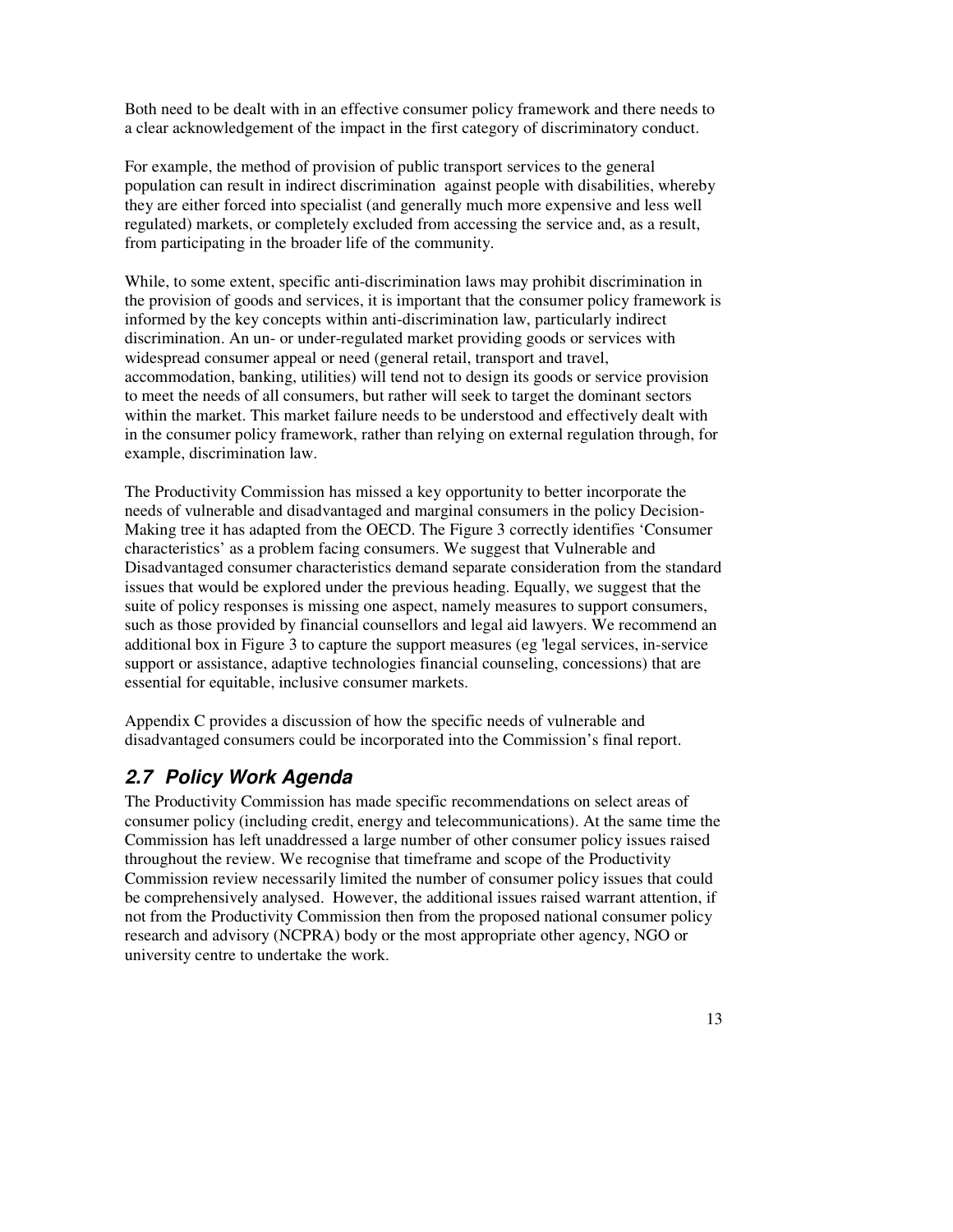Both need to be dealt with in an effective consumer policy framework and there needs to a clear acknowledgement of the impact in the first category of discriminatory conduct.

For example, the method of provision of public transport services to the general population can result in indirect discrimination against people with disabilities, whereby they are either forced into specialist (and generally much more expensive and less well regulated) markets, or completely excluded from accessing the service and, as a result, from participating in the broader life of the community.

While, to some extent, specific anti-discrimination laws may prohibit discrimination in the provision of goods and services, it is important that the consumer policy framework is informed by the key concepts within anti-discrimination law, particularly indirect discrimination. An un- or under-regulated market providing goods or services with widespread consumer appeal or need (general retail, transport and travel, accommodation, banking, utilities) will tend not to design its goods or service provision to meet the needs of all consumers, but rather will seek to target the dominant sectors within the market. This market failure needs to be understood and effectively dealt with in the consumer policy framework, rather than relying on external regulation through, for example, discrimination law.

The Productivity Commission has missed a key opportunity to better incorporate the needs of vulnerable and disadvantaged and marginal consumers in the policy Decision-Making tree it has adapted from the OECD. The Figure 3 correctly identifies 'Consumer characteristics' as a problem facing consumers. We suggest that Vulnerable and Disadvantaged consumer characteristics demand separate consideration from the standard issues that would be explored under the previous heading. Equally, we suggest that the suite of policy responses is missing one aspect, namely measures to support consumers, such as those provided by financial counsellors and legal aid lawyers. We recommend an additional box in Figure 3 to capture the support measures (eg 'legal services, in-service support or assistance, adaptive technologies financial counseling, concessions) that are essential for equitable, inclusive consumer markets.

Appendix C provides a discussion of how the specific needs of vulnerable and disadvantaged consumers could be incorporated into the Commission's final report.

## *2.7 Policy Work Agenda*

The Productivity Commission has made specific recommendations on select areas of consumer policy (including credit, energy and telecommunications). At the same time the Commission has left unaddressed a large number of other consumer policy issues raised throughout the review. We recognise that timeframe and scope of the Productivity Commission review necessarily limited the number of consumer policy issues that could be comprehensively analysed. However, the additional issues raised warrant attention, if not from the Productivity Commission then from the proposed national consumer policy research and advisory (NCPRA) body or the most appropriate other agency, NGO or university centre to undertake the work.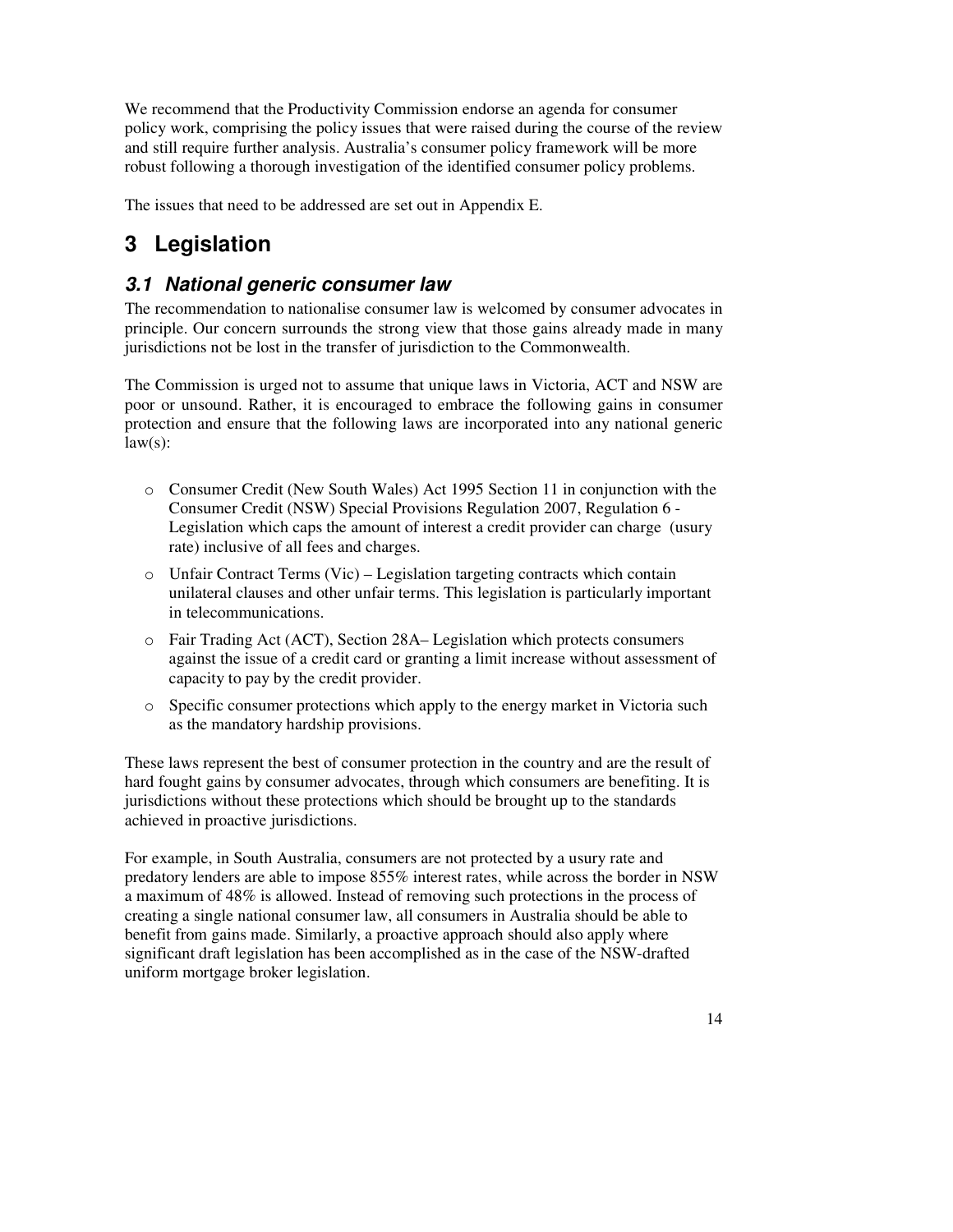We recommend that the Productivity Commission endorse an agenda for consumer policy work, comprising the policy issues that were raised during the course of the review and still require further analysis. Australia's consumer policy framework will be more robust following a thorough investigation of the identified consumer policy problems.

The issues that need to be addressed are set out in Appendix E.

# 3 Legislation

## *3.1 National generic consumer law*

The recommendation to nationalise consumer law is welcomed by consumer advocates in principle. Our concern surrounds the strong view that those gains already made in many jurisdictions not be lost in the transfer of jurisdiction to the Commonwealth.

The Commission is urged not to assume that unique laws in Victoria, ACT and NSW are poor or unsound. Rather, it is encouraged to embrace the following gains in consumer protection and ensure that the following laws are incorporated into any national generic law(s):

- Consumer Credit (New South Wales) Act 1995 Section 11 in conjunction with the Consumer Credit (NSW) Special Provisions Regulation 2007, Regulation 6 - Legislation which caps the amount of interest a credit provider can charge (usury rate) inclusive of all fees and charges.
- Unfair Contract Terms (Vic) – Legislation targeting contracts which contain unilateral clauses and other unfair terms. This legislation is particularly important in telecommunications.
- Fair Trading Act (ACT), Section 28A– Legislation which protects consumers against the issue of a credit card or granting a limit increase without assessment of capacity to pay by the credit provider.
- Specific consumer protections which apply to the energy market in Victoria such as the mandatory hardship provisions.

These laws represent the best of consumer protection in the country and are the result of hard fought gains by consumer advocates, through which consumers are benefiting. It is jurisdictions without these protections which should be brought up to the standards achieved in proactive jurisdictions.

For example, in South Australia, consumers are not protected by a usury rate and predatory lenders are able to impose 855% interest rates, while across the border in NSW a maximum of 48% is allowed. Instead of removing such protections in the process of creating a single national consumer law, all consumers in Australia should be able to benefit from gains made. Similarly, a proactive approach should also apply where significant draft legislation has been accomplished as in the case of the NSW-drafted uniform mortgage broker legislation.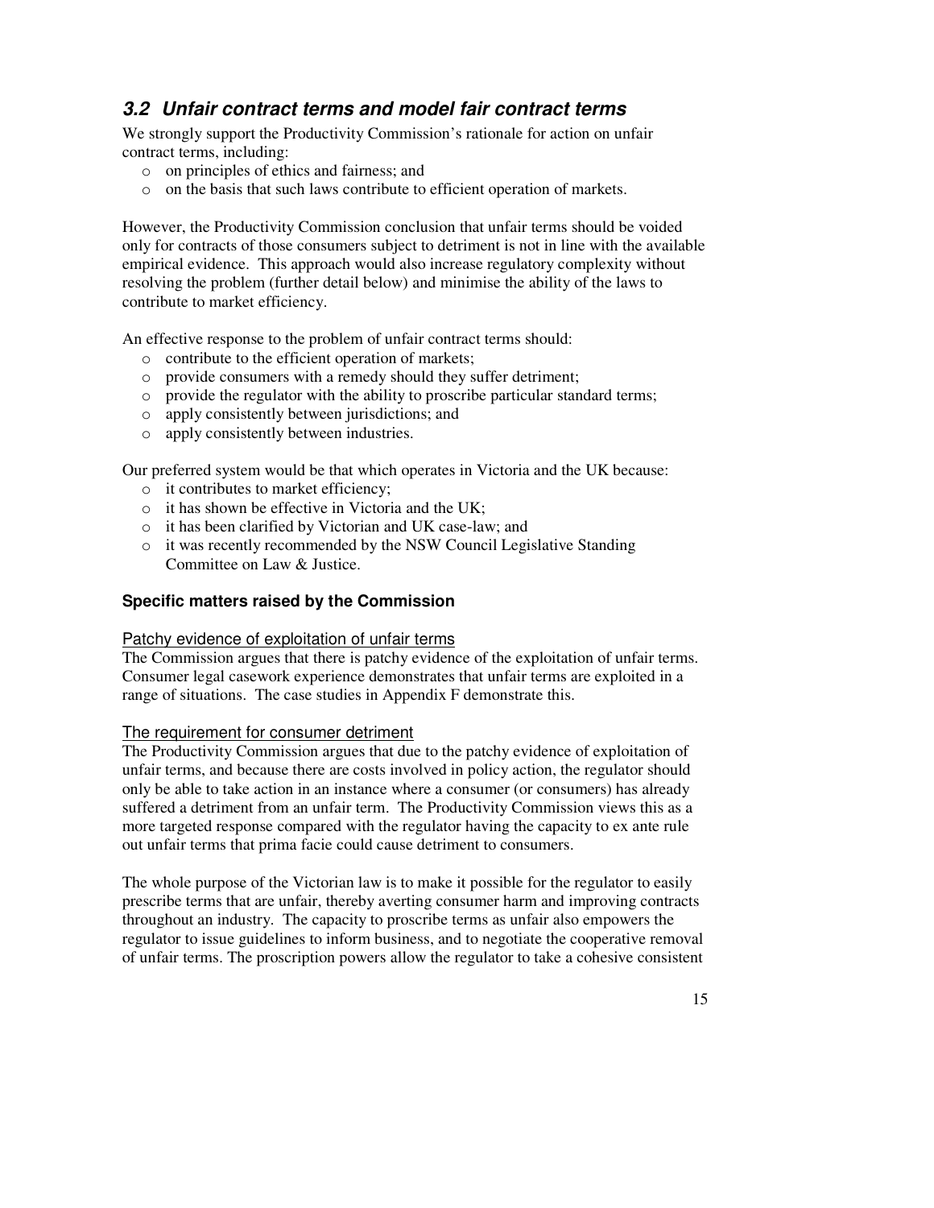## 3.2 Unfair contract terms and model fair contract terms

We strongly support the Productivity Commission's rationale for action on unfair contract terms, including:

- on principles of ethics and fairness; and
- on the basis that such laws contribute to efficient operation of markets.

However, the Productivity Commission conclusion that unfair terms should be voided only for contracts of those consumers subject to detriment is not in line with the available empirical evidence. This approach would also increase regulatory complexity without resolving the problem (further detail below) and minimise the ability of the laws to contribute to market efficiency.

An effective response to the problem of unfair contract terms should:

- contribute to the efficient operation of markets;
- provide consumers with a remedy should they suffer detriment;
- provide the regulator with the ability to proscribe particular standard terms;
- apply consistently between jurisdictions; and
- apply consistently between industries.

Our preferred system would be that which operates in Victoria and the UK because:

- it contributes to market efficiency;
- it has shown be effective in Victoria and the UK;
- it has been clarified by Victorian and UK case-law; and
- it was recently recommended by the NSW Council Legislative Standing Committee on Law & Justice.

### Specific matters raised by the Commission

#### Patchy evidence of exploitation of unfair terms

The Commission argues that there is patchy evidence of the exploitation of unfair terms. Consumer legal casework experience demonstrates that unfair terms are exploited in a range of situations. The case studies in Appendix F demonstrate this.

#### The requirement for consumer detriment

The Productivity Commission argues that due to the patchy evidence of exploitation of unfair terms, and because there are costs involved in policy action, the regulator should only be able to take action in an instance where a consumer (or consumers) has already suffered a detriment from an unfair term. The Productivity Commission views this as a more targeted response compared with the regulator having the capacity to ex ante rule out unfair terms that prima facie could cause detriment to consumers.

The whole purpose of the Victorian law is to make it possible for the regulator to easily prescribe terms that are unfair, thereby averting consumer harm and improving contracts throughout an industry. The capacity to proscribe terms as unfair also empowers the regulator to issue guidelines to inform business, and to negotiate the cooperative removal of unfair terms. The proscription powers allow the regulator to take a cohesive consistent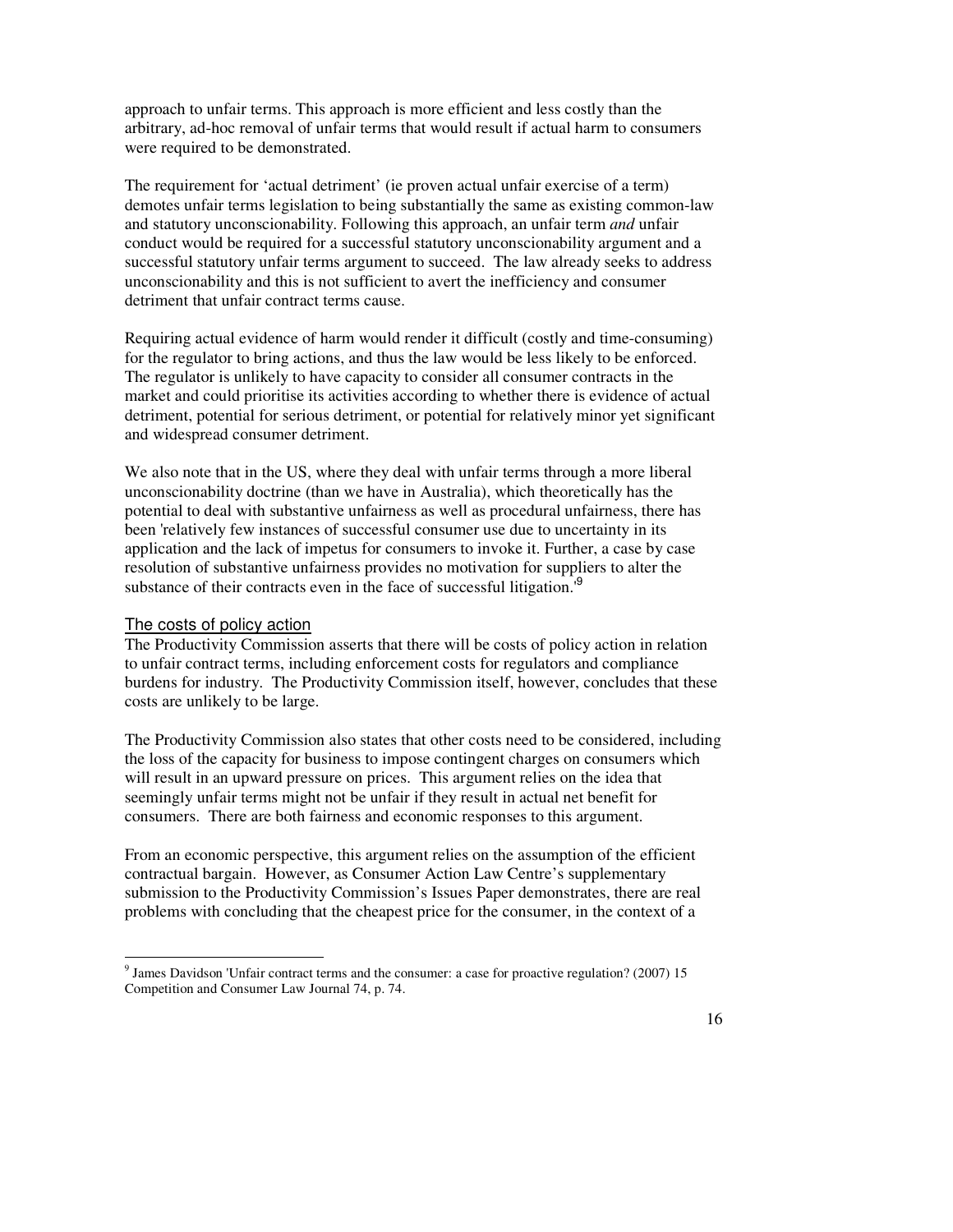approach to unfair terms. This approach is more efficient and less costly than the arbitrary, ad-hoc removal of unfair terms that would result if actual harm to consumers were required to be demonstrated.

The requirement for 'actual detriment' (ie proven actual unfair exercise of a term) demotes unfair terms legislation to being substantially the same as existing common-law and statutory unconscionability. Following this approach, an unfair term *and* unfair conduct would be required for a successful statutory unconscionability argument and a successful statutory unfair terms argument to succeed. The law already seeks to address unconscionability and this is not sufficient to avert the inefficiency and consumer detriment that unfair contract terms cause.

Requiring actual evidence of harm would render it difficult (costly and time-consuming) for the regulator to bring actions, and thus the law would be less likely to be enforced. The regulator is unlikely to have capacity to consider all consumer contracts in the market and could prioritise its activities according to whether there is evidence of actual detriment, potential for serious detriment, or potential for relatively minor yet significant and widespread consumer detriment.

We also note that in the US, where they deal with unfair terms through a more liberal unconscionability doctrine (than we have in Australia), which theoretically has the potential to deal with substantive unfairness as well as procedural unfairness, there has been 'relatively few instances of successful consumer use due to uncertainty in its application and the lack of impetus for consumers to invoke it. Further, a case by case resolution of substantive unfairness provides no motivation for suppliers to alter the substance of their contracts even in the face of successful litigation.'[9]

## The costs of policy action

The Productivity Commission asserts that there will be costs of policy action in relation to unfair contract terms, including enforcement costs for regulators and compliance burdens for industry. The Productivity Commission itself, however, concludes that these costs are unlikely to be large.

The Productivity Commission also states that other costs need to be considered, including the loss of the capacity for business to impose contingent charges on consumers which will result in an upward pressure on prices. This argument relies on the idea that seemingly unfair terms might not be unfair if they result in actual net benefit for consumers. There are both fairness and economic responses to this argument.

From an economic perspective, this argument relies on the assumption of the efficient contractual bargain. However, as Consumer Action Law Centre's supplementary submission to the Productivity Commission's Issues Paper demonstrates, there are real problems with concluding that the cheapest price for the consumer, in the context of a

---

[9] James Davidson 'Unfair contract terms and the consumer: a case for proactive regulation? (2007) 15 Competition and Consumer Law Journal 74, p. 74.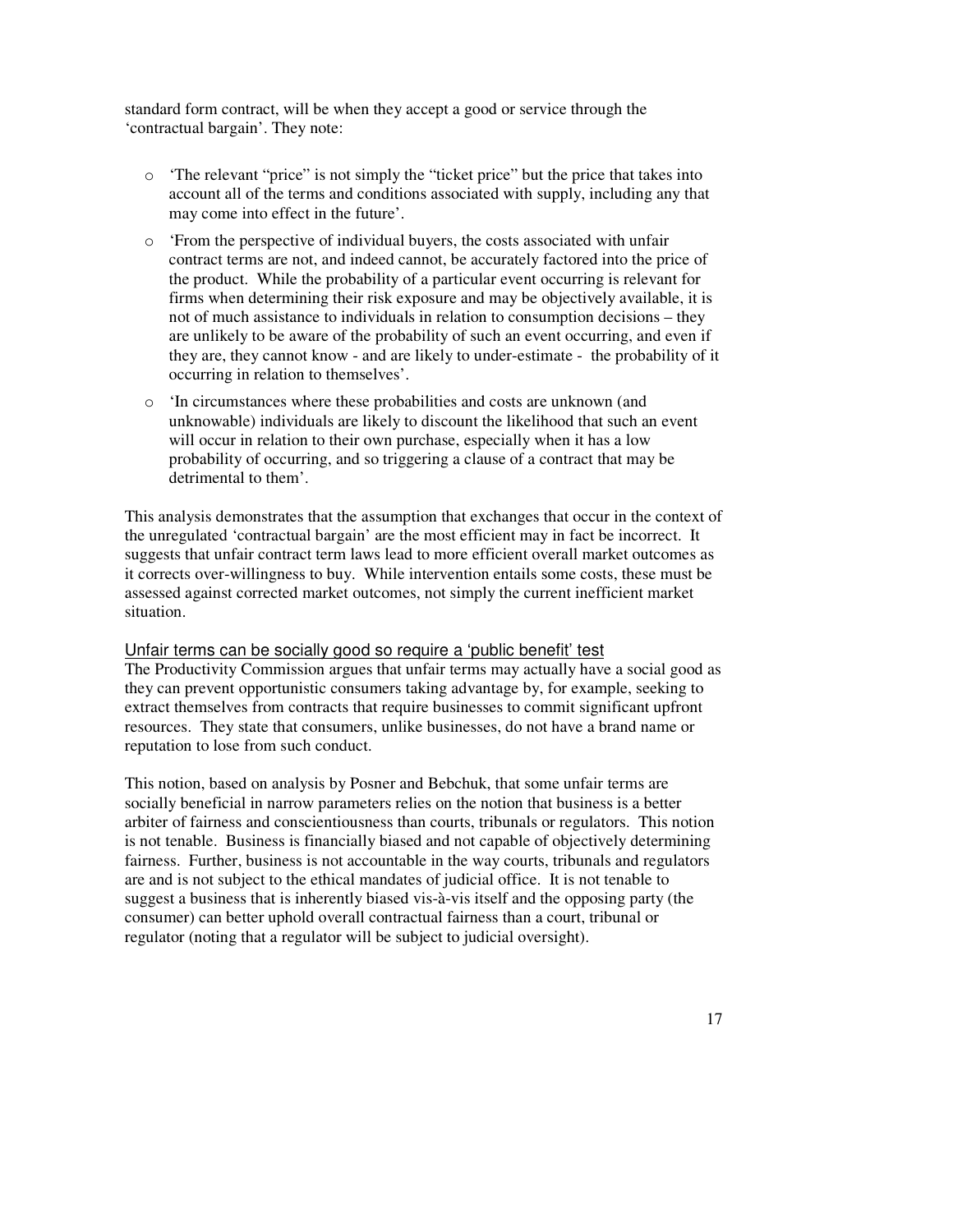standard form contract, will be when they accept a good or service through the 'contractual bargain'. They note:

- 'The relevant "price" is not simply the "ticket price" but the price that takes into account all of the terms and conditions associated with supply, including any that may come into effect in the future'.
- 'From the perspective of individual buyers, the costs associated with unfair contract terms are not, and indeed cannot, be accurately factored into the price of the product. While the probability of a particular event occurring is relevant for firms when determining their risk exposure and may be objectively available, it is not of much assistance to individuals in relation to consumption decisions – they are unlikely to be aware of the probability of such an event occurring, and even if they are, they cannot know - and are likely to under-estimate - the probability of it occurring in relation to themselves'.
- 'In circumstances where these probabilities and costs are unknown (and unknowable) individuals are likely to discount the likelihood that such an event will occur in relation to their own purchase, especially when it has a low probability of occurring, and so triggering a clause of a contract that may be detrimental to them'.

This analysis demonstrates that the assumption that exchanges that occur in the context of the unregulated 'contractual bargain' are the most efficient may in fact be incorrect. It suggests that unfair contract term laws lead to more efficient overall market outcomes as it corrects over-willingness to buy. While intervention entails some costs, these must be assessed against corrected market outcomes, not simply the current inefficient market situation.

### Unfair terms can be socially good so require a 'public benefit' test

The Productivity Commission argues that unfair terms may actually have a social good as they can prevent opportunistic consumers taking advantage by, for example, seeking to extract themselves from contracts that require businesses to commit significant upfront resources. They state that consumers, unlike businesses, do not have a brand name or reputation to lose from such conduct.

This notion, based on analysis by Posner and Bebchuk, that some unfair terms are socially beneficial in narrow parameters relies on the notion that business is a better arbiter of fairness and conscientiousness than courts, tribunals or regulators. This notion is not tenable. Business is financially biased and not capable of objectively determining fairness. Further, business is not accountable in the way courts, tribunals and regulators are and is not subject to the ethical mandates of judicial office. It is not tenable to suggest a business that is inherently biased vis-à-vis itself and the opposing party (the consumer) can better uphold overall contractual fairness than a court, tribunal or regulator (noting that a regulator will be subject to judicial oversight).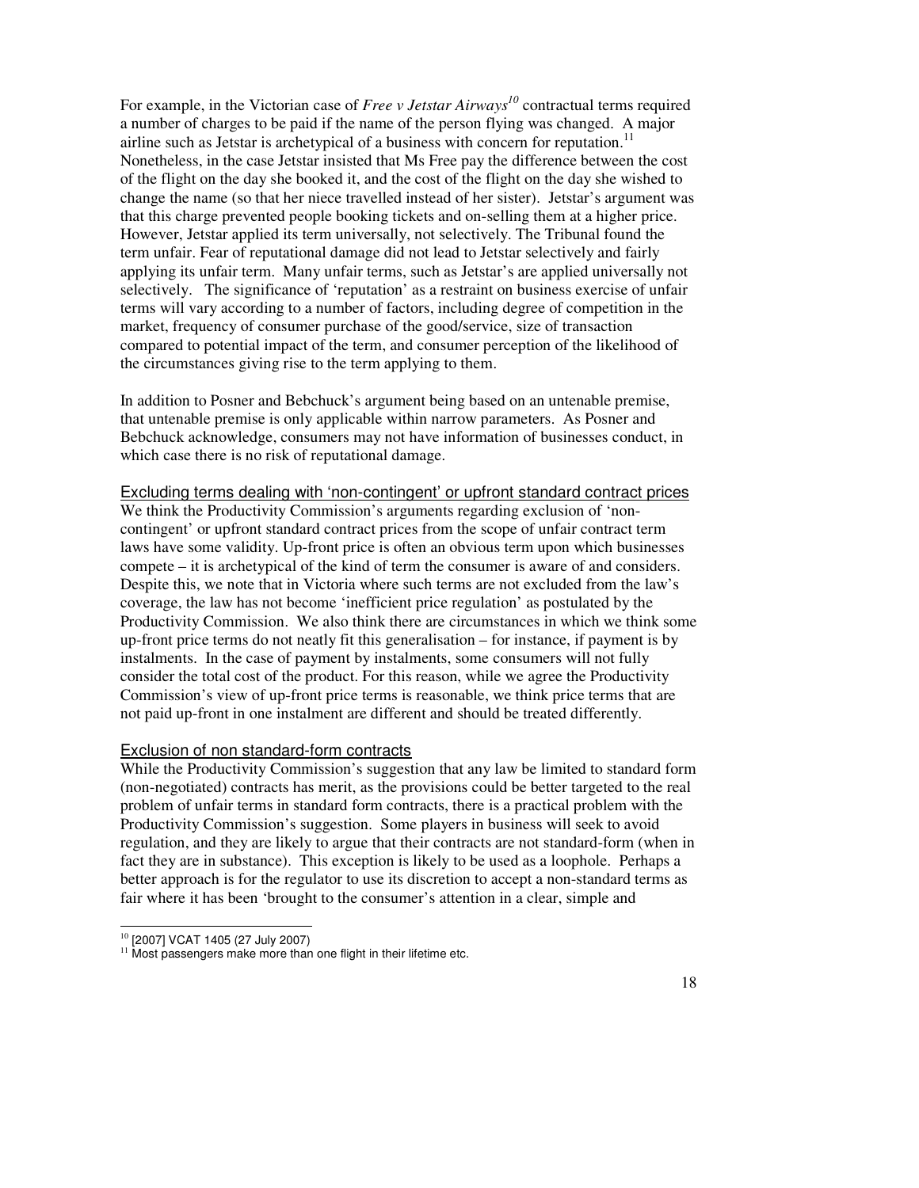For example, in the Victorian case of *Free v Jetstar Airways*[10] contractual terms required a number of charges to be paid if the name of the person flying was changed. A major airline such as Jetstar is archetypical of a business with concern for reputation.[11] Nonetheless, in the case Jetstar insisted that Ms Free pay the difference between the cost of the flight on the day she booked it, and the cost of the flight on the day she wished to change the name (so that her niece travelled instead of her sister). Jetstar's argument was that this charge prevented people booking tickets and on-selling them at a higher price. However, Jetstar applied its term universally, not selectively. The Tribunal found the term unfair. Fear of reputational damage did not lead to Jetstar selectively and fairly applying its unfair term. Many unfair terms, such as Jetstar's are applied universally not selectively. The significance of 'reputation' as a restraint on business exercise of unfair terms will vary according to a number of factors, including degree of competition in the market, frequency of consumer purchase of the good/service, size of transaction compared to potential impact of the term, and consumer perception of the likelihood of the circumstances giving rise to the term applying to them.

In addition to Posner and Bebchuck's argument being based on an untenable premise, that untenable premise is only applicable within narrow parameters. As Posner and Bebchuck acknowledge, consumers may not have information of businesses conduct, in which case there is no risk of reputational damage.

## Excluding terms dealing with 'non-contingent' or upfront standard contract prices

We think the Productivity Commission's arguments regarding exclusion of 'non-contingent' or upfront standard contract prices from the scope of unfair contract term laws have some validity. Up-front price is often an obvious term upon which businesses compete – it is archetypical of the kind of term the consumer is aware of and considers. Despite this, we note that in Victoria where such terms are not excluded from the law's coverage, the law has not become 'inefficient price regulation' as postulated by the Productivity Commission. We also think there are circumstances in which we think some up-front price terms do not neatly fit this generalisation – for instance, if payment is by instalments. In the case of payment by instalments, some consumers will not fully consider the total cost of the product. For this reason, while we agree the Productivity Commission's view of up-front price terms is reasonable, we think price terms that are not paid up-front in one instalment are different and should be treated differently.

## Exclusion of non standard-form contracts

While the Productivity Commission's suggestion that any law be limited to standard form (non-negotiated) contracts has merit, as the provisions could be better targeted to the real problem of unfair terms in standard form contracts, there is a practical problem with the Productivity Commission's suggestion. Some players in business will seek to avoid regulation, and they are likely to argue that their contracts are not standard-form (when in fact they are in substance). This exception is likely to be used as a loophole. Perhaps a better approach is for the regulator to use its discretion to accept a non-standard terms as fair where it has been 'brought to the consumer's attention in a clear, simple and

---

[10] [2007] VCAT 1405 (27 July 2007)

[11] Most passengers make more than one flight in their lifetime etc.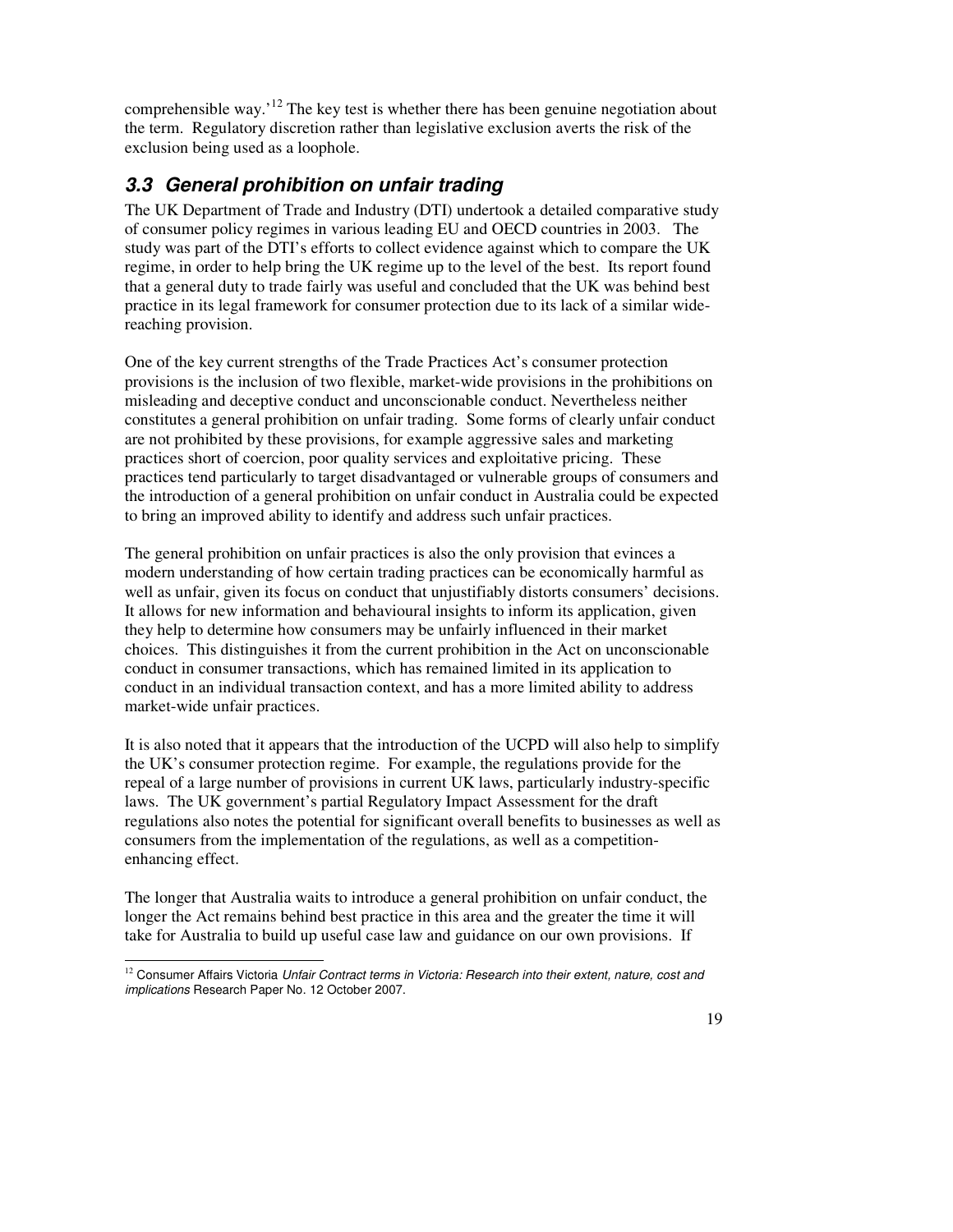comprehensible way.'[12] The key test is whether there has been genuine negotiation about the term. Regulatory discretion rather than legislative exclusion averts the risk of the exclusion being used as a loophole.

## *3.3 General prohibition on unfair trading*

The UK Department of Trade and Industry (DTI) undertook a detailed comparative study of consumer policy regimes in various leading EU and OECD countries in 2003. The study was part of the DTI's efforts to collect evidence against which to compare the UK regime, in order to help bring the UK regime up to the level of the best. Its report found that a general duty to trade fairly was useful and concluded that the UK was behind best practice in its legal framework for consumer protection due to its lack of a similar wide-reaching provision.

One of the key current strengths of the Trade Practices Act's consumer protection provisions is the inclusion of two flexible, market-wide provisions in the prohibitions on misleading and deceptive conduct and unconscionable conduct. Nevertheless neither constitutes a general prohibition on unfair trading. Some forms of clearly unfair conduct are not prohibited by these provisions, for example aggressive sales and marketing practices short of coercion, poor quality services and exploitative pricing. These practices tend particularly to target disadvantaged or vulnerable groups of consumers and the introduction of a general prohibition on unfair conduct in Australia could be expected to bring an improved ability to identify and address such unfair practices.

The general prohibition on unfair practices is also the only provision that evinces a modern understanding of how certain trading practices can be economically harmful as well as unfair, given its focus on conduct that unjustifiably distorts consumers' decisions. It allows for new information and behavioural insights to inform its application, given they help to determine how consumers may be unfairly influenced in their market choices. This distinguishes it from the current prohibition in the Act on unconscionable conduct in consumer transactions, which has remained limited in its application to conduct in an individual transaction context, and has a more limited ability to address market-wide unfair practices.

It is also noted that it appears that the introduction of the UCPD will also help to simplify the UK's consumer protection regime. For example, the regulations provide for the repeal of a large number of provisions in current UK laws, particularly industry-specific laws. The UK government's partial Regulatory Impact Assessment for the draft regulations also notes the potential for significant overall benefits to businesses as well as consumers from the implementation of the regulations, as well as a competition-enhancing effect.

The longer that Australia waits to introduce a general prohibition on unfair conduct, the longer the Act remains behind best practice in this area and the greater the time it will take for Australia to build up useful case law and guidance on our own provisions. If

---

[12] Consumer Affairs Victoria *Unfair Contract terms in Victoria: Research into their extent, nature, cost and implications* Research Paper No. 12 October 2007.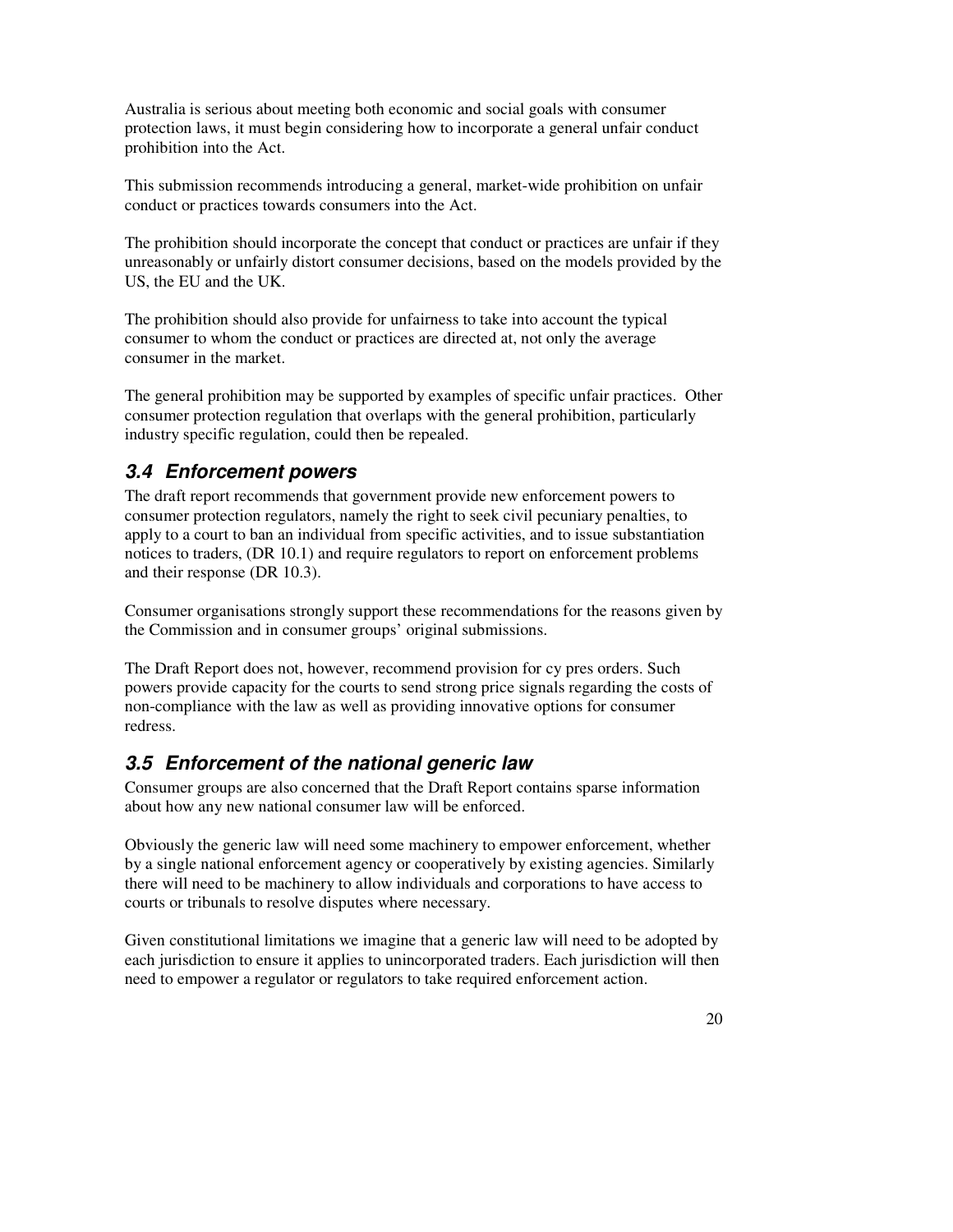Australia is serious about meeting both economic and social goals with consumer protection laws, it must begin considering how to incorporate a general unfair conduct prohibition into the Act.

This submission recommends introducing a general, market-wide prohibition on unfair conduct or practices towards consumers into the Act.

The prohibition should incorporate the concept that conduct or practices are unfair if they unreasonably or unfairly distort consumer decisions, based on the models provided by the US, the EU and the UK.

The prohibition should also provide for unfairness to take into account the typical consumer to whom the conduct or practices are directed at, not only the average consumer in the market.

The general prohibition may be supported by examples of specific unfair practices. Other consumer protection regulation that overlaps with the general prohibition, particularly industry specific regulation, could then be repealed.

### *3.4 Enforcement powers*

The draft report recommends that government provide new enforcement powers to consumer protection regulators, namely the right to seek civil pecuniary penalties, to apply to a court to ban an individual from specific activities, and to issue substantiation notices to traders, (DR 10.1) and require regulators to report on enforcement problems and their response (DR 10.3).

Consumer organisations strongly support these recommendations for the reasons given by the Commission and in consumer groups' original submissions.

The Draft Report does not, however, recommend provision for cy pres orders. Such powers provide capacity for the courts to send strong price signals regarding the costs of non-compliance with the law as well as providing innovative options for consumer redress.

### *3.5 Enforcement of the national generic law*

Consumer groups are also concerned that the Draft Report contains sparse information about how any new national consumer law will be enforced.

Obviously the generic law will need some machinery to empower enforcement, whether by a single national enforcement agency or cooperatively by existing agencies. Similarly there will need to be machinery to allow individuals and corporations to have access to courts or tribunals to resolve disputes where necessary.

Given constitutional limitations we imagine that a generic law will need to be adopted by each jurisdiction to ensure it applies to unincorporated traders. Each jurisdiction will then need to empower a regulator or regulators to take required enforcement action.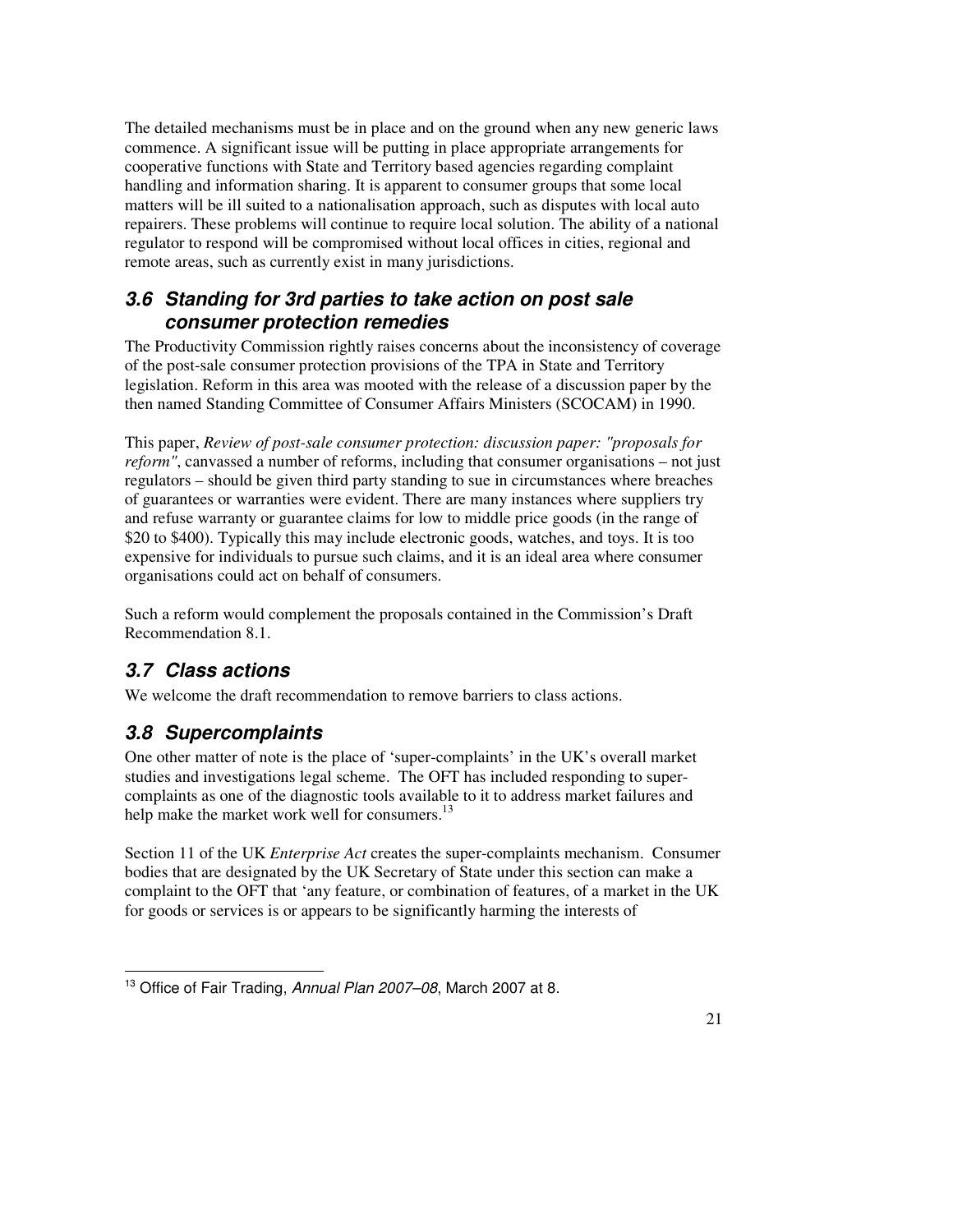The detailed mechanisms must be in place and on the ground when any new generic laws commence. A significant issue will be putting in place appropriate arrangements for cooperative functions with State and Territory based agencies regarding complaint handling and information sharing. It is apparent to consumer groups that some local matters will be ill suited to a nationalisation approach, such as disputes with local auto repairers. These problems will continue to require local solution. The ability of a national regulator to respond will be compromised without local offices in cities, regional and remote areas, such as currently exist in many jurisdictions.

### 3.6 Standing for 3rd parties to take action on post sale consumer protection remedies

The Productivity Commission rightly raises concerns about the inconsistency of coverage of the post-sale consumer protection provisions of the TPA in State and Territory legislation. Reform in this area was mooted with the release of a discussion paper by the then named Standing Committee of Consumer Affairs Ministers (SCOCAM) in 1990.

This paper, *Review of post-sale consumer protection: discussion paper: "proposals for reform"*, canvassed a number of reforms, including that consumer organisations – not just regulators – should be given third party standing to sue in circumstances where breaches of guarantees or warranties were evident. There are many instances where suppliers try and refuse warranty or guarantee claims for low to middle price goods (in the range of $20 to $400). Typically this may include electronic goods, watches, and toys. It is too expensive for individuals to pursue such claims, and it is an ideal area where consumer organisations could act on behalf of consumers.

Such a reform would complement the proposals contained in the Commission's Draft Recommendation 8.1.

### 3.7 Class actions

We welcome the draft recommendation to remove barriers to class actions.

### 3.8 Supercomplaints

One other matter of note is the place of 'super-complaints' in the UK's overall market studies and investigations legal scheme. The OFT has included responding to super-complaints as one of the diagnostic tools available to it to address market failures and help make the market work well for consumers.[13]

Section 11 of the UK *Enterprise Act* creates the super-complaints mechanism. Consumer bodies that are designated by the UK Secretary of State under this section can make a complaint to the OFT that 'any feature, or combination of features, of a market in the UK for goods or services is or appears to be significantly harming the interests of

[13] Office of Fair Trading, *Annual Plan 2007–08*, March 2007 at 8.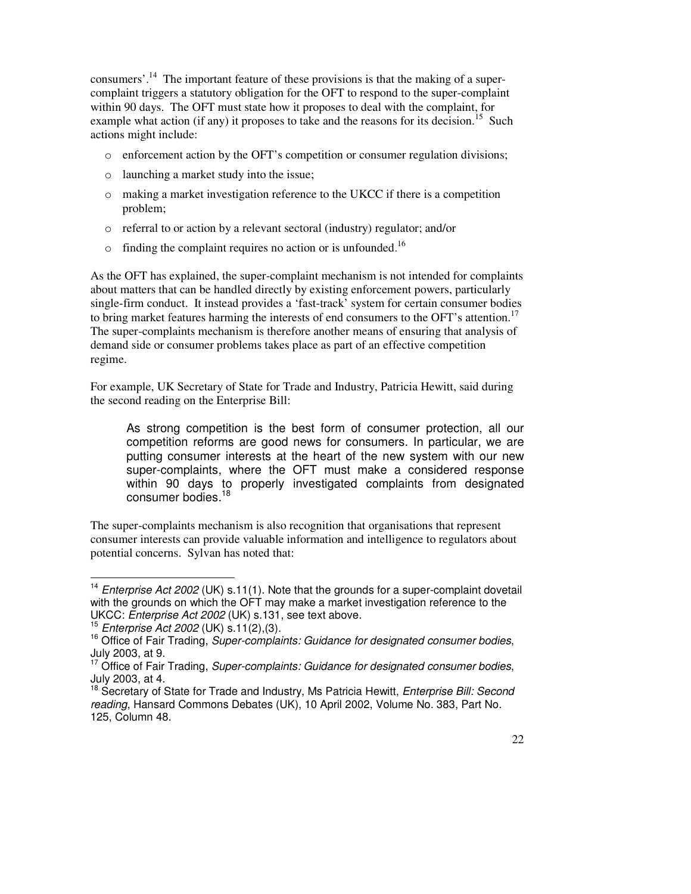consumers'.[14] The important feature of these provisions is that the making of a super-complaint triggers a statutory obligation for the OFT to respond to the super-complaint within 90 days. The OFT must state how it proposes to deal with the complaint, for example what action (if any) it proposes to take and the reasons for its decision.[15] Such actions might include:

- enforcement action by the OFT's competition or consumer regulation divisions;
- launching a market study into the issue;
- making a market investigation reference to the UKCC if there is a competition problem;
- referral to or action by a relevant sectoral (industry) regulator; and/or
- finding the complaint requires no action or is unfounded.[16]

As the OFT has explained, the super-complaint mechanism is not intended for complaints about matters that can be handled directly by existing enforcement powers, particularly single-firm conduct. It instead provides a 'fast-track' system for certain consumer bodies to bring market features harming the interests of end consumers to the OFT's attention.[17] The super-complaints mechanism is therefore another means of ensuring that analysis of demand side or consumer problems takes place as part of an effective competition regime.

For example, UK Secretary of State for Trade and Industry, Patricia Hewitt, said during the second reading on the Enterprise Bill:

> As strong competition is the best form of consumer protection, all our competition reforms are good news for consumers. In particular, we are putting consumer interests at the heart of the new system with our new super-complaints, where the OFT must make a considered response within 90 days to properly investigated complaints from designated consumer bodies.[18]

The super-complaints mechanism is also recognition that organisations that represent consumer interests can provide valuable information and intelligence to regulators about potential concerns. Sylvan has noted that:

---

[14] *Enterprise Act 2002* (UK) s.11(1). Note that the grounds for a super-complaint dovetail with the grounds on which the OFT may make a market investigation reference to the UKCC: *Enterprise Act 2002* (UK) s.131, see text above.

[15] *Enterprise Act 2002* (UK) s.11(2),(3).

[16] Office of Fair Trading, *Super-complaints: Guidance for designated consumer bodies*, July 2003, at 9.

[17] Office of Fair Trading, *Super-complaints: Guidance for designated consumer bodies*, July 2003, at 4.

[18] Secretary of State for Trade and Industry, Ms Patricia Hewitt, *Enterprise Bill: Second reading*, Hansard Commons Debates (UK), 10 April 2002, Volume No. 383, Part No. 125, Column 48.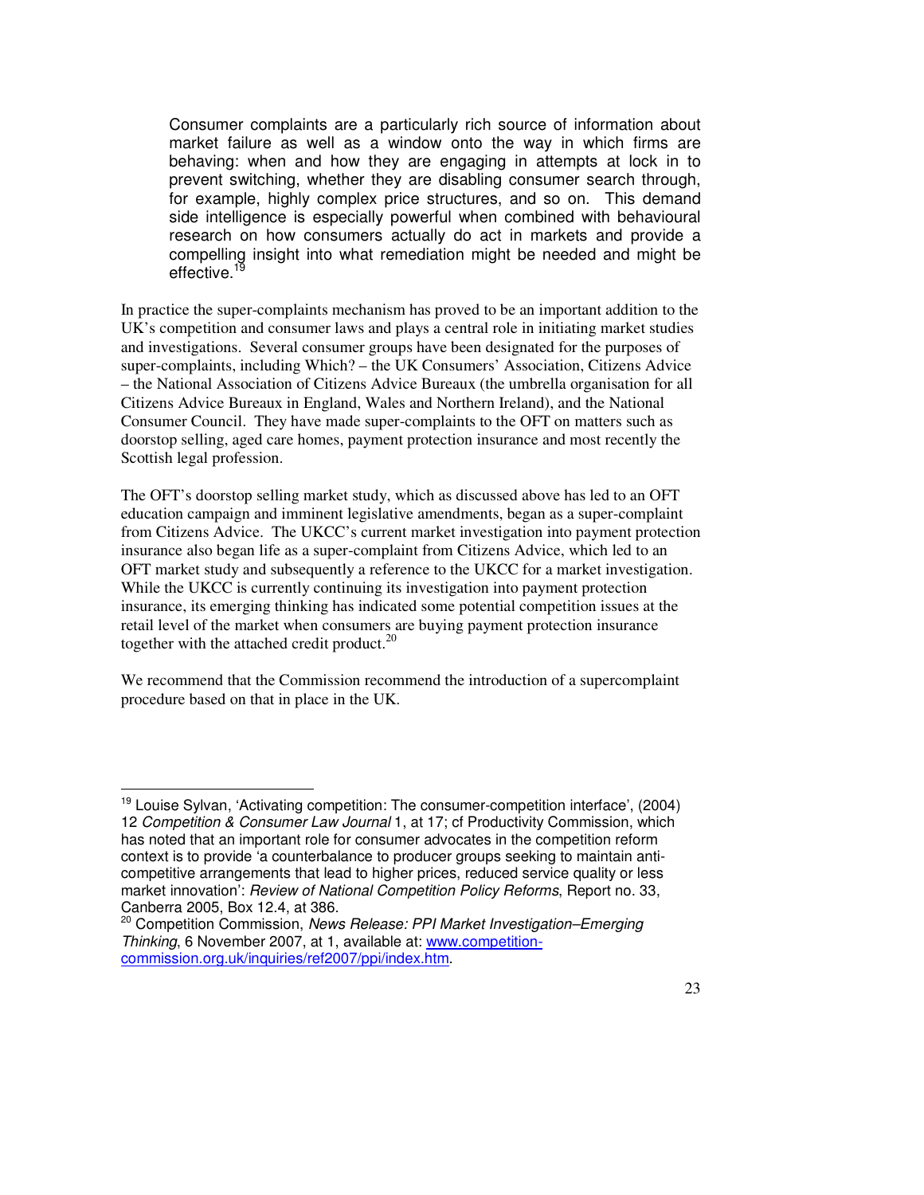> Consumer complaints are a particularly rich source of information about market failure as well as a window onto the way in which firms are behaving: when and how they are engaging in attempts at lock in to prevent switching, whether they are disabling consumer search through, for example, highly complex price structures, and so on. This demand side intelligence is especially powerful when combined with behavioural research on how consumers actually do act in markets and provide a compelling insight into what remediation might be needed and might be effective.[19]

In practice the super-complaints mechanism has proved to be an important addition to the UK's competition and consumer laws and plays a central role in initiating market studies and investigations. Several consumer groups have been designated for the purposes of super-complaints, including Which? – the UK Consumers' Association, Citizens Advice – the National Association of Citizens Advice Bureaux (the umbrella organisation for all Citizens Advice Bureaux in England, Wales and Northern Ireland), and the National Consumer Council. They have made super-complaints to the OFT on matters such as doorstop selling, aged care homes, payment protection insurance and most recently the Scottish legal profession.

The OFT's doorstop selling market study, which as discussed above has led to an OFT education campaign and imminent legislative amendments, began as a super-complaint from Citizens Advice. The UKCC's current market investigation into payment protection insurance also began life as a super-complaint from Citizens Advice, which led to an OFT market study and subsequently a reference to the UKCC for a market investigation. While the UKCC is currently continuing its investigation into payment protection insurance, its emerging thinking has indicated some potential competition issues at the retail level of the market when consumers are buying payment protection insurance together with the attached credit product.[20]

We recommend that the Commission recommend the introduction of a supercomplaint procedure based on that in place in the UK.

---

[19] Louise Sylvan, 'Activating competition: The consumer-competition interface', (2004) 12 *Competition & Consumer Law Journal* 1, at 17; cf Productivity Commission, which has noted that an important role for consumer advocates in the competition reform context is to provide 'a counterbalance to producer groups seeking to maintain anti-competitive arrangements that lead to higher prices, reduced service quality or less market innovation': *Review of National Competition Policy Reforms*, Report no. 33, Canberra 2005, Box 12.4, at 386.

[20] Competition Commission, *News Release: PPI Market Investigation–Emerging Thinking*, 6 November 2007, at 1, available at: www.competition-commission.org.uk/inquiries/ref2007/ppi/index.htm.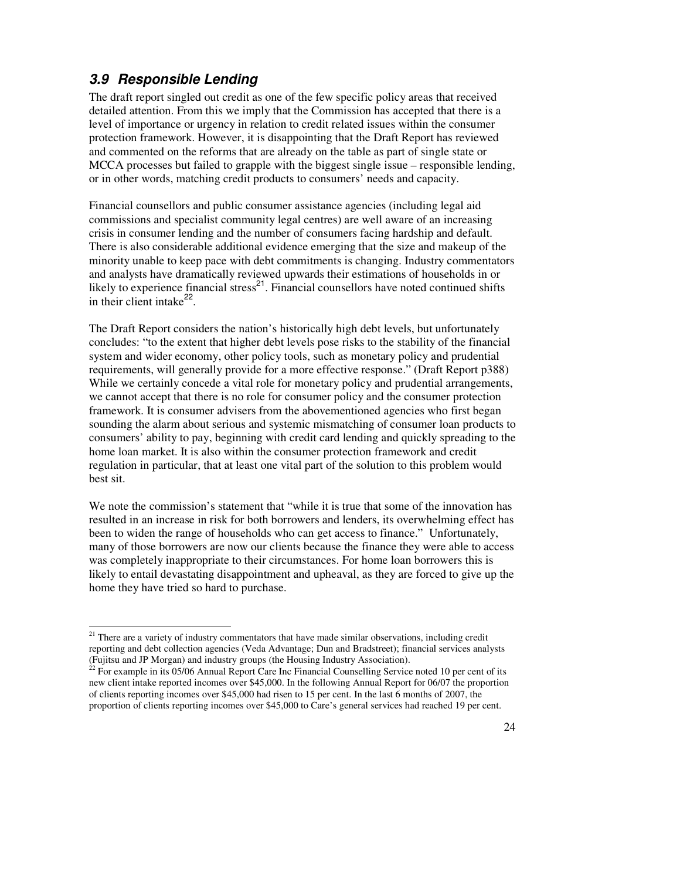### *3.9 Responsible Lending*

The draft report singled out credit as one of the few specific policy areas that received detailed attention. From this we imply that the Commission has accepted that there is a level of importance or urgency in relation to credit related issues within the consumer protection framework. However, it is disappointing that the Draft Report has reviewed and commented on the reforms that are already on the table as part of single state or MCCA processes but failed to grapple with the biggest single issue – responsible lending, or in other words, matching credit products to consumers' needs and capacity.

Financial counsellors and public consumer assistance agencies (including legal aid commissions and specialist community legal centres) are well aware of an increasing crisis in consumer lending and the number of consumers facing hardship and default. There is also considerable additional evidence emerging that the size and makeup of the minority unable to keep pace with debt commitments is changing. Industry commentators and analysts have dramatically reviewed upwards their estimations of households in or likely to experience financial stress[21]. Financial counsellors have noted continued shifts in their client intake[22].

The Draft Report considers the nation's historically high debt levels, but unfortunately concludes: "to the extent that higher debt levels pose risks to the stability of the financial system and wider economy, other policy tools, such as monetary policy and prudential requirements, will generally provide for a more effective response." (Draft Report p388) While we certainly concede a vital role for monetary policy and prudential arrangements, we cannot accept that there is no role for consumer policy and the consumer protection framework. It is consumer advisers from the abovementioned agencies who first began sounding the alarm about serious and systemic mismatching of consumer loan products to consumers' ability to pay, beginning with credit card lending and quickly spreading to the home loan market. It is also within the consumer protection framework and credit regulation in particular, that at least one vital part of the solution to this problem would best sit.

We note the commission's statement that "while it is true that some of the innovation has resulted in an increase in risk for both borrowers and lenders, its overwhelming effect has been to widen the range of households who can get access to finance." Unfortunately, many of those borrowers are now our clients because the finance they were able to access was completely inappropriate to their circumstances. For home loan borrowers this is likely to entail devastating disappointment and upheaval, as they are forced to give up the home they have tried so hard to purchase.

---

[21] There are a variety of industry commentators that have made similar observations, including credit reporting and debt collection agencies (Veda Advantage; Dun and Bradstreet); financial services analysts (Fujitsu and JP Morgan) and industry groups (the Housing Industry Association).

[22] For example in its 05/06 Annual Report Care Inc Financial Counselling Service noted 10 per cent of its new client intake reported incomes over $45,000. In the following Annual Report for 06/07 the proportion of clients reporting incomes over $45,000 had risen to 15 per cent. In the last 6 months of 2007, the proportion of clients reporting incomes over $45,000 to Care's general services had reached 19 per cent.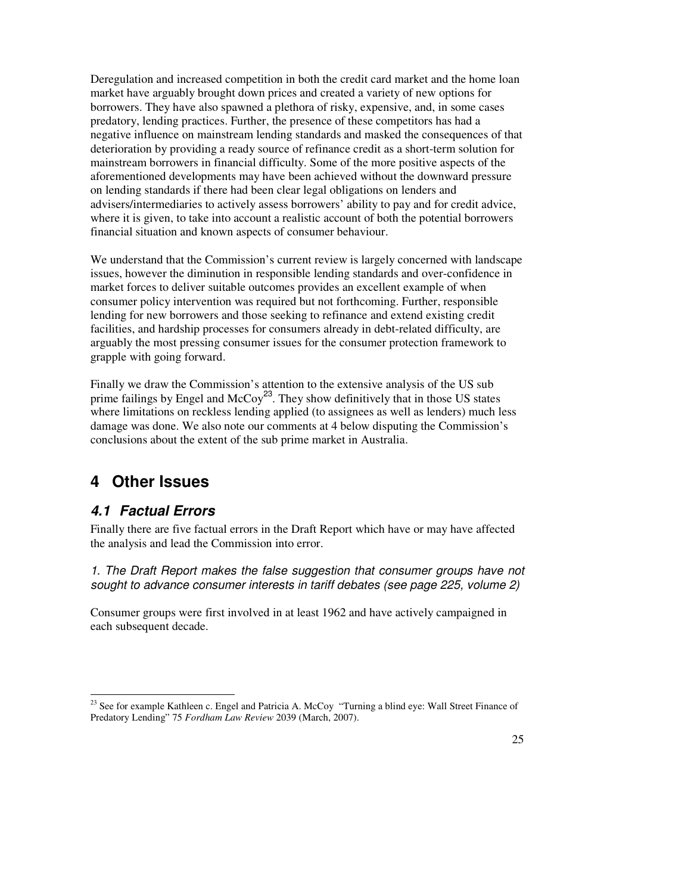Deregulation and increased competition in both the credit card market and the home loan market have arguably brought down prices and created a variety of new options for borrowers. They have also spawned a plethora of risky, expensive, and, in some cases predatory, lending practices. Further, the presence of these competitors has had a negative influence on mainstream lending standards and masked the consequences of that deterioration by providing a ready source of refinance credit as a short-term solution for mainstream borrowers in financial difficulty. Some of the more positive aspects of the aforementioned developments may have been achieved without the downward pressure on lending standards if there had been clear legal obligations on lenders and advisers/intermediaries to actively assess borrowers' ability to pay and for credit advice, where it is given, to take into account a realistic account of both the potential borrowers financial situation and known aspects of consumer behaviour.

We understand that the Commission's current review is largely concerned with landscape issues, however the diminution in responsible lending standards and over-confidence in market forces to deliver suitable outcomes provides an excellent example of when consumer policy intervention was required but not forthcoming. Further, responsible lending for new borrowers and those seeking to refinance and extend existing credit facilities, and hardship processes for consumers already in debt-related difficulty, are arguably the most pressing consumer issues for the consumer protection framework to grapple with going forward.

Finally we draw the Commission's attention to the extensive analysis of the US sub prime failings by Engel and McCoy[23]. They show definitively that in those US states where limitations on reckless lending applied (to assignees as well as lenders) much less damage was done. We also note our comments at 4 below disputing the Commission's conclusions about the extent of the sub prime market in Australia.

# 4 Other Issues

## *4.1 Factual Errors*

Finally there are five factual errors in the Draft Report which have or may have affected the analysis and lead the Commission into error.

*1. The Draft Report makes the false suggestion that consumer groups have not sought to advance consumer interests in tariff debates (see page 225, volume 2)*

Consumer groups were first involved in at least 1962 and have actively campaigned in each subsequent decade.

---

[23] See for example Kathleen c. Engel and Patricia A. McCoy "Turning a blind eye: Wall Street Finance of Predatory Lending" 75 *Fordham Law Review* 2039 (March, 2007).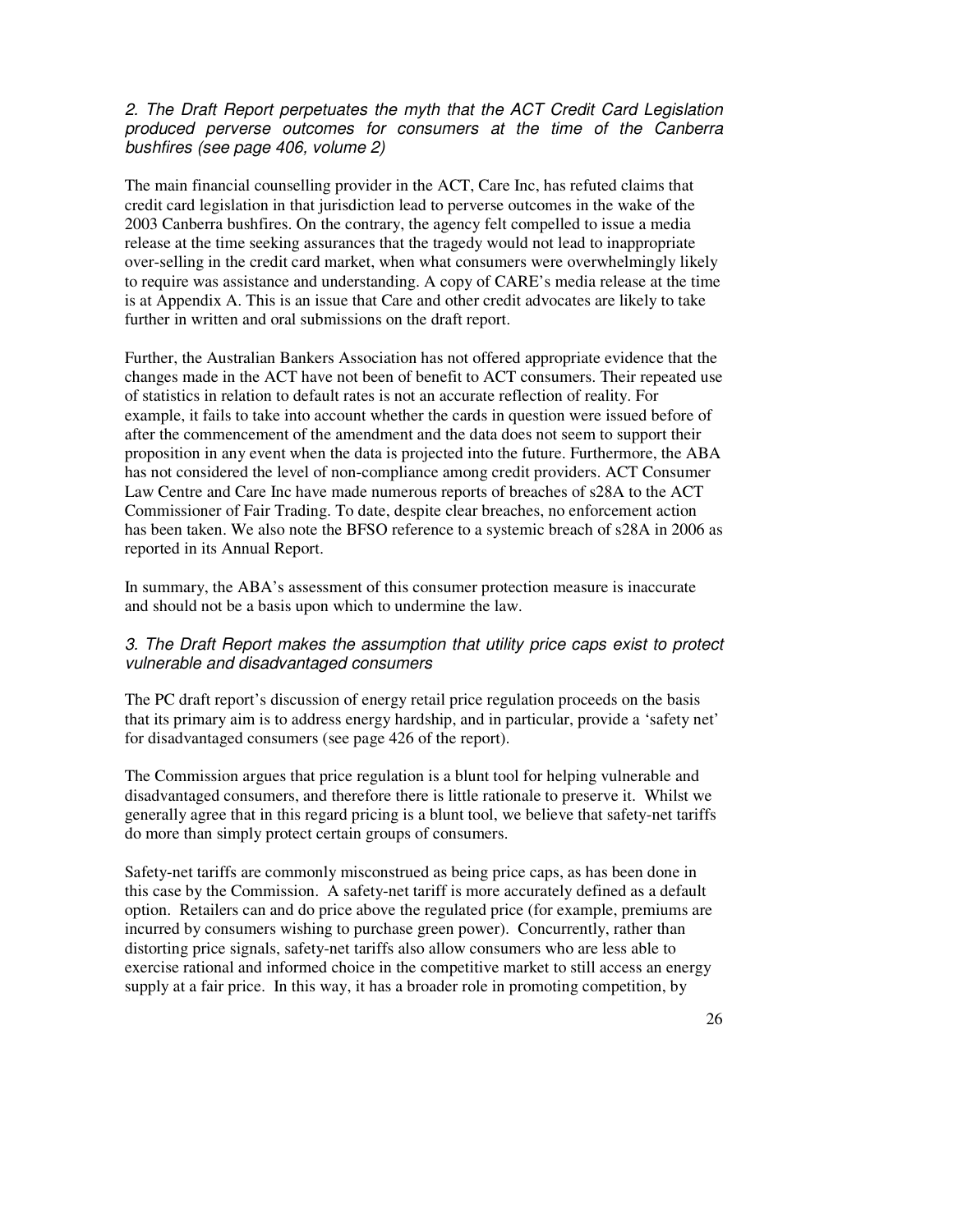*2. The Draft Report perpetuates the myth that the ACT Credit Card Legislation produced perverse outcomes for consumers at the time of the Canberra bushfires (see page 406, volume 2)*

The main financial counselling provider in the ACT, Care Inc, has refuted claims that credit card legislation in that jurisdiction lead to perverse outcomes in the wake of the 2003 Canberra bushfires. On the contrary, the agency felt compelled to issue a media release at the time seeking assurances that the tragedy would not lead to inappropriate over-selling in the credit card market, when what consumers were overwhelmingly likely to require was assistance and understanding. A copy of CARE's media release at the time is at Appendix A. This is an issue that Care and other credit advocates are likely to take further in written and oral submissions on the draft report.

Further, the Australian Bankers Association has not offered appropriate evidence that the changes made in the ACT have not been of benefit to ACT consumers. Their repeated use of statistics in relation to default rates is not an accurate reflection of reality. For example, it fails to take into account whether the cards in question were issued before of after the commencement of the amendment and the data does not seem to support their proposition in any event when the data is projected into the future. Furthermore, the ABA has not considered the level of non-compliance among credit providers. ACT Consumer Law Centre and Care Inc have made numerous reports of breaches of s28A to the ACT Commissioner of Fair Trading. To date, despite clear breaches, no enforcement action has been taken. We also note the BFSO reference to a systemic breach of s28A in 2006 as reported in its Annual Report.

In summary, the ABA's assessment of this consumer protection measure is inaccurate and should not be a basis upon which to undermine the law.

*3. The Draft Report makes the assumption that utility price caps exist to protect vulnerable and disadvantaged consumers*

The PC draft report's discussion of energy retail price regulation proceeds on the basis that its primary aim is to address energy hardship, and in particular, provide a 'safety net' for disadvantaged consumers (see page 426 of the report).

The Commission argues that price regulation is a blunt tool for helping vulnerable and disadvantaged consumers, and therefore there is little rationale to preserve it. Whilst we generally agree that in this regard pricing is a blunt tool, we believe that safety-net tariffs do more than simply protect certain groups of consumers.

Safety-net tariffs are commonly misconstrued as being price caps, as has been done in this case by the Commission. A safety-net tariff is more accurately defined as a default option. Retailers can and do price above the regulated price (for example, premiums are incurred by consumers wishing to purchase green power). Concurrently, rather than distorting price signals, safety-net tariffs also allow consumers who are less able to exercise rational and informed choice in the competitive market to still access an energy supply at a fair price. In this way, it has a broader role in promoting competition, by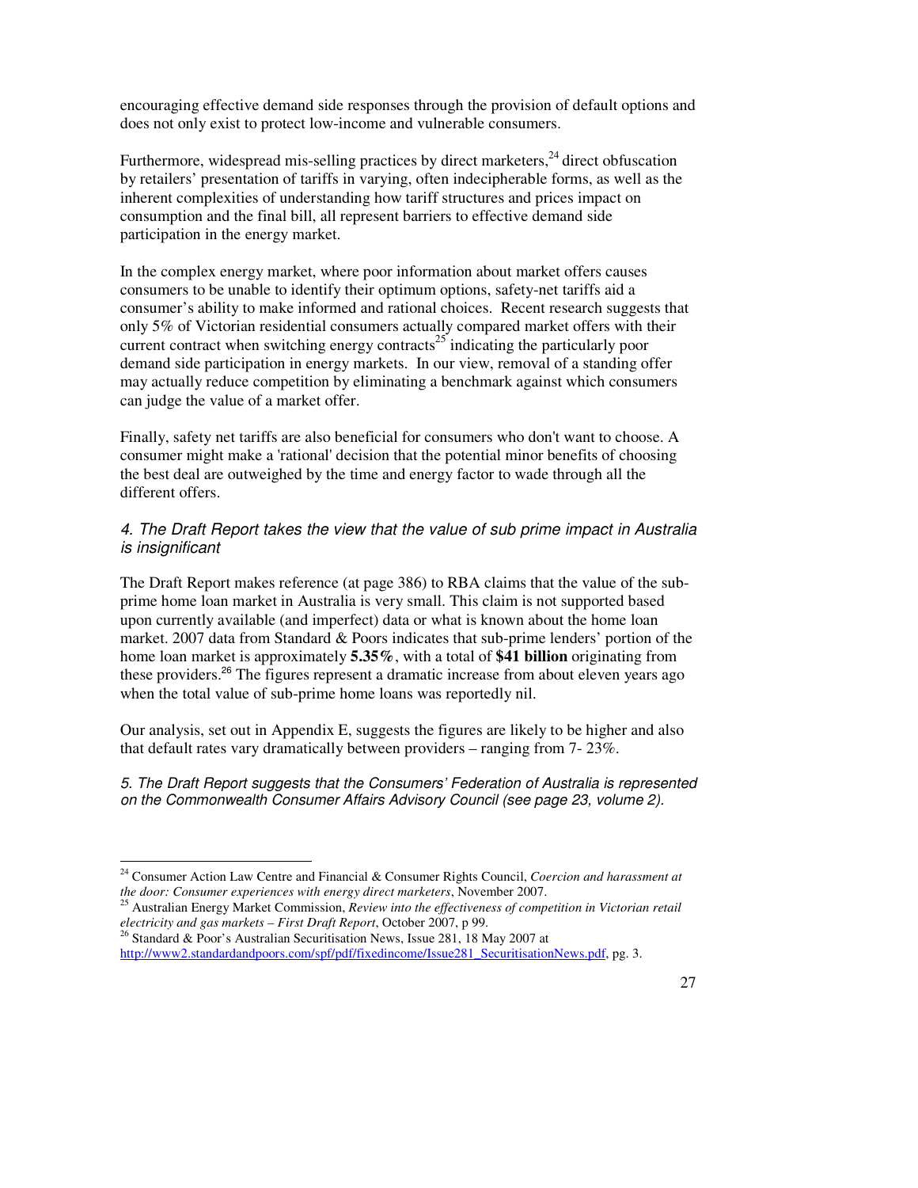encouraging effective demand side responses through the provision of default options and does not only exist to protect low-income and vulnerable consumers.

Furthermore, widespread mis-selling practices by direct marketers,[24] direct obfuscation by retailers' presentation of tariffs in varying, often indecipherable forms, as well as the inherent complexities of understanding how tariff structures and prices impact on consumption and the final bill, all represent barriers to effective demand side participation in the energy market.

In the complex energy market, where poor information about market offers causes consumers to be unable to identify their optimum options, safety-net tariffs aid a consumer's ability to make informed and rational choices. Recent research suggests that only 5% of Victorian residential consumers actually compared market offers with their current contract when switching energy contracts[25] indicating the particularly poor demand side participation in energy markets. In our view, removal of a standing offer may actually reduce competition by eliminating a benchmark against which consumers can judge the value of a market offer.

Finally, safety net tariffs are also beneficial for consumers who don't want to choose. A consumer might make a 'rational' decision that the potential minor benefits of choosing the best deal are outweighed by the time and energy factor to wade through all the different offers.

### *4. The Draft Report takes the view that the value of sub prime impact in Australia is insignificant*

The Draft Report makes reference (at page 386) to RBA claims that the value of the sub-prime home loan market in Australia is very small. This claim is not supported based upon currently available (and imperfect) data or what is known about the home loan market. 2007 data from Standard & Poors indicates that sub-prime lenders' portion of the home loan market is approximately **5.35%**, with a total of **$41 billion** originating from these providers.[26] The figures represent a dramatic increase from about eleven years ago when the total value of sub-prime home loans was reportedly nil.

Our analysis, set out in Appendix E, suggests the figures are likely to be higher and also that default rates vary dramatically between providers – ranging from 7- 23%.

### *5. The Draft Report suggests that the Consumers' Federation of Australia is represented on the Commonwealth Consumer Affairs Advisory Council (see page 23, volume 2).*

---

[24] Consumer Action Law Centre and Financial & Consumer Rights Council, *Coercion and harassment at the door: Consumer experiences with energy direct marketers*, November 2007.

[25] Australian Energy Market Commission, *Review into the effectiveness of competition in Victorian retail electricity and gas markets – First Draft Report*, October 2007, p 99.

[26] Standard & Poor's Australian Securitisation News, Issue 281, 18 May 2007 at http://www2.standardandpoors.com/spf/pdf/fixedincome/Issue281_SecuritisationNews.pdf, pg. 3.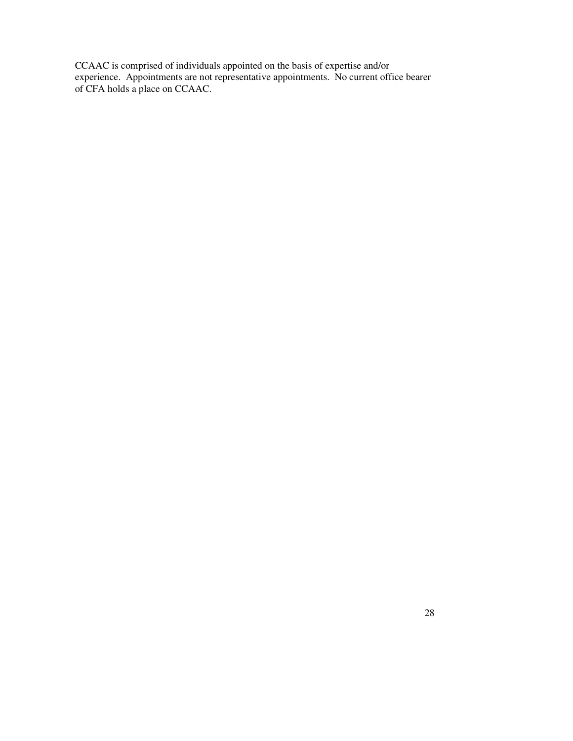CCAAC is comprised of individuals appointed on the basis of expertise and/or experience. Appointments are not representative appointments. No current office bearer of CFA holds a place on CCAAC.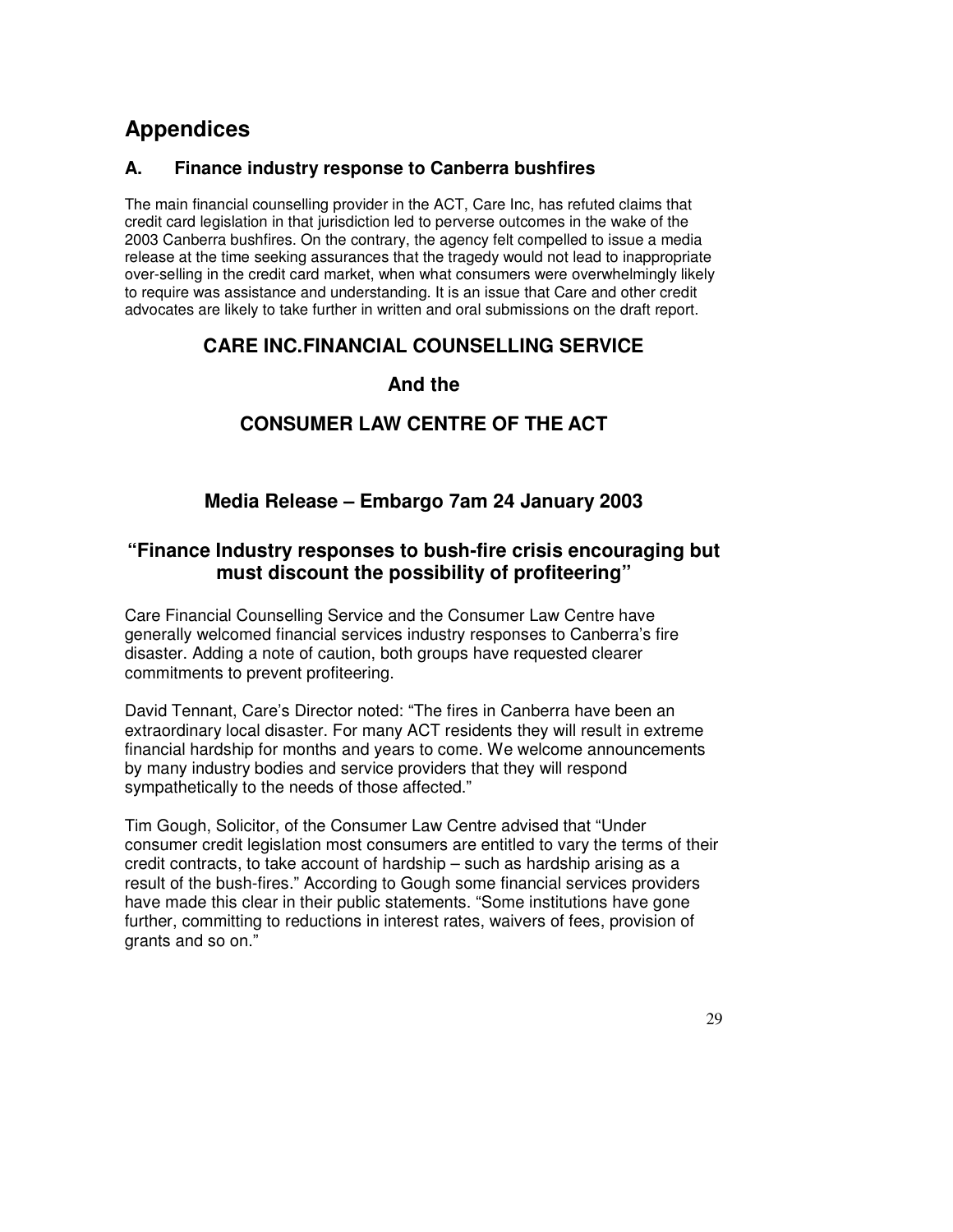# Appendices

## A. Finance industry response to Canberra bushfires

The main financial counselling provider in the ACT, Care Inc, has refuted claims that credit card legislation in that jurisdiction led to perverse outcomes in the wake of the 2003 Canberra bushfires. On the contrary, the agency felt compelled to issue a media release at the time seeking assurances that the tragedy would not lead to inappropriate over-selling in the credit card market, when what consumers were overwhelmingly likely to require was assistance and understanding. It is an issue that Care and other credit advocates are likely to take further in written and oral submissions on the draft report.

**CARE INC.FINANCIAL COUNSELLING SERVICE**

**And the**

**CONSUMER LAW CENTRE OF THE ACT**

**Media Release – Embargo 7am 24 January 2003**

**"Finance Industry responses to bush-fire crisis encouraging but must discount the possibility of profiteering"**

Care Financial Counselling Service and the Consumer Law Centre have generally welcomed financial services industry responses to Canberra's fire disaster. Adding a note of caution, both groups have requested clearer commitments to prevent profiteering.

David Tennant, Care's Director noted: "The fires in Canberra have been an extraordinary local disaster. For many ACT residents they will result in extreme financial hardship for months and years to come. We welcome announcements by many industry bodies and service providers that they will respond sympathetically to the needs of those affected."

Tim Gough, Solicitor, of the Consumer Law Centre advised that "Under consumer credit legislation most consumers are entitled to vary the terms of their credit contracts, to take account of hardship – such as hardship arising as a result of the bush-fires." According to Gough some financial services providers have made this clear in their public statements. "Some institutions have gone further, committing to reductions in interest rates, waivers of fees, provision of grants and so on."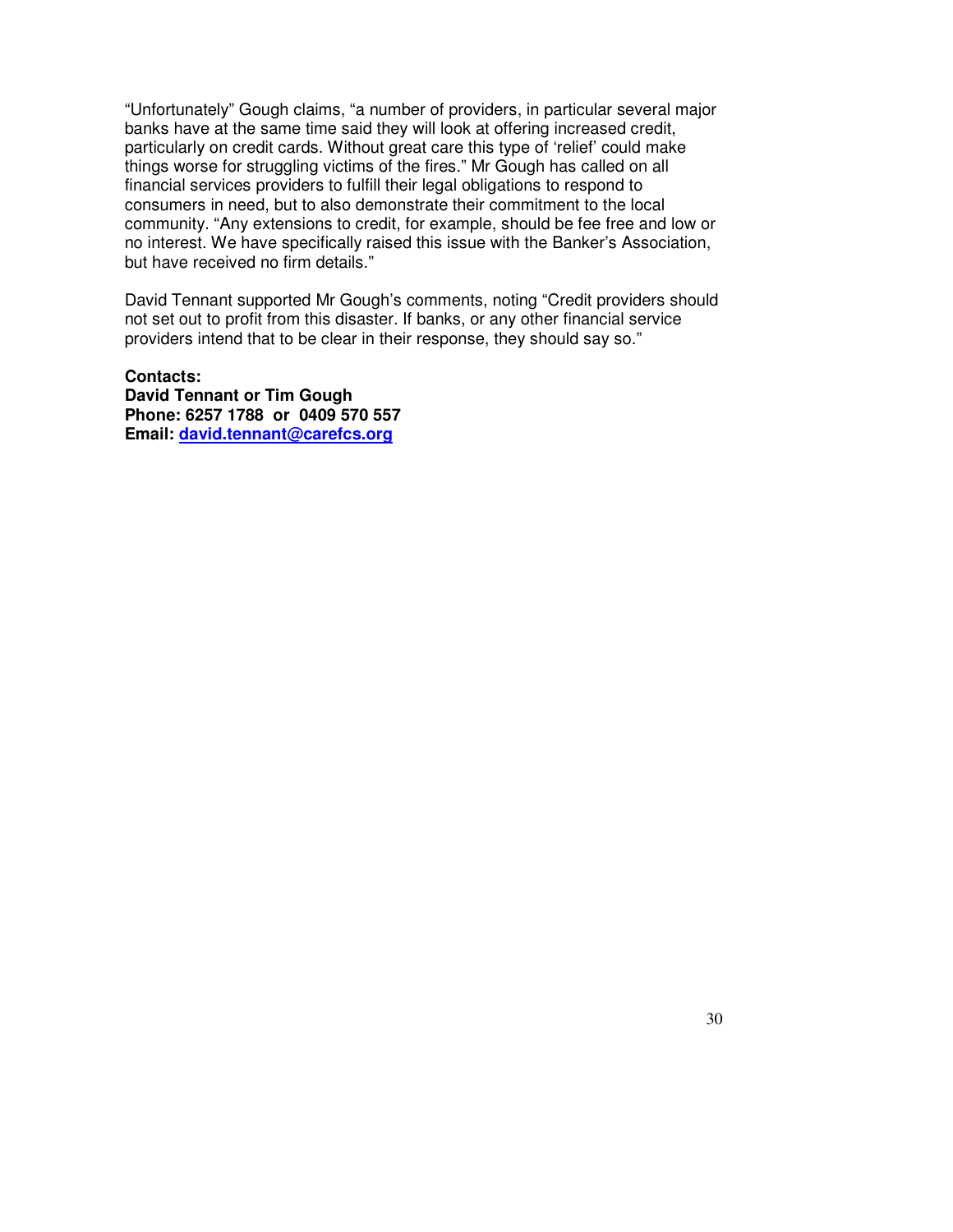“Unfortunately” Gough claims, “a number of providers, in particular several major banks have at the same time said they will look at offering increased credit, particularly on credit cards. Without great care this type of ‘relief’ could make things worse for struggling victims of the fires.” Mr Gough has called on all financial services providers to fulfill their legal obligations to respond to consumers in need, but to also demonstrate their commitment to the local community. “Any extensions to credit, for example, should be fee free and low or no interest. We have specifically raised this issue with the Banker’s Association, but have received no firm details.”

David Tennant supported Mr Gough’s comments, noting “Credit providers should not set out to profit from this disaster. If banks, or any other financial service providers intend that to be clear in their response, they should say so.”

**Contacts:**
**David Tennant or Tim Gough**
**Phone: 6257 1788 or 0409 570 557**
**Email: david.tennant@carefcs.org**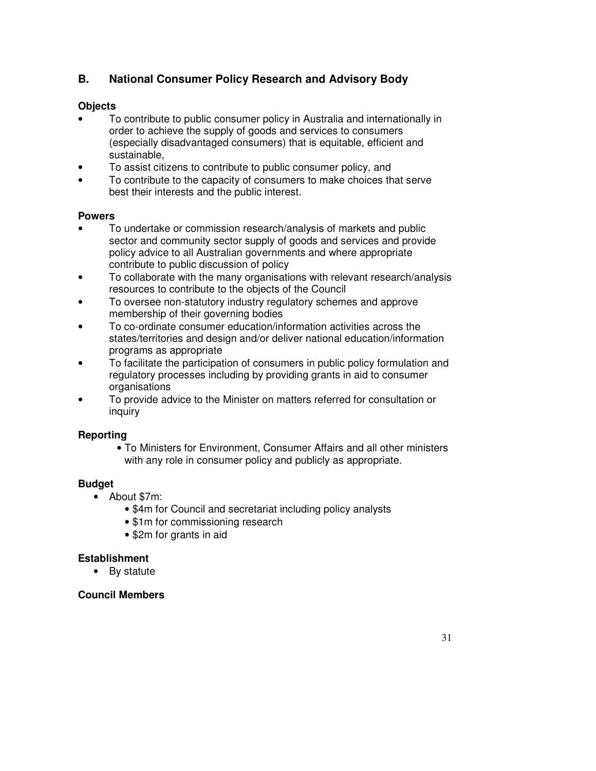## B. National Consumer Policy Research and Advisory Body

### Objects

- To contribute to public consumer policy in Australia and internationally in order to achieve the supply of goods and services to consumers (especially disadvantaged consumers) that is equitable, efficient and sustainable,
- To assist citizens to contribute to public consumer policy, and
- To contribute to the capacity of consumers to make choices that serve best their interests and the public interest.

### Powers

- To undertake or commission research/analysis of markets and public sector and community sector supply of goods and services and provide policy advice to all Australian governments and where appropriate contribute to public discussion of policy
- To collaborate with the many organisations with relevant research/analysis resources to contribute to the objects of the Council
- To oversee non-statutory industry regulatory schemes and approve membership of their governing bodies
- To co-ordinate consumer education/information activities across the states/territories and design and/or deliver national education/information programs as appropriate
- To facilitate the participation of consumers in public policy formulation and regulatory processes including by providing grants in aid to consumer organisations
- To provide advice to the Minister on matters referred for consultation or inquiry

### Reporting

- To Ministers for Environment, Consumer Affairs and all other ministers with any role in consumer policy and publicly as appropriate.

### Budget

- About $7m:
  - $4m for Council and secretariat including policy analysts
  - $1m for commissioning research
  - $2m for grants in aid

### Establishment

- By statute

### Council Members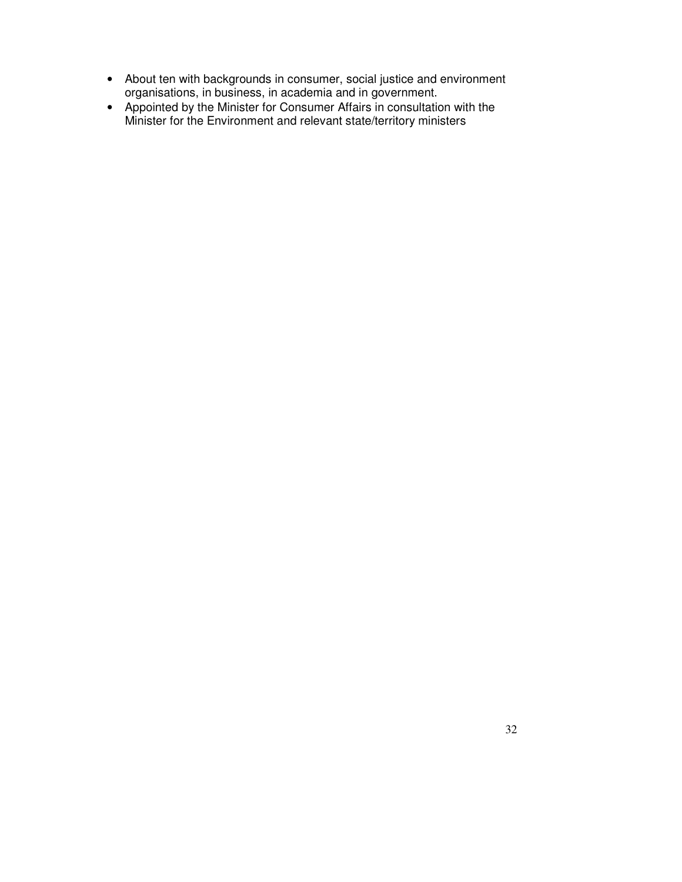- About ten with backgrounds in consumer, social justice and environment organisations, in business, in academia and in government.
- Appointed by the Minister for Consumer Affairs in consultation with the Minister for the Environment and relevant state/territory ministers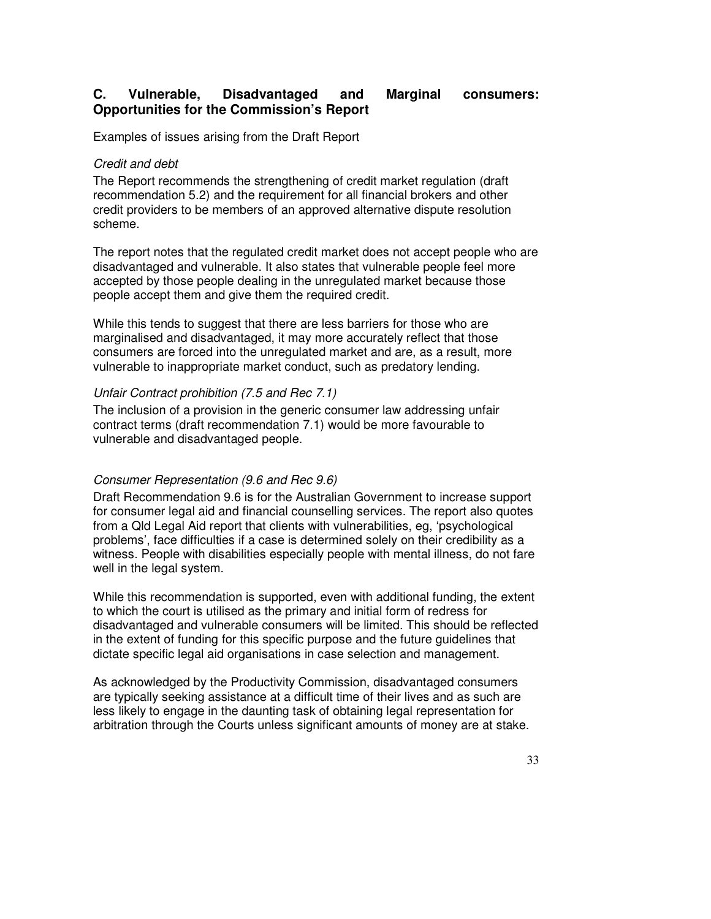## C. Vulnerable, Disadvantaged and Marginal consumers: Opportunities for the Commission's Report

Examples of issues arising from the Draft Report

*Credit and debt*

The Report recommends the strengthening of credit market regulation (draft recommendation 5.2) and the requirement for all financial brokers and other credit providers to be members of an approved alternative dispute resolution scheme.

The report notes that the regulated credit market does not accept people who are disadvantaged and vulnerable. It also states that vulnerable people feel more accepted by those people dealing in the unregulated market because those people accept them and give them the required credit.

While this tends to suggest that there are less barriers for those who are marginalised and disadvantaged, it may more accurately reflect that those consumers are forced into the unregulated market and are, as a result, more vulnerable to inappropriate market conduct, such as predatory lending.

*Unfair Contract prohibition (7.5 and Rec 7.1)*

The inclusion of a provision in the generic consumer law addressing unfair contract terms (draft recommendation 7.1) would be more favourable to vulnerable and disadvantaged people.

*Consumer Representation (9.6 and Rec 9.6)*

Draft Recommendation 9.6 is for the Australian Government to increase support for consumer legal aid and financial counselling services. The report also quotes from a Qld Legal Aid report that clients with vulnerabilities, eg, 'psychological problems', face difficulties if a case is determined solely on their credibility as a witness. People with disabilities especially people with mental illness, do not fare well in the legal system.

While this recommendation is supported, even with additional funding, the extent to which the court is utilised as the primary and initial form of redress for disadvantaged and vulnerable consumers will be limited. This should be reflected in the extent of funding for this specific purpose and the future guidelines that dictate specific legal aid organisations in case selection and management.

As acknowledged by the Productivity Commission, disadvantaged consumers are typically seeking assistance at a difficult time of their lives and as such are less likely to engage in the daunting task of obtaining legal representation for arbitration through the Courts unless significant amounts of money are at stake.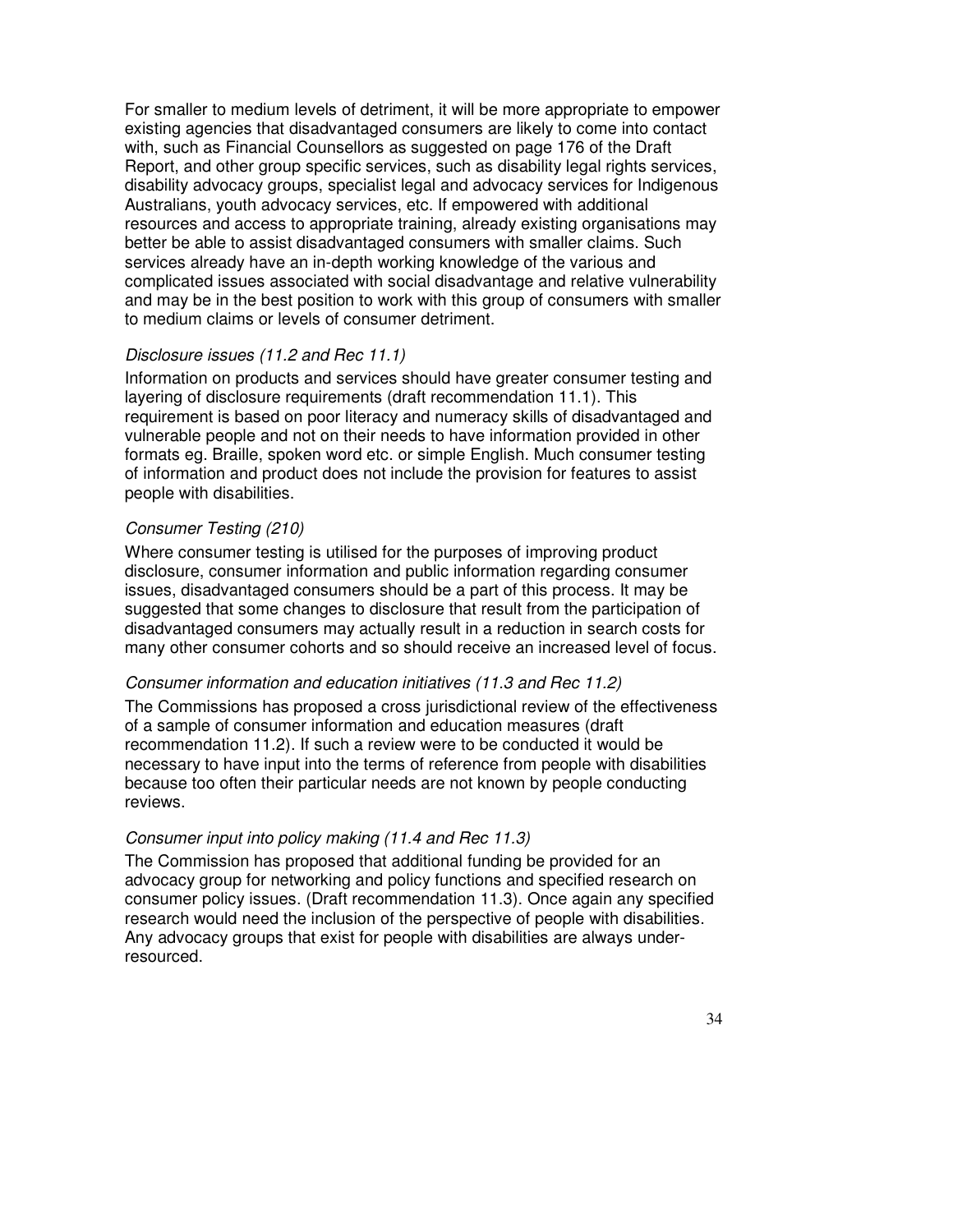For smaller to medium levels of detriment, it will be more appropriate to empower existing agencies that disadvantaged consumers are likely to come into contact with, such as Financial Counsellors as suggested on page 176 of the Draft Report, and other group specific services, such as disability legal rights services, disability advocacy groups, specialist legal and advocacy services for Indigenous Australians, youth advocacy services, etc. If empowered with additional resources and access to appropriate training, already existing organisations may better be able to assist disadvantaged consumers with smaller claims. Such services already have an in-depth working knowledge of the various and complicated issues associated with social disadvantage and relative vulnerability and may be in the best position to work with this group of consumers with smaller to medium claims or levels of consumer detriment.

*Disclosure issues (11.2 and Rec 11.1)*

Information on products and services should have greater consumer testing and layering of disclosure requirements (draft recommendation 11.1). This requirement is based on poor literacy and numeracy skills of disadvantaged and vulnerable people and not on their needs to have information provided in other formats eg. Braille, spoken word etc. or simple English. Much consumer testing of information and product does not include the provision for features to assist people with disabilities.

*Consumer Testing (210)*

Where consumer testing is utilised for the purposes of improving product disclosure, consumer information and public information regarding consumer issues, disadvantaged consumers should be a part of this process. It may be suggested that some changes to disclosure that result from the participation of disadvantaged consumers may actually result in a reduction in search costs for many other consumer cohorts and so should receive an increased level of focus.

*Consumer information and education initiatives (11.3 and Rec 11.2)*

The Commissions has proposed a cross jurisdictional review of the effectiveness of a sample of consumer information and education measures (draft recommendation 11.2). If such a review were to be conducted it would be necessary to have input into the terms of reference from people with disabilities because too often their particular needs are not known by people conducting reviews.

*Consumer input into policy making (11.4 and Rec 11.3)*

The Commission has proposed that additional funding be provided for an advocacy group for networking and policy functions and specified research on consumer policy issues. (Draft recommendation 11.3). Once again any specified research would need the inclusion of the perspective of people with disabilities. Any advocacy groups that exist for people with disabilities are always under-resourced.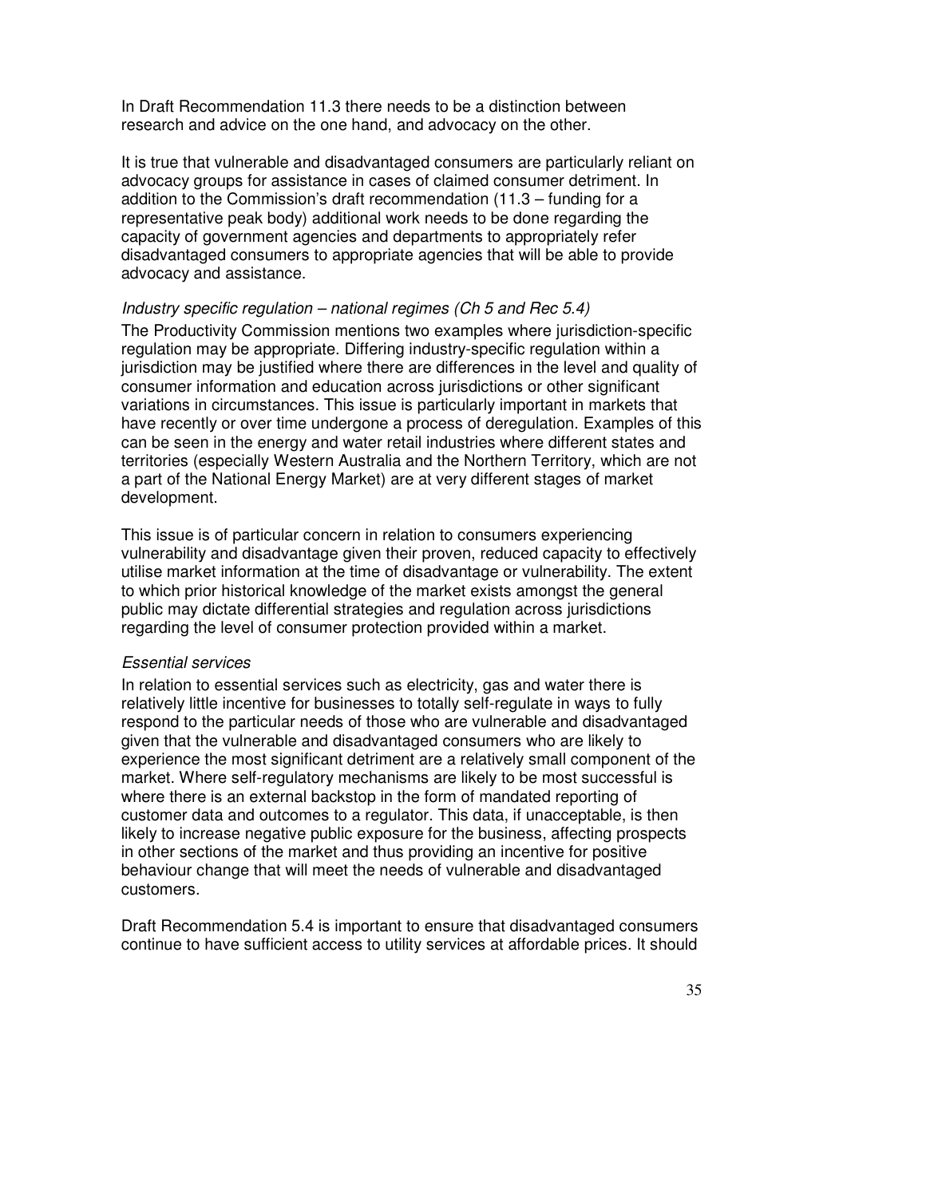In Draft Recommendation 11.3 there needs to be a distinction between research and advice on the one hand, and advocacy on the other.

It is true that vulnerable and disadvantaged consumers are particularly reliant on advocacy groups for assistance in cases of claimed consumer detriment. In addition to the Commission's draft recommendation (11.3 – funding for a representative peak body) additional work needs to be done regarding the capacity of government agencies and departments to appropriately refer disadvantaged consumers to appropriate agencies that will be able to provide advocacy and assistance.

*Industry specific regulation – national regimes (Ch 5 and Rec 5.4)*

The Productivity Commission mentions two examples where jurisdiction-specific regulation may be appropriate. Differing industry-specific regulation within a jurisdiction may be justified where there are differences in the level and quality of consumer information and education across jurisdictions or other significant variations in circumstances. This issue is particularly important in markets that have recently or over time undergone a process of deregulation. Examples of this can be seen in the energy and water retail industries where different states and territories (especially Western Australia and the Northern Territory, which are not a part of the National Energy Market) are at very different stages of market development.

This issue is of particular concern in relation to consumers experiencing vulnerability and disadvantage given their proven, reduced capacity to effectively utilise market information at the time of disadvantage or vulnerability. The extent to which prior historical knowledge of the market exists amongst the general public may dictate differential strategies and regulation across jurisdictions regarding the level of consumer protection provided within a market.

*Essential services*

In relation to essential services such as electricity, gas and water there is relatively little incentive for businesses to totally self-regulate in ways to fully respond to the particular needs of those who are vulnerable and disadvantaged given that the vulnerable and disadvantaged consumers who are likely to experience the most significant detriment are a relatively small component of the market. Where self-regulatory mechanisms are likely to be most successful is where there is an external backstop in the form of mandated reporting of customer data and outcomes to a regulator. This data, if unacceptable, is then likely to increase negative public exposure for the business, affecting prospects in other sections of the market and thus providing an incentive for positive behaviour change that will meet the needs of vulnerable and disadvantaged customers.

Draft Recommendation 5.4 is important to ensure that disadvantaged consumers continue to have sufficient access to utility services at affordable prices. It should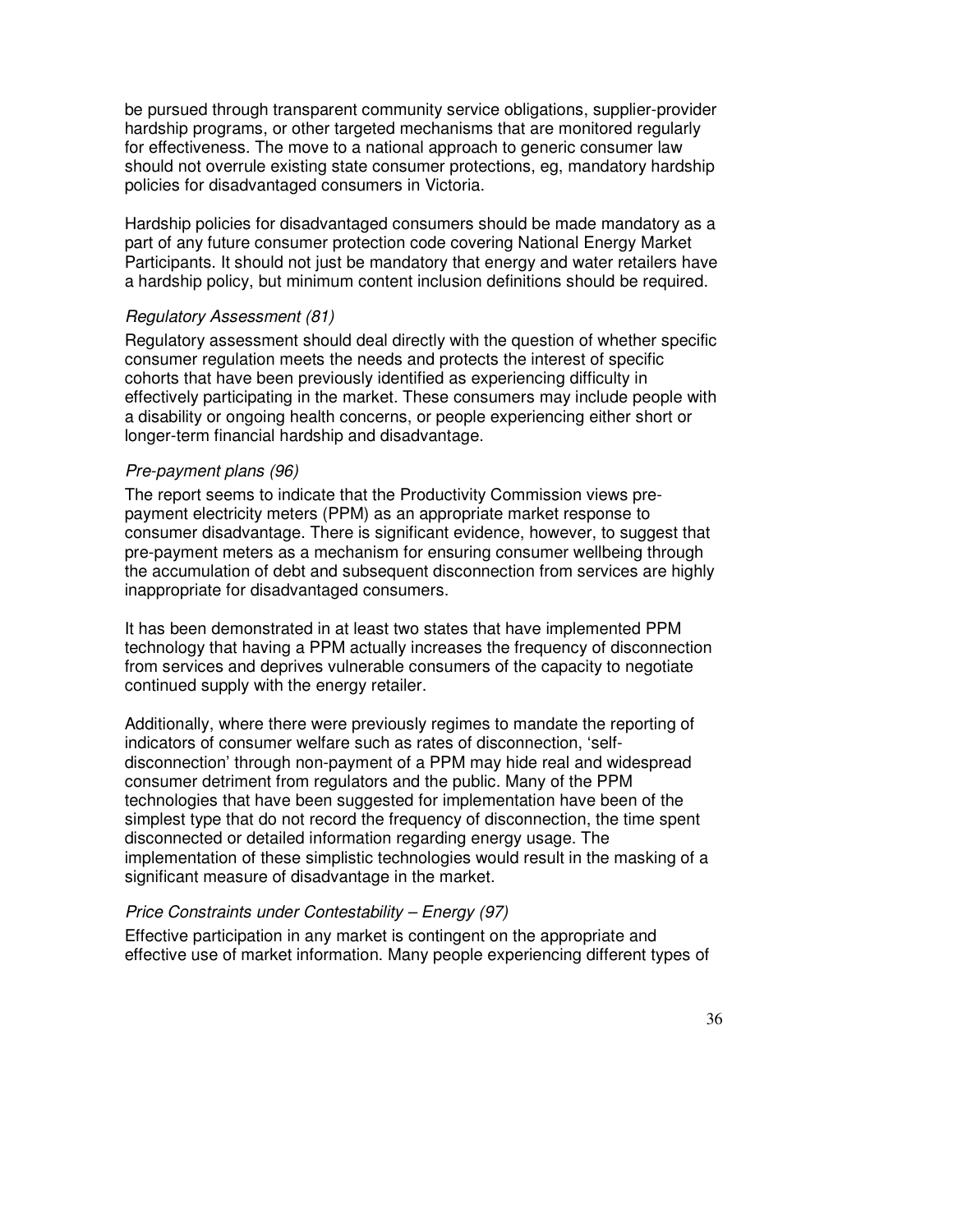be pursued through transparent community service obligations, supplier-provider hardship programs, or other targeted mechanisms that are monitored regularly for effectiveness. The move to a national approach to generic consumer law should not overrule existing state consumer protections, eg, mandatory hardship policies for disadvantaged consumers in Victoria.

Hardship policies for disadvantaged consumers should be made mandatory as a part of any future consumer protection code covering National Energy Market Participants. It should not just be mandatory that energy and water retailers have a hardship policy, but minimum content inclusion definitions should be required.

*Regulatory Assessment (81)*

Regulatory assessment should deal directly with the question of whether specific consumer regulation meets the needs and protects the interest of specific cohorts that have been previously identified as experiencing difficulty in effectively participating in the market. These consumers may include people with a disability or ongoing health concerns, or people experiencing either short or longer-term financial hardship and disadvantage.

*Pre-payment plans (96)*

The report seems to indicate that the Productivity Commission views pre-payment electricity meters (PPM) as an appropriate market response to consumer disadvantage. There is significant evidence, however, to suggest that pre-payment meters as a mechanism for ensuring consumer wellbeing through the accumulation of debt and subsequent disconnection from services are highly inappropriate for disadvantaged consumers.

It has been demonstrated in at least two states that have implemented PPM technology that having a PPM actually increases the frequency of disconnection from services and deprives vulnerable consumers of the capacity to negotiate continued supply with the energy retailer.

Additionally, where there were previously regimes to mandate the reporting of indicators of consumer welfare such as rates of disconnection, 'self-disconnection' through non-payment of a PPM may hide real and widespread consumer detriment from regulators and the public. Many of the PPM technologies that have been suggested for implementation have been of the simplest type that do not record the frequency of disconnection, the time spent disconnected or detailed information regarding energy usage. The implementation of these simplistic technologies would result in the masking of a significant measure of disadvantage in the market.

*Price Constraints under Contestability – Energy (97)*

Effective participation in any market is contingent on the appropriate and effective use of market information. Many people experiencing different types of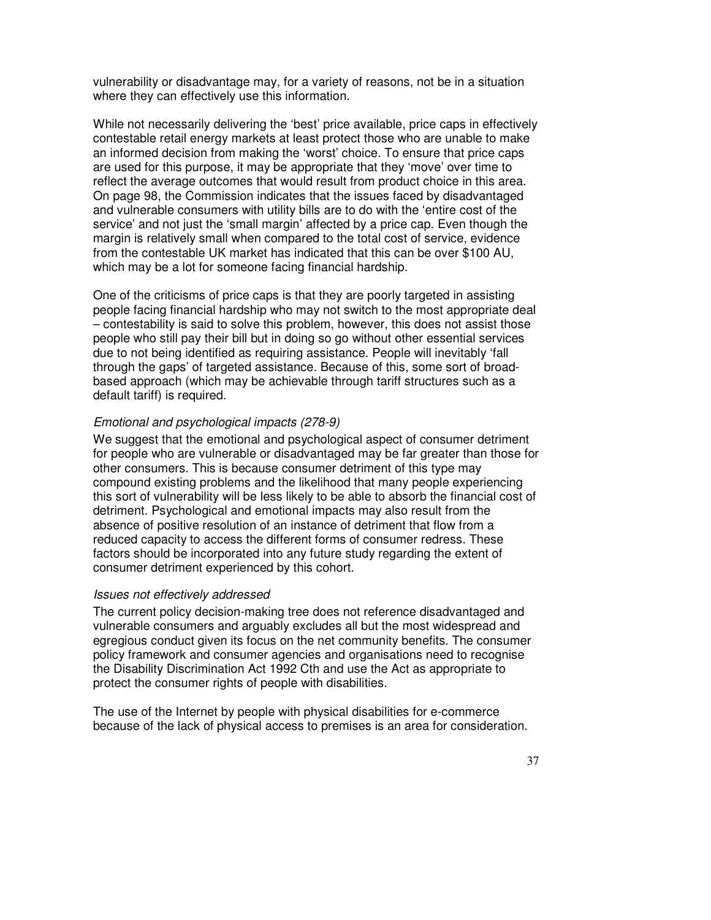vulnerability or disadvantage may, for a variety of reasons, not be in a situation where they can effectively use this information.

While not necessarily delivering the 'best' price available, price caps in effectively contestable retail energy markets at least protect those who are unable to make an informed decision from making the 'worst' choice. To ensure that price caps are used for this purpose, it may be appropriate that they 'move' over time to reflect the average outcomes that would result from product choice in this area. On page 98, the Commission indicates that the issues faced by disadvantaged and vulnerable consumers with utility bills are to do with the 'entire cost of the service' and not just the 'small margin' affected by a price cap. Even though the margin is relatively small when compared to the total cost of service, evidence from the contestable UK market has indicated that this can be over $100 AU, which may be a lot for someone facing financial hardship.

One of the criticisms of price caps is that they are poorly targeted in assisting people facing financial hardship who may not switch to the most appropriate deal – contestability is said to solve this problem, however, this does not assist those people who still pay their bill but in doing so go without other essential services due to not being identified as requiring assistance. People will inevitably 'fall through the gaps' of targeted assistance. Because of this, some sort of broad-based approach (which may be achievable through tariff structures such as a default tariff) is required.

*Emotional and psychological impacts (278-9)*

We suggest that the emotional and psychological aspect of consumer detriment for people who are vulnerable or disadvantaged may be far greater than those for other consumers. This is because consumer detriment of this type may compound existing problems and the likelihood that many people experiencing this sort of vulnerability will be less likely to be able to absorb the financial cost of detriment. Psychological and emotional impacts may also result from the absence of positive resolution of an instance of detriment that flow from a reduced capacity to access the different forms of consumer redress. These factors should be incorporated into any future study regarding the extent of consumer detriment experienced by this cohort.

*Issues not effectively addressed*

The current policy decision-making tree does not reference disadvantaged and vulnerable consumers and arguably excludes all but the most widespread and egregious conduct given its focus on the net community benefits. The consumer policy framework and consumer agencies and organisations need to recognise the Disability Discrimination Act 1992 Cth and use the Act as appropriate to protect the consumer rights of people with disabilities.

The use of the Internet by people with physical disabilities for e-commerce because of the lack of physical access to premises is an area for consideration.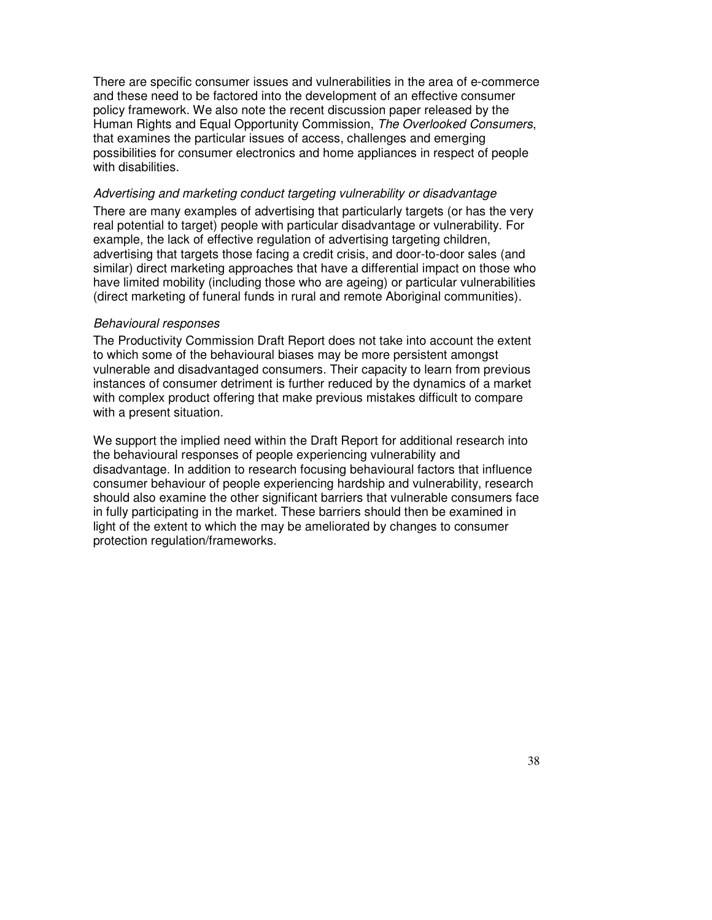There are specific consumer issues and vulnerabilities in the area of e-commerce and these need to be factored into the development of an effective consumer policy framework. We also note the recent discussion paper released by the Human Rights and Equal Opportunity Commission, *The Overlooked Consumers*, that examines the particular issues of access, challenges and emerging possibilities for consumer electronics and home appliances in respect of people with disabilities.

*Advertising and marketing conduct targeting vulnerability or disadvantage*

There are many examples of advertising that particularly targets (or has the very real potential to target) people with particular disadvantage or vulnerability. For example, the lack of effective regulation of advertising targeting children, advertising that targets those facing a credit crisis, and door-to-door sales (and similar) direct marketing approaches that have a differential impact on those who have limited mobility (including those who are ageing) or particular vulnerabilities (direct marketing of funeral funds in rural and remote Aboriginal communities).

*Behavioural responses*

The Productivity Commission Draft Report does not take into account the extent to which some of the behavioural biases may be more persistent amongst vulnerable and disadvantaged consumers. Their capacity to learn from previous instances of consumer detriment is further reduced by the dynamics of a market with complex product offering that make previous mistakes difficult to compare with a present situation.

We support the implied need within the Draft Report for additional research into the behavioural responses of people experiencing vulnerability and disadvantage. In addition to research focusing behavioural factors that influence consumer behaviour of people experiencing hardship and vulnerability, research should also examine the other significant barriers that vulnerable consumers face in fully participating in the market. These barriers should then be examined in light of the extent to which the may be ameliorated by changes to consumer protection regulation/frameworks.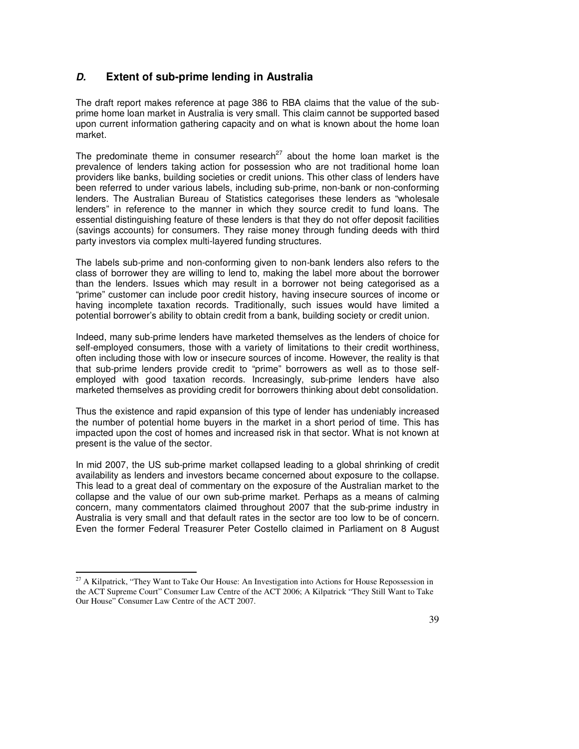## *D.* Extent of sub-prime lending in Australia

The draft report makes reference at page 386 to RBA claims that the value of the sub-prime home loan market in Australia is very small. This claim cannot be supported based upon current information gathering capacity and on what is known about the home loan market.

The predominate theme in consumer research[27] about the home loan market is the prevalence of lenders taking action for possession who are not traditional home loan providers like banks, building societies or credit unions. This other class of lenders have been referred to under various labels, including sub-prime, non-bank or non-conforming lenders. The Australian Bureau of Statistics categorises these lenders as "wholesale lenders" in reference to the manner in which they source credit to fund loans. The essential distinguishing feature of these lenders is that they do not offer deposit facilities (savings accounts) for consumers. They raise money through funding deeds with third party investors via complex multi-layered funding structures.

The labels sub-prime and non-conforming given to non-bank lenders also refers to the class of borrower they are willing to lend to, making the label more about the borrower than the lenders. Issues which may result in a borrower not being categorised as a "prime" customer can include poor credit history, having insecure sources of income or having incomplete taxation records. Traditionally, such issues would have limited a potential borrower's ability to obtain credit from a bank, building society or credit union.

Indeed, many sub-prime lenders have marketed themselves as the lenders of choice for self-employed consumers, those with a variety of limitations to their credit worthiness, often including those with low or insecure sources of income. However, the reality is that that sub-prime lenders provide credit to "prime" borrowers as well as to those self-employed with good taxation records. Increasingly, sub-prime lenders have also marketed themselves as providing credit for borrowers thinking about debt consolidation.

Thus the existence and rapid expansion of this type of lender has undeniably increased the number of potential home buyers in the market in a short period of time. This has impacted upon the cost of homes and increased risk in that sector. What is not known at present is the value of the sector.

In mid 2007, the US sub-prime market collapsed leading to a global shrinking of credit availability as lenders and investors became concerned about exposure to the collapse. This lead to a great deal of commentary on the exposure of the Australian market to the collapse and the value of our own sub-prime market. Perhaps as a means of calming concern, many commentators claimed throughout 2007 that the sub-prime industry in Australia is very small and that default rates in the sector are too low to be of concern. Even the former Federal Treasurer Peter Costello claimed in Parliament on 8 August

---

[27] A Kilpatrick, "They Want to Take Our House: An Investigation into Actions for House Repossession in the ACT Supreme Court" Consumer Law Centre of the ACT 2006; A Kilpatrick "They Still Want to Take Our House" Consumer Law Centre of the ACT 2007.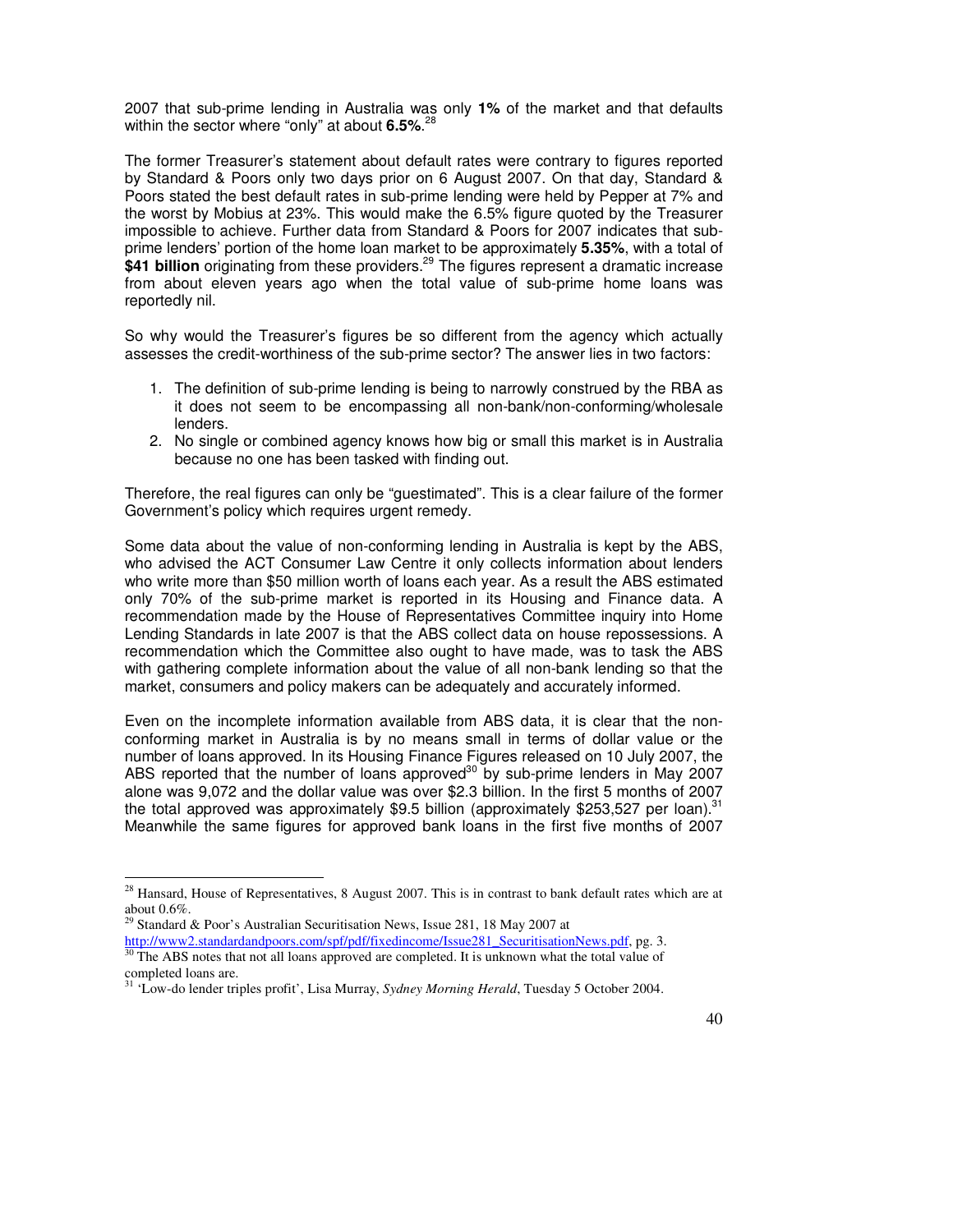2007 that sub-prime lending in Australia was only **1%** of the market and that defaults within the sector where "only" at about **6.5%**.[28]

The former Treasurer's statement about default rates were contrary to figures reported by Standard & Poors only two days prior on 6 August 2007. On that day, Standard & Poors stated the best default rates in sub-prime lending were held by Pepper at 7% and the worst by Mobius at 23%. This would make the 6.5% figure quoted by the Treasurer impossible to achieve. Further data from Standard & Poors for 2007 indicates that sub-prime lenders' portion of the home loan market to be approximately **5.35%**, with a total of **$41 billion** originating from these providers.[29] The figures represent a dramatic increase from about eleven years ago when the total value of sub-prime home loans was reportedly nil.

So why would the Treasurer's figures be so different from the agency which actually assesses the credit-worthiness of the sub-prime sector? The answer lies in two factors:

1. The definition of sub-prime lending is being to narrowly construed by the RBA as it does not seem to be encompassing all non-bank/non-conforming/wholesale lenders.
2. No single or combined agency knows how big or small this market is in Australia because no one has been tasked with finding out.

Therefore, the real figures can only be "guestimated". This is a clear failure of the former Government's policy which requires urgent remedy.

Some data about the value of non-conforming lending in Australia is kept by the ABS, who advised the ACT Consumer Law Centre it only collects information about lenders who write more than $50 million worth of loans each year. As a result the ABS estimated only 70% of the sub-prime market is reported in its Housing and Finance data. A recommendation made by the House of Representatives Committee inquiry into Home Lending Standards in late 2007 is that the ABS collect data on house repossessions. A recommendation which the Committee also ought to have made, was to task the ABS with gathering complete information about the value of all non-bank lending so that the market, consumers and policy makers can be adequately and accurately informed.

Even on the incomplete information available from ABS data, it is clear that the non-conforming market in Australia is by no means small in terms of dollar value or the number of loans approved. In its Housing Finance Figures released on 10 July 2007, the ABS reported that the number of loans approved[30] by sub-prime lenders in May 2007 alone was 9,072 and the dollar value was over $2.3 billion. In the first 5 months of 2007 the total approved was approximately $9.5 billion (approximately $253,527 per loan).[31] Meanwhile the same figures for approved bank loans in the first five months of 2007

---

[28] Hansard, House of Representatives, 8 August 2007. This is in contrast to bank default rates which are at about 0.6%.

[29] Standard & Poor's Australian Securitisation News, Issue 281, 18 May 2007 at http://www2.standardandpoors.com/spf/pdf/fixedincome/Issue281_SecuritisationNews.pdf, pg. 3.

[30] The ABS notes that not all loans approved are completed. It is unknown what the total value of completed loans are.

[31] 'Low-do lender triples profit', Lisa Murray, *Sydney Morning Herald*, Tuesday 5 October 2004.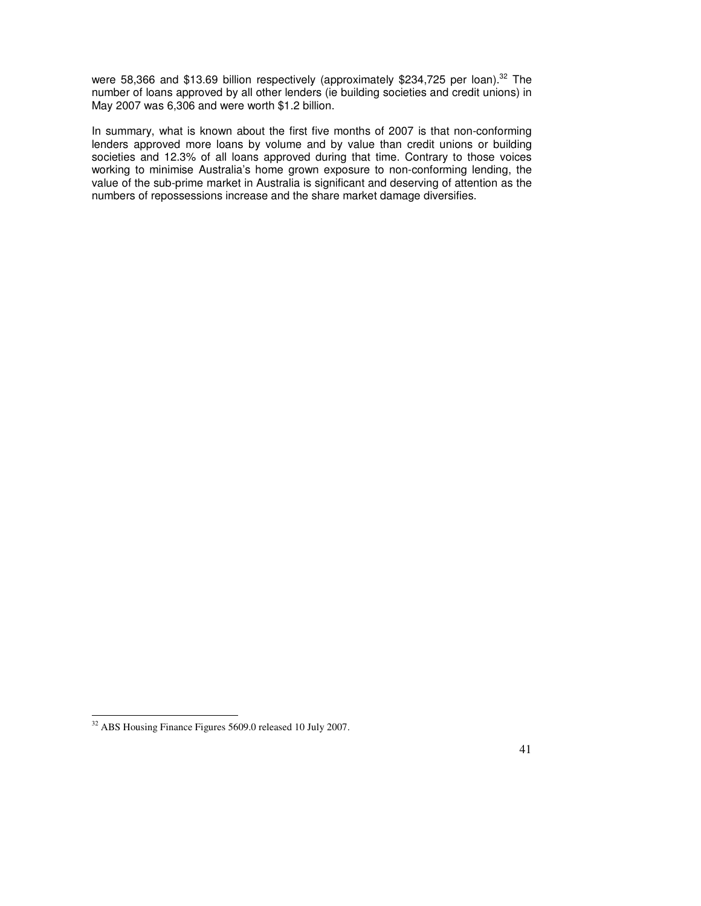were 58,366 and $13.69 billion respectively (approximately $234,725 per loan).[32] The number of loans approved by all other lenders (ie building societies and credit unions) in May 2007 was 6,306 and were worth $1.2 billion.

In summary, what is known about the first five months of 2007 is that non-conforming lenders approved more loans by volume and by value than credit unions or building societies and 12.3% of all loans approved during that time. Contrary to those voices working to minimise Australia's home grown exposure to non-conforming lending, the value of the sub-prime market in Australia is significant and deserving of attention as the numbers of repossessions increase and the share market damage diversifies.

[32] ABS Housing Finance Figures 5609.0 released 10 July 2007.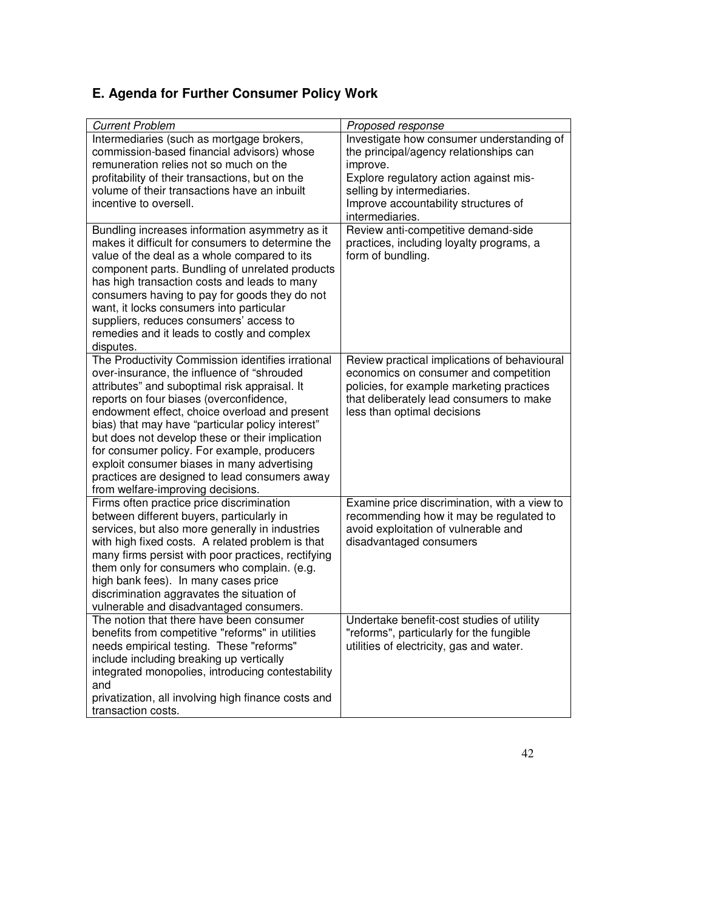## E. Agenda for Further Consumer Policy Work

| *Current Problem* | *Proposed response* |
|---|---|
| Intermediaries (such as mortgage brokers, commission-based financial advisors) whose remuneration relies not so much on the profitability of their transactions, but on the volume of their transactions have an inbuilt incentive to oversell. | Investigate how consumer understanding of the principal/agency relationships can improve.<br>Explore regulatory action against mis-selling by intermediaries.<br>Improve accountability structures of intermediaries. |
| Bundling increases information asymmetry as it makes it difficult for consumers to determine the value of the deal as a whole compared to its component parts. Bundling of unrelated products has high transaction costs and leads to many consumers having to pay for goods they do not want, it locks consumers into particular suppliers, reduces consumers' access to remedies and it leads to costly and complex disputes. | Review anti-competitive demand-side practices, including loyalty programs, a form of bundling. |
| The Productivity Commission identifies irrational over-insurance, the influence of "shrouded attributes" and suboptimal risk appraisal. It reports on four biases (overconfidence, endowment effect, choice overload and present bias) that may have "particular policy interest" but does not develop these or their implication for consumer policy. For example, producers exploit consumer biases in many advertising practices are designed to lead consumers away from welfare-improving decisions. | Review practical implications of behavioural economics on consumer and competition policies, for example marketing practices that deliberately lead consumers to make less than optimal decisions |
| Firms often practice price discrimination between different buyers, particularly in services, but also more generally in industries with high fixed costs. A related problem is that many firms persist with poor practices, rectifying them only for consumers who complain. (e.g. high bank fees). In many cases price discrimination aggravates the situation of vulnerable and disadvantaged consumers. | Examine price discrimination, with a view to recommending how it may be regulated to avoid exploitation of vulnerable and disadvantaged consumers |
| The notion that there have been consumer benefits from competitive "reforms" in utilities needs empirical testing. These "reforms" include including breaking up vertically integrated monopolies, introducing contestability and<br>privatization, all involving high finance costs and transaction costs. | Undertake benefit-cost studies of utility "reforms", particularly for the fungible utilities of electricity, gas and water. |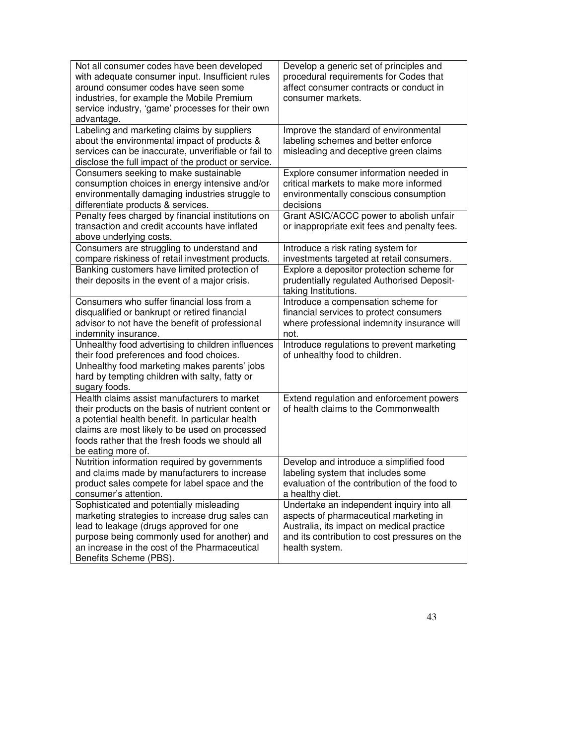| | |
|---|---|
| Not all consumer codes have been developed with adequate consumer input. Insufficient rules around consumer codes have seen some industries, for example the Mobile Premium service industry, 'game' processes for their own advantage. | Develop a generic set of principles and procedural requirements for Codes that affect consumer contracts or conduct in consumer markets. |
| Labeling and marketing claims by suppliers about the environmental impact of products & services can be inaccurate, unverifiable or fail to disclose the full impact of the product or service. | Improve the standard of environmental labeling schemes and better enforce misleading and deceptive green claims |
| Consumers seeking to make sustainable consumption choices in energy intensive and/or environmentally damaging industries struggle to differentiate products & services. | Explore consumer information needed in critical markets to make more informed environmentally conscious consumption decisions |
| Penalty fees charged by financial institutions on transaction and credit accounts have inflated above underlying costs. | Grant ASIC/ACCC power to abolish unfair or inappropriate exit fees and penalty fees. |
| Consumers are struggling to understand and compare riskiness of retail investment products. | Introduce a risk rating system for investments targeted at retail consumers. |
| Banking customers have limited protection of their deposits in the event of a major crisis. | Explore a depositor protection scheme for prudentially regulated Authorised Deposit-taking Institutions. |
| Consumers who suffer financial loss from a disqualified or bankrupt or retired financial advisor to not have the benefit of professional indemnity insurance. | Introduce a compensation scheme for financial services to protect consumers where professional indemnity insurance will not. |
| Unhealthy food advertising to children influences their food preferences and food choices. Unhealthy food marketing makes parents' jobs hard by tempting children with salty, fatty or sugary foods. | Introduce regulations to prevent marketing of unhealthy food to children. |
| Health claims assist manufacturers to market their products on the basis of nutrient content or a potential health benefit. In particular health claims are most likely to be used on processed foods rather that the fresh foods we should all be eating more of. | Extend regulation and enforcement powers of health claims to the Commonwealth |
| Nutrition information required by governments and claims made by manufacturers to increase product sales compete for label space and the consumer's attention. | Develop and introduce a simplified food labeling system that includes some evaluation of the contribution of the food to a healthy diet. |
| Sophisticated and potentially misleading marketing strategies to increase drug sales can lead to leakage (drugs approved for one purpose being commonly used for another) and an increase in the cost of the Pharmaceutical Benefits Scheme (PBS). | Undertake an independent inquiry into all aspects of pharmaceutical marketing in Australia, its impact on medical practice and its contribution to cost pressures on the health system. |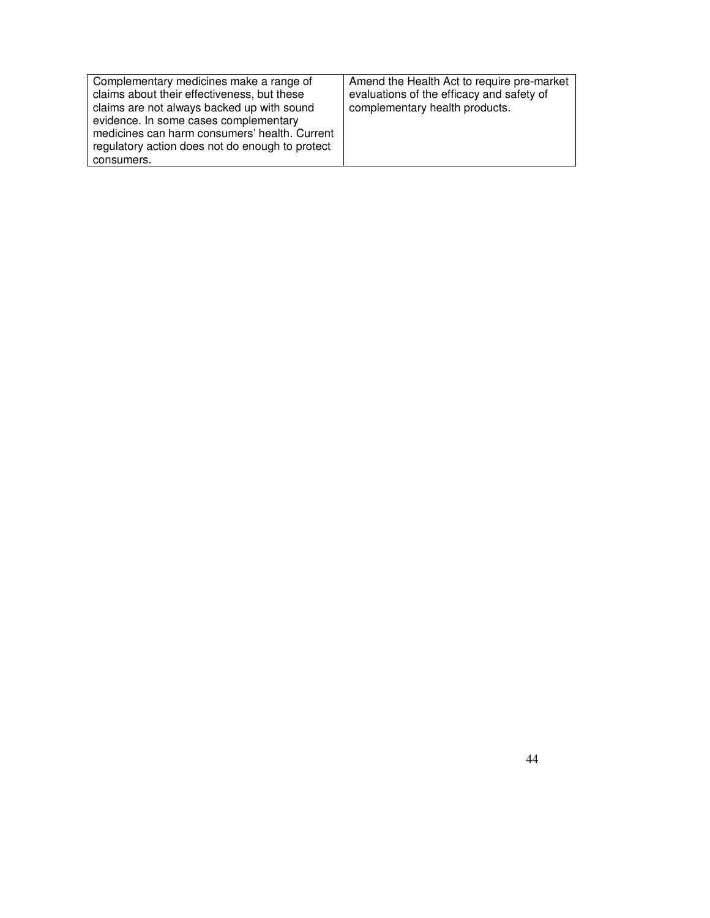| | |
|---|---|
| Complementary medicines make a range of claims about their effectiveness, but these claims are not always backed up with sound evidence. In some cases complementary medicines can harm consumers' health. Current regulatory action does not do enough to protect consumers. | Amend the Health Act to require pre-market evaluations of the efficacy and safety of complementary health products. |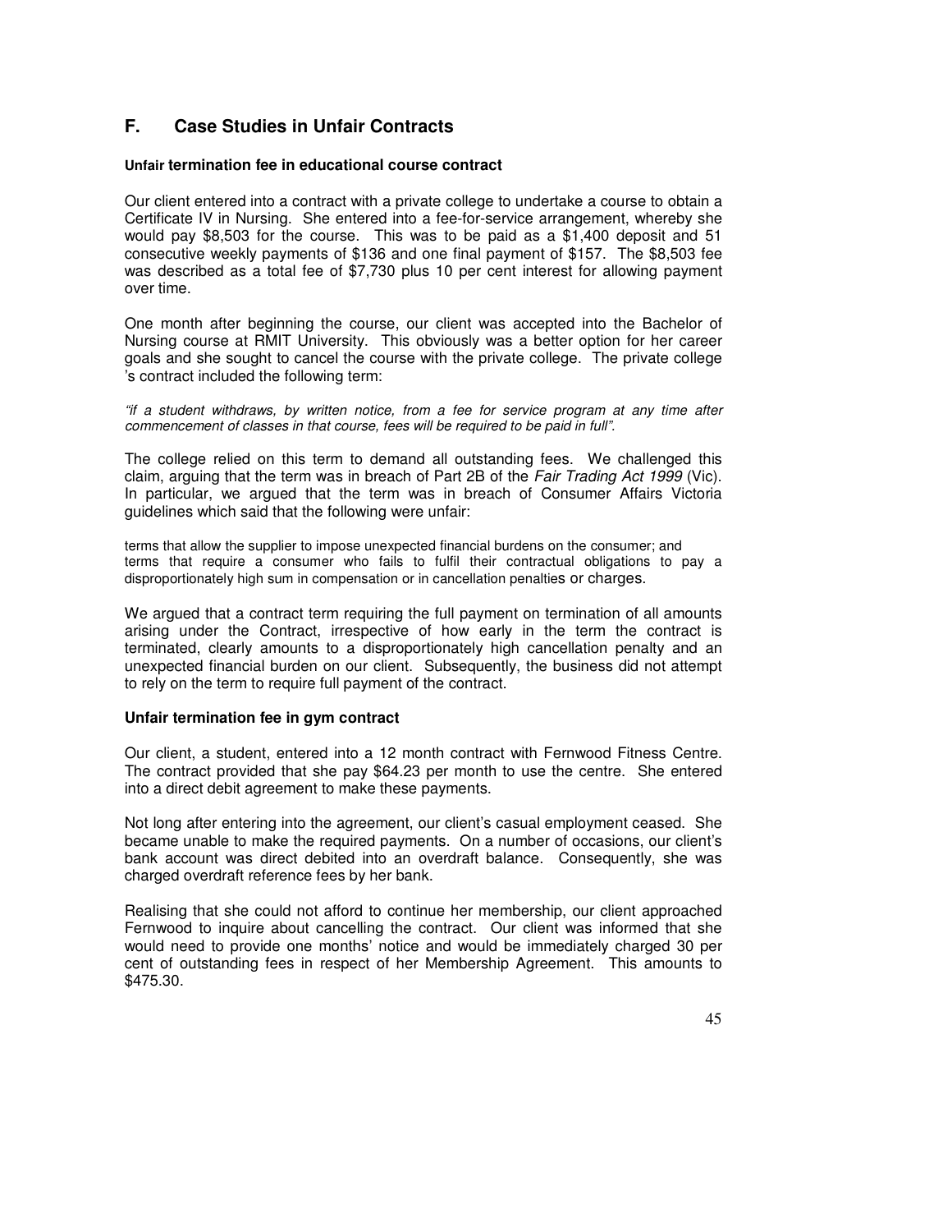## F. Case Studies in Unfair Contracts

**Unfair termination fee in educational course contract**

Our client entered into a contract with a private college to undertake a course to obtain a Certificate IV in Nursing. She entered into a fee-for-service arrangement, whereby she would pay $8,503 for the course. This was to be paid as a $1,400 deposit and 51 consecutive weekly payments of $136 and one final payment of $157. The $8,503 fee was described as a total fee of $7,730 plus 10 per cent interest for allowing payment over time.

One month after beginning the course, our client was accepted into the Bachelor of Nursing course at RMIT University. This obviously was a better option for her career goals and she sought to cancel the course with the private college. The private college 's contract included the following term:

*"if a student withdraws, by written notice, from a fee for service program at any time after commencement of classes in that course, fees will be required to be paid in full".*

The college relied on this term to demand all outstanding fees. We challenged this claim, arguing that the term was in breach of Part 2B of the *Fair Trading Act 1999* (Vic). In particular, we argued that the term was in breach of Consumer Affairs Victoria guidelines which said that the following were unfair:

terms that allow the supplier to impose unexpected financial burdens on the consumer; and
terms that require a consumer who fails to fulfil their contractual obligations to pay a disproportionately high sum in compensation or in cancellation penalties or charges.

We argued that a contract term requiring the full payment on termination of all amounts arising under the Contract, irrespective of how early in the term the contract is terminated, clearly amounts to a disproportionately high cancellation penalty and an unexpected financial burden on our client. Subsequently, the business did not attempt to rely on the term to require full payment of the contract.

**Unfair termination fee in gym contract**

Our client, a student, entered into a 12 month contract with Fernwood Fitness Centre. The contract provided that she pay $64.23 per month to use the centre. She entered into a direct debit agreement to make these payments.

Not long after entering into the agreement, our client's casual employment ceased. She became unable to make the required payments. On a number of occasions, our client's bank account was direct debited into an overdraft balance. Consequently, she was charged overdraft reference fees by her bank.

Realising that she could not afford to continue her membership, our client approached Fernwood to inquire about cancelling the contract. Our client was informed that she would need to provide one months' notice and would be immediately charged 30 per cent of outstanding fees in respect of her Membership Agreement. This amounts to $475.30.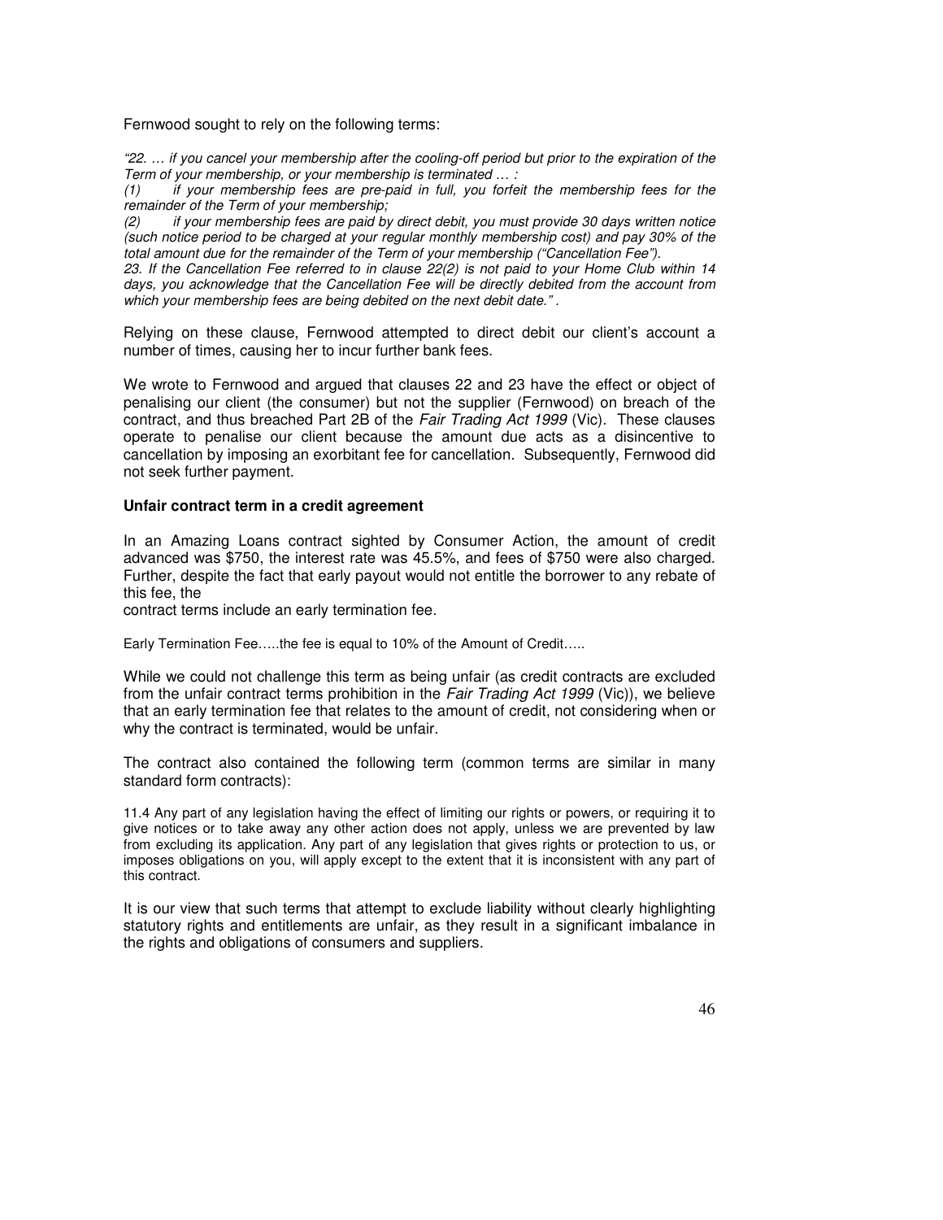Fernwood sought to rely on the following terms:

*"22. … if you cancel your membership after the cooling-off period but prior to the expiration of the Term of your membership, or your membership is terminated … :*

*(1) if your membership fees are pre-paid in full, you forfeit the membership fees for the remainder of the Term of your membership;*

*(2) if your membership fees are paid by direct debit, you must provide 30 days written notice (such notice period to be charged at your regular monthly membership cost) and pay 30% of the total amount due for the remainder of the Term of your membership ("Cancellation Fee").*

*23. If the Cancellation Fee referred to in clause 22(2) is not paid to your Home Club within 14 days, you acknowledge that the Cancellation Fee will be directly debited from the account from which your membership fees are being debited on the next debit date."* .

Relying on these clause, Fernwood attempted to direct debit our client's account a number of times, causing her to incur further bank fees.

We wrote to Fernwood and argued that clauses 22 and 23 have the effect or object of penalising our client (the consumer) but not the supplier (Fernwood) on breach of the contract, and thus breached Part 2B of the *Fair Trading Act 1999* (Vic). These clauses operate to penalise our client because the amount due acts as a disincentive to cancellation by imposing an exorbitant fee for cancellation. Subsequently, Fernwood did not seek further payment.

**Unfair contract term in a credit agreement**

In an Amazing Loans contract sighted by Consumer Action, the amount of credit advanced was $750, the interest rate was 45.5%, and fees of $750 were also charged. Further, despite the fact that early payout would not entitle the borrower to any rebate of this fee, the contract terms include an early termination fee.

Early Termination Fee…..the fee is equal to 10% of the Amount of Credit…..

While we could not challenge this term as being unfair (as credit contracts are excluded from the unfair contract terms prohibition in the *Fair Trading Act 1999* (Vic)), we believe that an early termination fee that relates to the amount of credit, not considering when or why the contract is terminated, would be unfair.

The contract also contained the following term (common terms are similar in many standard form contracts):

11.4 Any part of any legislation having the effect of limiting our rights or powers, or requiring it to give notices or to take away any other action does not apply, unless we are prevented by law from excluding its application. Any part of any legislation that gives rights or protection to us, or imposes obligations on you, will apply except to the extent that it is inconsistent with any part of this contract.

It is our view that such terms that attempt to exclude liability without clearly highlighting statutory rights and entitlements are unfair, as they result in a significant imbalance in the rights and obligations of consumers and suppliers.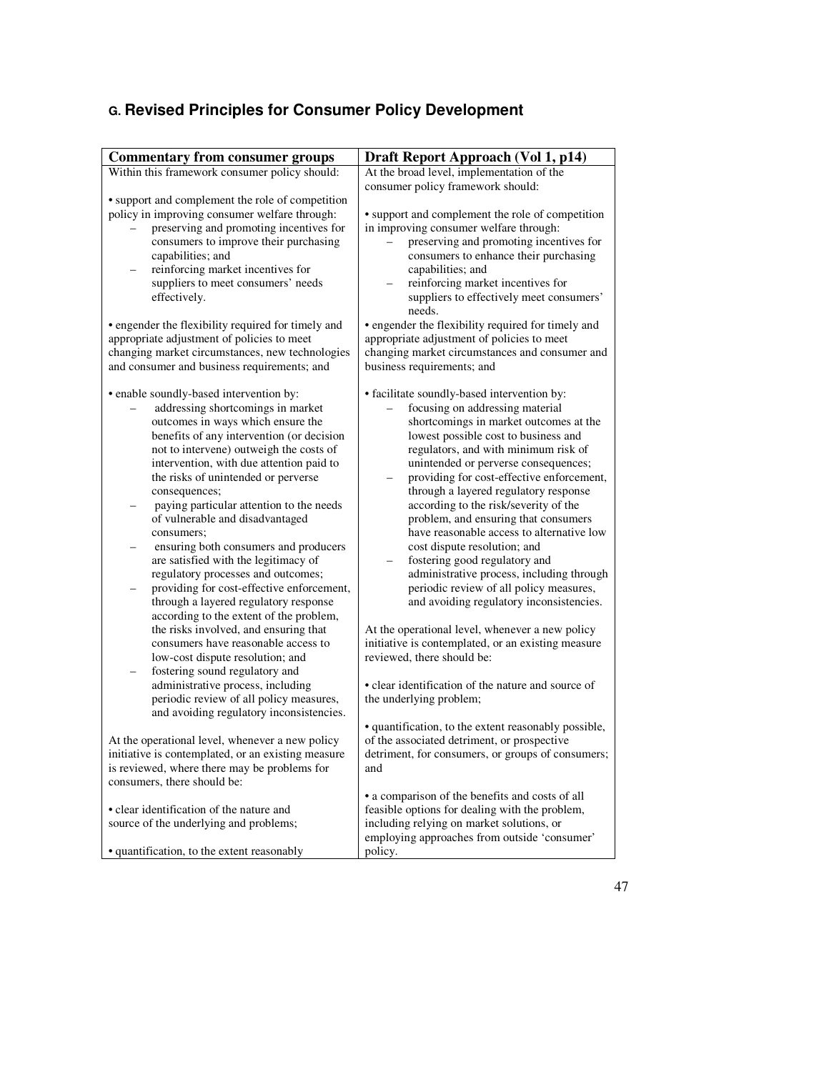## G. Revised Principles for Consumer Policy Development

| Commentary from consumer groups | Draft Report Approach (Vol 1, p14) |
| --- | --- |
| Within this framework consumer policy should:<br><br>• support and complement the role of competition policy in improving consumer welfare through:<br>– preserving and promoting incentives for consumers to improve their purchasing capabilities; and<br>– reinforcing market incentives for suppliers to meet consumers' needs effectively.<br><br>• engender the flexibility required for timely and appropriate adjustment of policies to meet changing market circumstances, new technologies and consumer and business requirements; and<br><br>• enable soundly-based intervention by:<br>– addressing shortcomings in market outcomes in ways which ensure the benefits of any intervention (or decision not to intervene) outweigh the costs of intervention, with due attention paid to the risks of unintended or perverse consequences;<br>– paying particular attention to the needs of vulnerable and disadvantaged consumers;<br>– ensuring both consumers and producers are satisfied with the legitimacy of regulatory processes and outcomes;<br>– providing for cost-effective enforcement, through a layered regulatory response according to the extent of the problem, the risks involved, and ensuring that consumers have reasonable access to low-cost dispute resolution; and<br>– fostering sound regulatory and administrative process, including periodic review of all policy measures, and avoiding regulatory inconsistencies.<br><br>At the operational level, whenever a new policy initiative is contemplated, or an existing measure is reviewed, where there may be problems for consumers, there should be:<br><br>• clear identification of the nature and source of the underlying and problems;<br><br>• quantification, to the extent reasonably | At the broad level, implementation of the consumer policy framework should:<br><br>• support and complement the role of competition in improving consumer welfare through:<br>– preserving and promoting incentives for consumers to enhance their purchasing capabilities; and<br>– reinforcing market incentives for suppliers to effectively meet consumers' needs.<br><br>• engender the flexibility required for timely and appropriate adjustment of policies to meet changing market circumstances and consumer and business requirements; and<br><br>• facilitate soundly-based intervention by:<br>– focusing on addressing material shortcomings in market outcomes at the lowest possible cost to business and regulators, and with minimum risk of unintended or perverse consequences;<br>– providing for cost-effective enforcement, through a layered regulatory response according to the risk/severity of the problem, and ensuring that consumers have reasonable access to alternative low cost dispute resolution; and<br>– fostering good regulatory and administrative process, including through periodic review of all policy measures, and avoiding regulatory inconsistencies.<br><br>At the operational level, whenever a new policy initiative is contemplated, or an existing measure reviewed, there should be:<br><br>• clear identification of the nature and source of the underlying problem;<br><br>• quantification, to the extent reasonably possible, of the associated detriment, or prospective detriment, for consumers, or groups of consumers; and<br><br>• a comparison of the benefits and costs of all feasible options for dealing with the problem, including relying on market solutions, or employing approaches from outside 'consumer' policy. |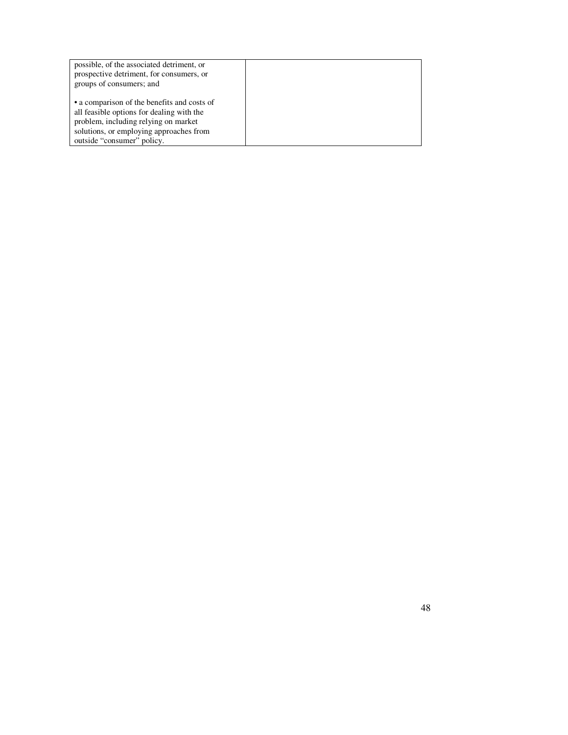| | |
|---|---|
| possible, of the associated detriment, or prospective detriment, for consumers, or groups of consumers; and<br><br>• a comparison of the benefits and costs of all feasible options for dealing with the problem, including relying on market solutions, or employing approaches from outside "consumer" policy. | |